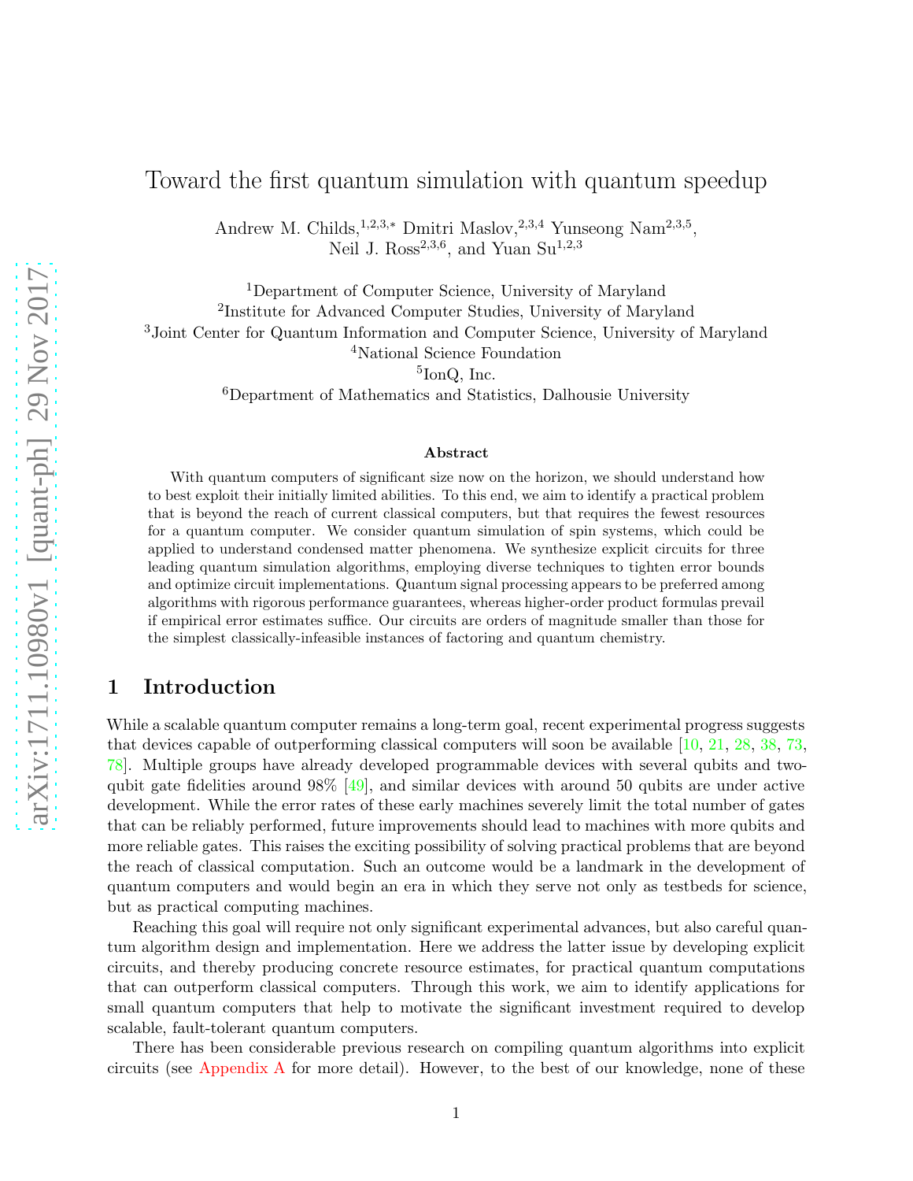# Toward the first quantum simulation with quantum speedup

Andrew M. Childs,[1,2,3,*] Dmitri Maslov,[2,3,4] Yunseong Nam[2,3,5],
Neil J. Ross[2,3,6], and Yuan Su[1,2,3]

[1]Department of Computer Science, University of Maryland
[2]Institute for Advanced Computer Studies, University of Maryland
[3]Joint Center for Quantum Information and Computer Science, University of Maryland
[4]National Science Foundation
[5]IonQ, Inc.
[6]Department of Mathematics and Statistics, Dalhousie University

### Abstract

With quantum computers of significant size now on the horizon, we should understand how to best exploit their initially limited abilities. To this end, we aim to identify a practical problem that is beyond the reach of current classical computers, but that requires the fewest resources for a quantum computer. We consider quantum simulation of spin systems, which could be applied to understand condensed matter phenomena. We synthesize explicit circuits for three leading quantum simulation algorithms, employing diverse techniques to tighten error bounds and optimize circuit implementations. Quantum signal processing appears to be preferred among algorithms with rigorous performance guarantees, whereas higher-order product formulas prevail if empirical error estimates suffice. Our circuits are orders of magnitude smaller than those for the simplest classically-infeasible instances of factoring and quantum chemistry.

## 1 Introduction

While a scalable quantum computer remains a long-term goal, recent experimental progress suggests that devices capable of outperforming classical computers will soon be available [10, 21, 28, 38, 73, 78]. Multiple groups have already developed programmable devices with several qubits and two-qubit gate fidelities around 98% [49], and similar devices with around 50 qubits are under active development. While the error rates of these early machines severely limit the total number of gates that can be reliably performed, future improvements should lead to machines with more qubits and more reliable gates. This raises the exciting possibility of solving practical problems that are beyond the reach of classical computation. Such an outcome would be a landmark in the development of quantum computers and would begin an era in which they serve not only as testbeds for science, but as practical computing machines.

Reaching this goal will require not only significant experimental advances, but also careful quantum algorithm design and implementation. Here we address the latter issue by developing explicit circuits, and thereby producing concrete resource estimates, for practical quantum computations that can outperform classical computers. Through this work, we aim to identify applications for small quantum computers that help to motivate the significant investment required to develop scalable, fault-tolerant quantum computers.

There has been considerable previous research on compiling quantum algorithms into explicit circuits (see Appendix A for more detail). However, to the best of our knowledge, none of these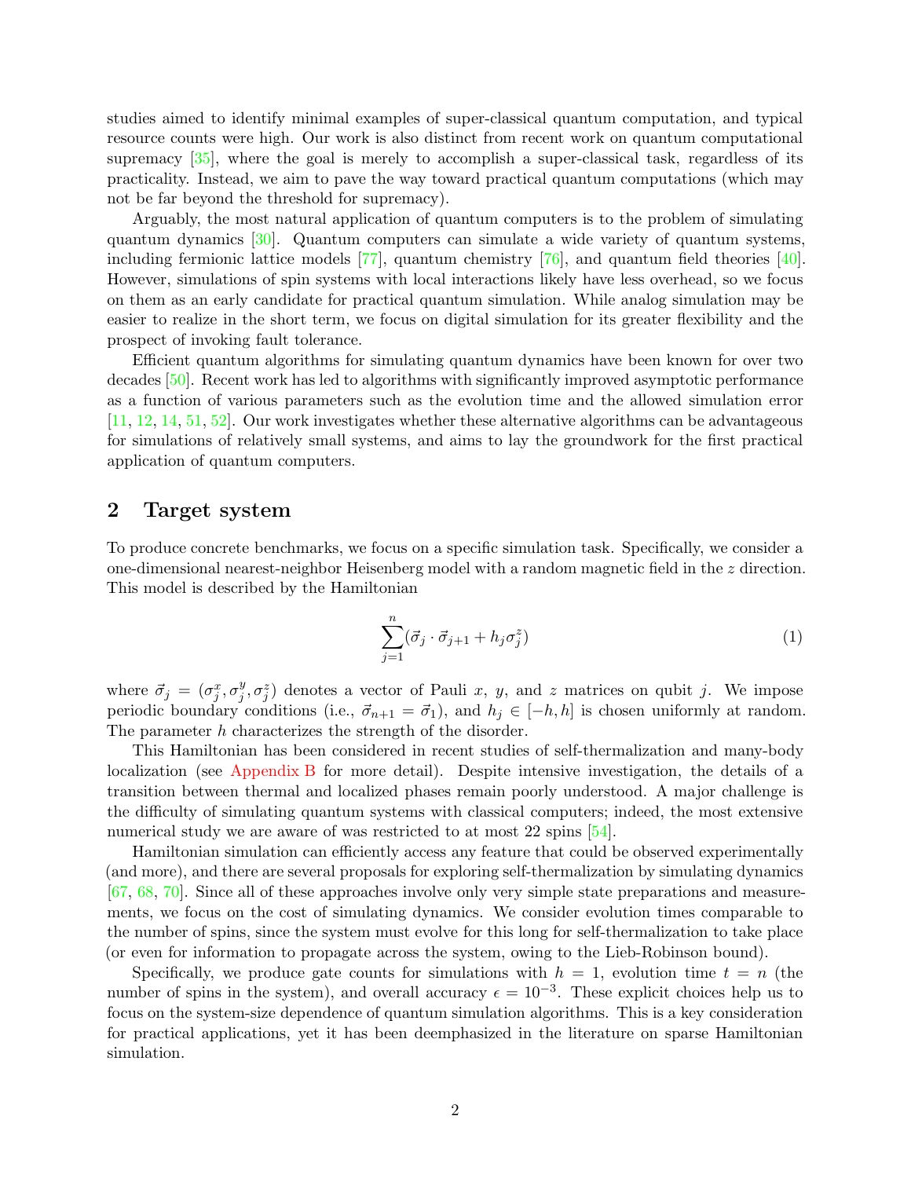studies aimed to identify minimal examples of super-classical quantum computation, and typical resource counts were high. Our work is also distinct from recent work on quantum computational supremacy [35], where the goal is merely to accomplish a super-classical task, regardless of its practicality. Instead, we aim to pave the way toward practical quantum computations (which may not be far beyond the threshold for supremacy).

Arguably, the most natural application of quantum computers is to the problem of simulating quantum dynamics [30]. Quantum computers can simulate a wide variety of quantum systems, including fermionic lattice models [77], quantum chemistry [76], and quantum field theories [40]. However, simulations of spin systems with local interactions likely have less overhead, so we focus on them as an early candidate for practical quantum simulation. While analog simulation may be easier to realize in the short term, we focus on digital simulation for its greater flexibility and the prospect of invoking fault tolerance.

Efficient quantum algorithms for simulating quantum dynamics have been known for over two decades [50]. Recent work has led to algorithms with significantly improved asymptotic performance as a function of various parameters such as the evolution time and the allowed simulation error [11, 12, 14, 51, 52]. Our work investigates whether these alternative algorithms can be advantageous for simulations of relatively small systems, and aims to lay the groundwork for the first practical application of quantum computers.

## 2 Target system

To produce concrete benchmarks, we focus on a specific simulation task. Specifically, we consider a one-dimensional nearest-neighbor Heisenberg model with a random magnetic field in the $z$ direction. This model is described by the Hamiltonian

$$\sum_{j=1}^{n}(\vec{\sigma}_j \cdot \vec{\sigma}_{j+1} + h_j \sigma_j^z) \tag{1}$$

where $\vec{\sigma}_j = (\sigma_j^x, \sigma_j^y, \sigma_j^z)$ denotes a vector of Pauli $x$, $y$, and $z$ matrices on qubit $j$. We impose periodic boundary conditions (i.e., $\vec{\sigma}_{n+1} = \vec{\sigma}_1$), and $h_j \in [-h, h]$ is chosen uniformly at random. The parameter $h$ characterizes the strength of the disorder.

This Hamiltonian has been considered in recent studies of self-thermalization and many-body localization (see Appendix B for more detail). Despite intensive investigation, the details of a transition between thermal and localized phases remain poorly understood. A major challenge is the difficulty of simulating quantum systems with classical computers; indeed, the most extensive numerical study we are aware of was restricted to at most 22 spins [54].

Hamiltonian simulation can efficiently access any feature that could be observed experimentally (and more), and there are several proposals for exploring self-thermalization by simulating dynamics [67, 68, 70]. Since all of these approaches involve only very simple state preparations and measurements, we focus on the cost of simulating dynamics. We consider evolution times comparable to the number of spins, since the system must evolve for this long for self-thermalization to take place (or even for information to propagate across the system, owing to the Lieb-Robinson bound).

Specifically, we produce gate counts for simulations with $h = 1$, evolution time $t = n$ (the number of spins in the system), and overall accuracy $\epsilon = 10^{-3}$. These explicit choices help us to focus on the system-size dependence of quantum simulation algorithms. This is a key consideration for practical applications, yet it has been deemphasized in the literature on sparse Hamiltonian simulation.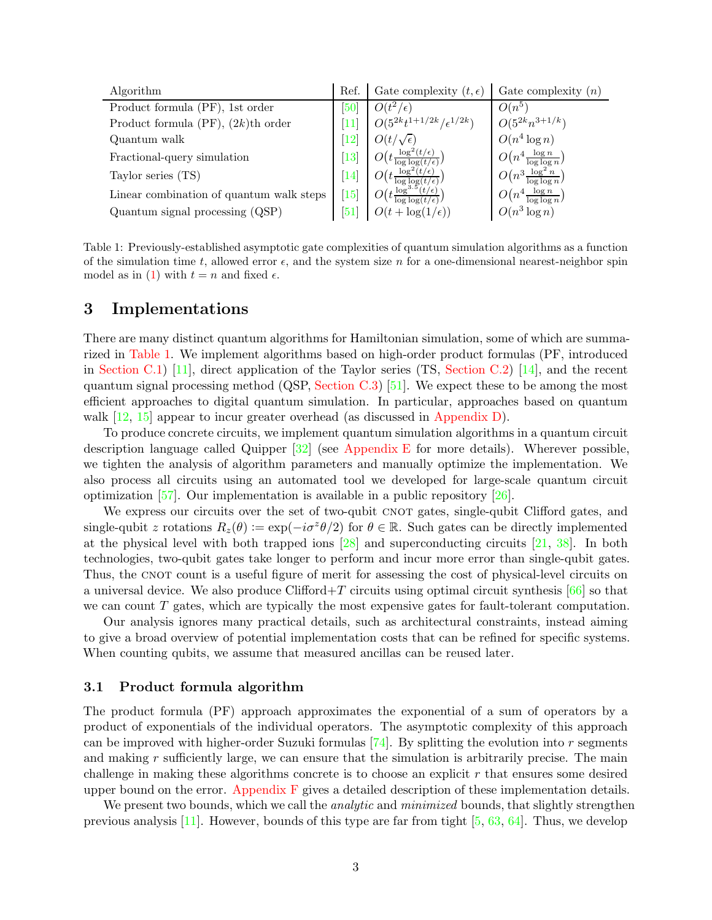| Algorithm | Ref. | Gate complexity $(t, \epsilon)$ | Gate complexity $(n)$ |
|---|---|---|---|
| Product formula (PF), 1st order | [50] | $O(t^2/\epsilon)$ | $O(n^5)$ |
| Product formula (PF), $(2k)$th order | [11] | $O(5^{2k}t^{1+1/2k}/\epsilon^{1/2k})$ | $O(5^{2k}n^{3+1/k})$ |
| Quantum walk | [12] | $O(t/\sqrt{\epsilon})$ | $O(n^4 \log n)$ |
| Fractional-query simulation | [13] | $O\big(t\frac{\log^2(t/\epsilon)}{\log\log(t/\epsilon)}\big)$ | $O\big(n^4\frac{\log n}{\log\log n}\big)$ |
| Taylor series (TS) | [14] | $O\big(t\frac{\log^2(t/\epsilon)}{\log\log(t/\epsilon)}\big)$ | $O\big(n^3\frac{\log^2 n}{\log\log n}\big)$ |
| Linear combination of quantum walk steps | [15] | $O\big(t\frac{\log^{3.5}(t/\epsilon)}{\log\log(t/\epsilon)}\big)$ | $O\big(n^4\frac{\log n}{\log\log n}\big)$ |
| Quantum signal processing (QSP) | [51] | $O(t + \log(1/\epsilon))$ | $O(n^3 \log n)$ |

Table 1: Previously-established asymptotic gate complexities of quantum simulation algorithms as a function of the simulation time $t$, allowed error $\epsilon$, and the system size $n$ for a one-dimensional nearest-neighbor spin model as in (1) with $t = n$ and fixed $\epsilon$.

# 3 Implementations

There are many distinct quantum algorithms for Hamiltonian simulation, some of which are summarized in Table 1. We implement algorithms based on high-order product formulas (PF, introduced in Section C.1) [11], direct application of the Taylor series (TS, Section C.2) [14], and the recent quantum signal processing method (QSP, Section C.3) [51]. We expect these to be among the most efficient approaches to digital quantum simulation. In particular, approaches based on quantum walk [12, 15] appear to incur greater overhead (as discussed in Appendix D).

To produce concrete circuits, we implement quantum simulation algorithms in a quantum circuit description language called Quipper [32] (see Appendix E for more details). Wherever possible, we tighten the analysis of algorithm parameters and manually optimize the implementation. We also process all circuits using an automated tool we developed for large-scale quantum circuit optimization [57]. Our implementation is available in a public repository [26].

We express our circuits over the set of two-qubit CNOT gates, single-qubit Clifford gates, and single-qubit $z$ rotations $R_z(\theta) := \exp(-i\sigma^z\theta/2)$ for $\theta \in \mathbb{R}$. Such gates can be directly implemented at the physical level with both trapped ions [28] and superconducting circuits [21, 38]. In both technologies, two-qubit gates take longer to perform and incur more error than single-qubit gates. Thus, the CNOT count is a useful figure of merit for assessing the cost of physical-level circuits on a universal device. We also produce Clifford+$T$ circuits using optimal circuit synthesis [66] so that we can count $T$ gates, which are typically the most expensive gates for fault-tolerant computation.

Our analysis ignores many practical details, such as architectural constraints, instead aiming to give a broad overview of potential implementation costs that can be refined for specific systems. When counting qubits, we assume that measured ancillas can be reused later.

## 3.1 Product formula algorithm

The product formula (PF) approach approximates the exponential of a sum of operators by a product of exponentials of the individual operators. The asymptotic complexity of this approach can be improved with higher-order Suzuki formulas [74]. By splitting the evolution into $r$ segments and making $r$ sufficiently large, we can ensure that the simulation is arbitrarily precise. The main challenge in making these algorithms concrete is to choose an explicit $r$ that ensures some desired upper bound on the error. Appendix F gives a detailed description of these implementation details.

We present two bounds, which we call the *analytic* and *minimized* bounds, that slightly strengthen previous analysis [11]. However, bounds of this type are far from tight [5, 63, 64]. Thus, we develop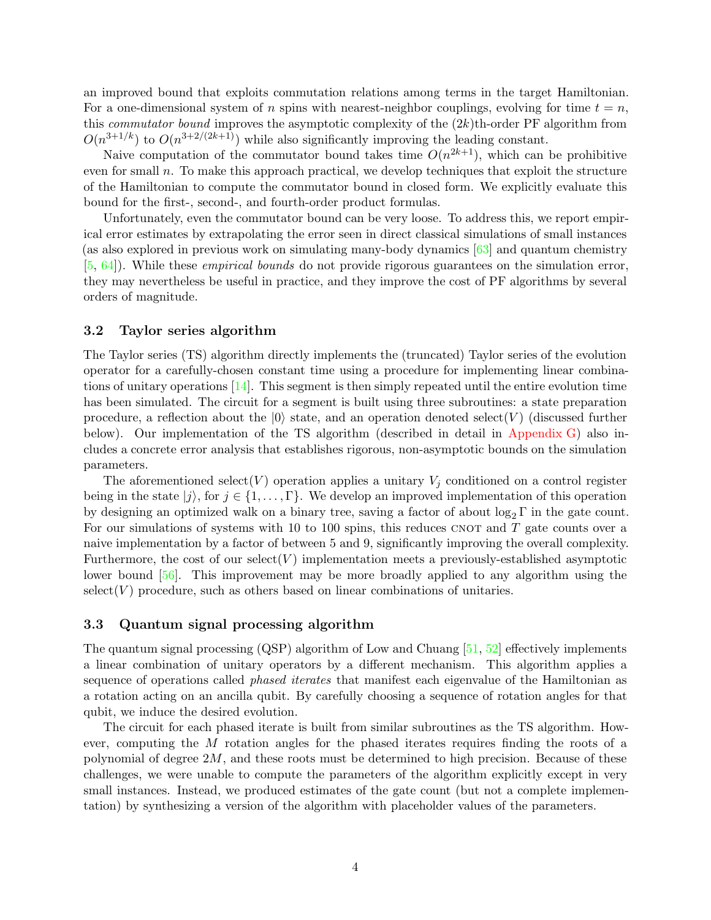an improved bound that exploits commutation relations among terms in the target Hamiltonian. For a one-dimensional system of $n$ spins with nearest-neighbor couplings, evolving for time $t = n$, this *commutator bound* improves the asymptotic complexity of the $(2k)$th-order PF algorithm from $O(n^{3+1/k})$ to $O(n^{3+2/(2k+1)})$ while also significantly improving the leading constant.

Naive computation of the commutator bound takes time $O(n^{2k+1})$, which can be prohibitive even for small $n$. To make this approach practical, we develop techniques that exploit the structure of the Hamiltonian to compute the commutator bound in closed form. We explicitly evaluate this bound for the first-, second-, and fourth-order product formulas.

Unfortunately, even the commutator bound can be very loose. To address this, we report empirical error estimates by extrapolating the error seen in direct classical simulations of small instances (as also explored in previous work on simulating many-body dynamics [63] and quantum chemistry [5, 64]). While these *empirical bounds* do not provide rigorous guarantees on the simulation error, they may nevertheless be useful in practice, and they improve the cost of PF algorithms by several orders of magnitude.

### 3.2 Taylor series algorithm

The Taylor series (TS) algorithm directly implements the (truncated) Taylor series of the evolution operator for a carefully-chosen constant time using a procedure for implementing linear combinations of unitary operations [14]. This segment is then simply repeated until the entire evolution time has been simulated. The circuit for a segment is built using three subroutines: a state preparation procedure, a reflection about the $|0\rangle$ state, and an operation denoted select$(V)$ (discussed further below). Our implementation of the TS algorithm (described in detail in Appendix G) also includes a concrete error analysis that establishes rigorous, non-asymptotic bounds on the simulation parameters.

The aforementioned select$(V)$ operation applies a unitary $V_j$ conditioned on a control register being in the state $|j\rangle$, for $j \in \{1, \ldots, \Gamma\}$. We develop an improved implementation of this operation by designing an optimized walk on a binary tree, saving a factor of about $\log_2 \Gamma$ in the gate count. For our simulations of systems with 10 to 100 spins, this reduces CNOT and $T$ gate counts over a naive implementation by a factor of between 5 and 9, significantly improving the overall complexity. Furthermore, the cost of our select$(V)$ implementation meets a previously-established asymptotic lower bound [56]. This improvement may be more broadly applied to any algorithm using the select$(V)$ procedure, such as others based on linear combinations of unitaries.

### 3.3 Quantum signal processing algorithm

The quantum signal processing (QSP) algorithm of Low and Chuang [51, 52] effectively implements a linear combination of unitary operators by a different mechanism. This algorithm applies a sequence of operations called *phased iterates* that manifest each eigenvalue of the Hamiltonian as a rotation acting on an ancilla qubit. By carefully choosing a sequence of rotation angles for that qubit, we induce the desired evolution.

The circuit for each phased iterate is built from similar subroutines as the TS algorithm. However, computing the $M$ rotation angles for the phased iterates requires finding the roots of a polynomial of degree $2M$, and these roots must be determined to high precision. Because of these challenges, we were unable to compute the parameters of the algorithm explicitly except in very small instances. Instead, we produced estimates of the gate count (but not a complete implementation) by synthesizing a version of the algorithm with placeholder values of the parameters.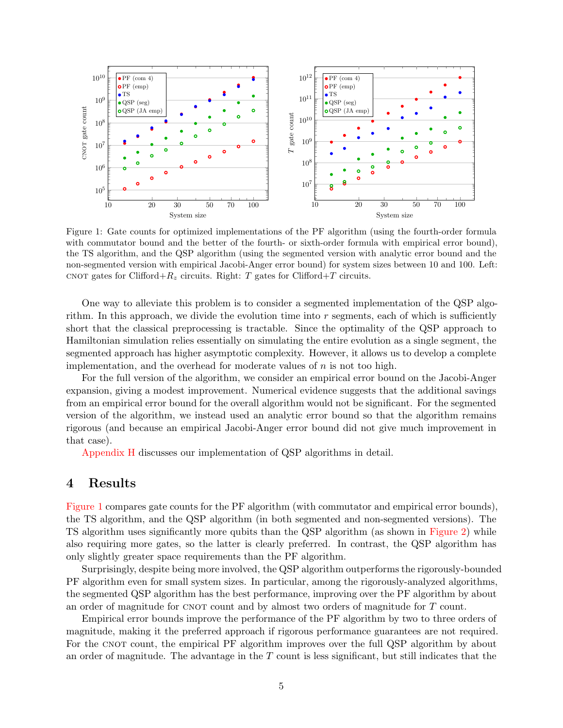Figure 1: Gate counts for optimized implementations of the PF algorithm (using the fourth-order formula with commutator bound and the better of the fourth- or sixth-order formula with empirical error bound), the TS algorithm, and the QSP algorithm (using the segmented version with analytic error bound and the non-segmented version with empirical Jacobi-Anger error bound) for system sizes between 10 and 100. Left: CNOT gates for Clifford+$R_z$ circuits. Right: $T$ gates for Clifford+$T$ circuits.

One way to alleviate this problem is to consider a segmented implementation of the QSP algorithm. In this approach, we divide the evolution time into $r$ segments, each of which is sufficiently short that the classical preprocessing is tractable. Since the optimality of the QSP approach to Hamiltonian simulation relies essentially on simulating the entire evolution as a single segment, the segmented approach has higher asymptotic complexity. However, it allows us to develop a complete implementation, and the overhead for moderate values of $n$ is not too high.

For the full version of the algorithm, we consider an empirical error bound on the Jacobi-Anger expansion, giving a modest improvement. Numerical evidence suggests that the additional savings from an empirical error bound for the overall algorithm would not be significant. For the segmented version of the algorithm, we instead used an analytic error bound so that the algorithm remains rigorous (and because an empirical Jacobi-Anger error bound did not give much improvement in that case).

Appendix H discusses our implementation of QSP algorithms in detail.

# 4 Results

Figure 1 compares gate counts for the PF algorithm (with commutator and empirical error bounds), the TS algorithm, and the QSP algorithm (in both segmented and non-segmented versions). The TS algorithm uses significantly more qubits than the QSP algorithm (as shown in Figure 2) while also requiring more gates, so the latter is clearly preferred. In contrast, the QSP algorithm has only slightly greater space requirements than the PF algorithm.

Surprisingly, despite being more involved, the QSP algorithm outperforms the rigorously-bounded PF algorithm even for small system sizes. In particular, among the rigorously-analyzed algorithms, the segmented QSP algorithm has the best performance, improving over the PF algorithm by about an order of magnitude for CNOT count and by almost two orders of magnitude for $T$ count.

Empirical error bounds improve the performance of the PF algorithm by two to three orders of magnitude, making it the preferred approach if rigorous performance guarantees are not required. For the CNOT count, the empirical PF algorithm improves over the full QSP algorithm by about an order of magnitude. The advantage in the $T$ count is less significant, but still indicates that the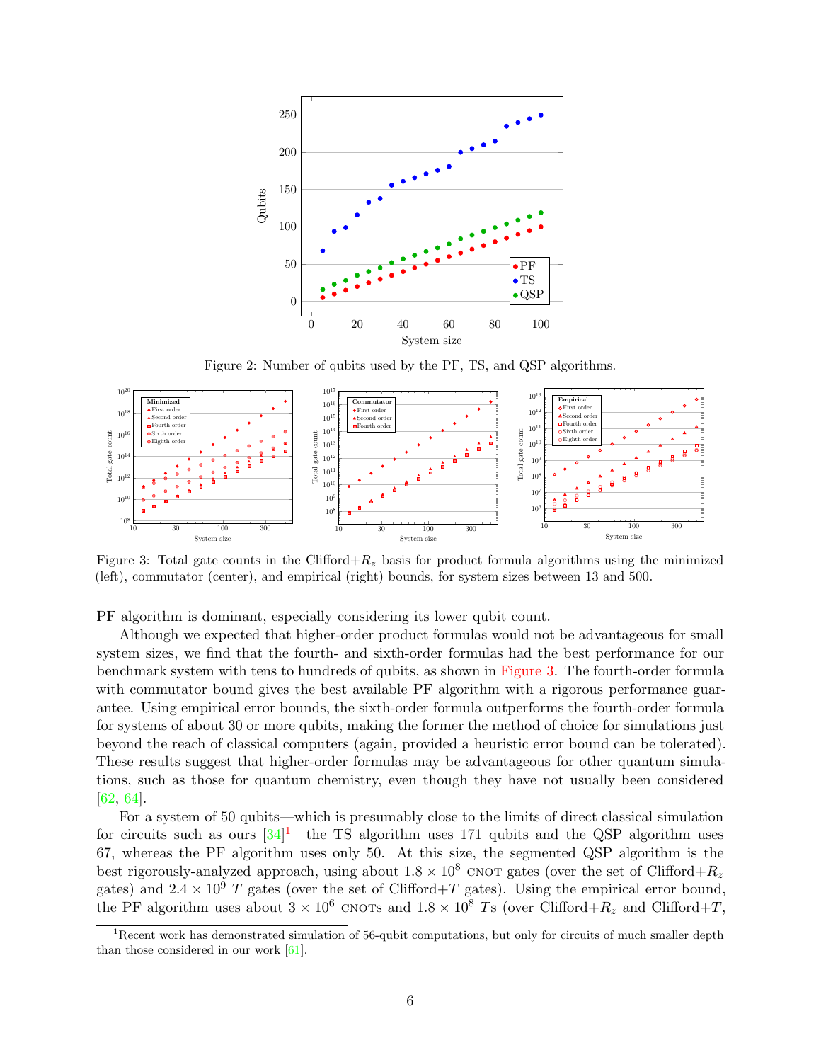Figure 2: Number of qubits used by the PF, TS, and QSP algorithms.

Figure 3: Total gate counts in the Clifford+$R_z$ basis for product formula algorithms using the minimized (left), commutator (center), and empirical (right) bounds, for system sizes between 13 and 500.

PF algorithm is dominant, especially considering its lower qubit count.

Although we expected that higher-order product formulas would not be advantageous for small system sizes, we find that the fourth- and sixth-order formulas had the best performance for our benchmark system with tens to hundreds of qubits, as shown in Figure 3. The fourth-order formula with commutator bound gives the best available PF algorithm with a rigorous performance guarantee. Using empirical error bounds, the sixth-order formula outperforms the fourth-order formula for systems of about 30 or more qubits, making the former the method of choice for simulations just beyond the reach of classical computers (again, provided a heuristic error bound can be tolerated). These results suggest that higher-order formulas may be advantageous for other quantum simulations, such as those for quantum chemistry, even though they have not usually been considered [62, 64].

For a system of 50 qubits—which is presumably close to the limits of direct classical simulation for circuits such as ours [34][1]—the TS algorithm uses 171 qubits and the QSP algorithm uses 67, whereas the PF algorithm uses only 50. At this size, the segmented QSP algorithm is the best rigorously-analyzed approach, using about $1.8 \times 10^8$ CNOT gates (over the set of Clifford+$R_z$ gates) and $2.4 \times 10^9$ $T$ gates (over the set of Clifford+$T$ gates). Using the empirical error bound, the PF algorithm uses about $3 \times 10^6$ CNOTs and $1.8 \times 10^8$ $T$s (over Clifford+$R_z$ and Clifford+$T$,

[1] Recent work has demonstrated simulation of 56-qubit computations, but only for circuits of much smaller depth than those considered in our work [61].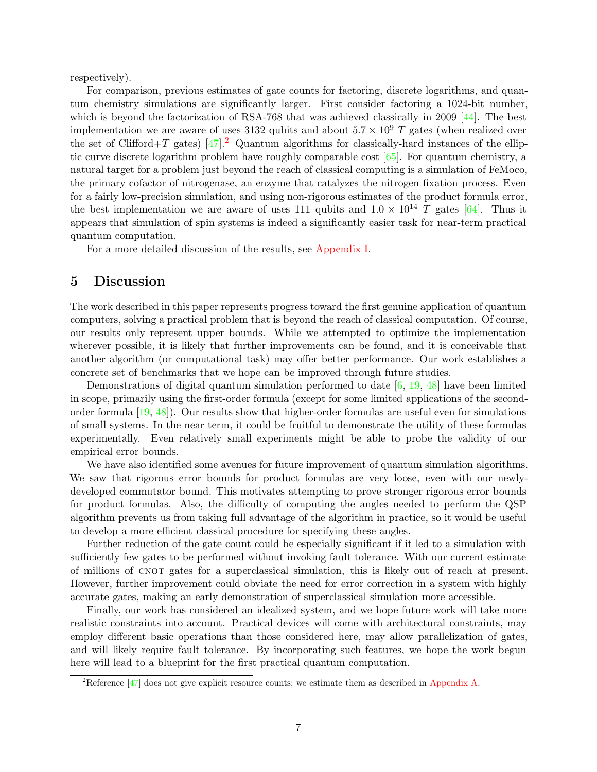respectively).

For comparison, previous estimates of gate counts for factoring, discrete logarithms, and quantum chemistry simulations are significantly larger. First consider factoring a 1024-bit number, which is beyond the factorization of RSA-768 that was achieved classically in 2009 [44]. The best implementation we are aware of uses 3132 qubits and about $5.7 \times 10^9$ $T$ gates (when realized over the set of Clifford+$T$ gates) [47].[2] Quantum algorithms for classically-hard instances of the elliptic curve discrete logarithm problem have roughly comparable cost [65]. For quantum chemistry, a natural target for a problem just beyond the reach of classical computing is a simulation of FeMoco, the primary cofactor of nitrogenase, an enzyme that catalyzes the nitrogen fixation process. Even for a fairly low-precision simulation, and using non-rigorous estimates of the product formula error, the best implementation we are aware of uses 111 qubits and $1.0 \times 10^{14}$ $T$ gates [64]. Thus it appears that simulation of spin systems is indeed a significantly easier task for near-term practical quantum computation.

For a more detailed discussion of the results, see Appendix I.

## 5 Discussion

The work described in this paper represents progress toward the first genuine application of quantum computers, solving a practical problem that is beyond the reach of classical computation. Of course, our results only represent upper bounds. While we attempted to optimize the implementation wherever possible, it is likely that further improvements can be found, and it is conceivable that another algorithm (or computational task) may offer better performance. Our work establishes a concrete set of benchmarks that we hope can be improved through future studies.

Demonstrations of digital quantum simulation performed to date [6, 19, 48] have been limited in scope, primarily using the first-order formula (except for some limited applications of the second-order formula [19, 48]). Our results show that higher-order formulas are useful even for simulations of small systems. In the near term, it could be fruitful to demonstrate the utility of these formulas experimentally. Even relatively small experiments might be able to probe the validity of our empirical error bounds.

We have also identified some avenues for future improvement of quantum simulation algorithms. We saw that rigorous error bounds for product formulas are very loose, even with our newly-developed commutator bound. This motivates attempting to prove stronger rigorous error bounds for product formulas. Also, the difficulty of computing the angles needed to perform the QSP algorithm prevents us from taking full advantage of the algorithm in practice, so it would be useful to develop a more efficient classical procedure for specifying these angles.

Further reduction of the gate count could be especially significant if it led to a simulation with sufficiently few gates to be performed without invoking fault tolerance. With our current estimate of millions of CNOT gates for a superclassical simulation, this is likely out of reach at present. However, further improvement could obviate the need for error correction in a system with highly accurate gates, making an early demonstration of superclassical simulation more accessible.

Finally, our work has considered an idealized system, and we hope future work will take more realistic constraints into account. Practical devices will come with architectural constraints, may employ different basic operations than those considered here, may allow parallelization of gates, and will likely require fault tolerance. By incorporating such features, we hope the work begun here will lead to a blueprint for the first practical quantum computation.

[2] Reference [47] does not give explicit resource counts; we estimate them as described in Appendix A.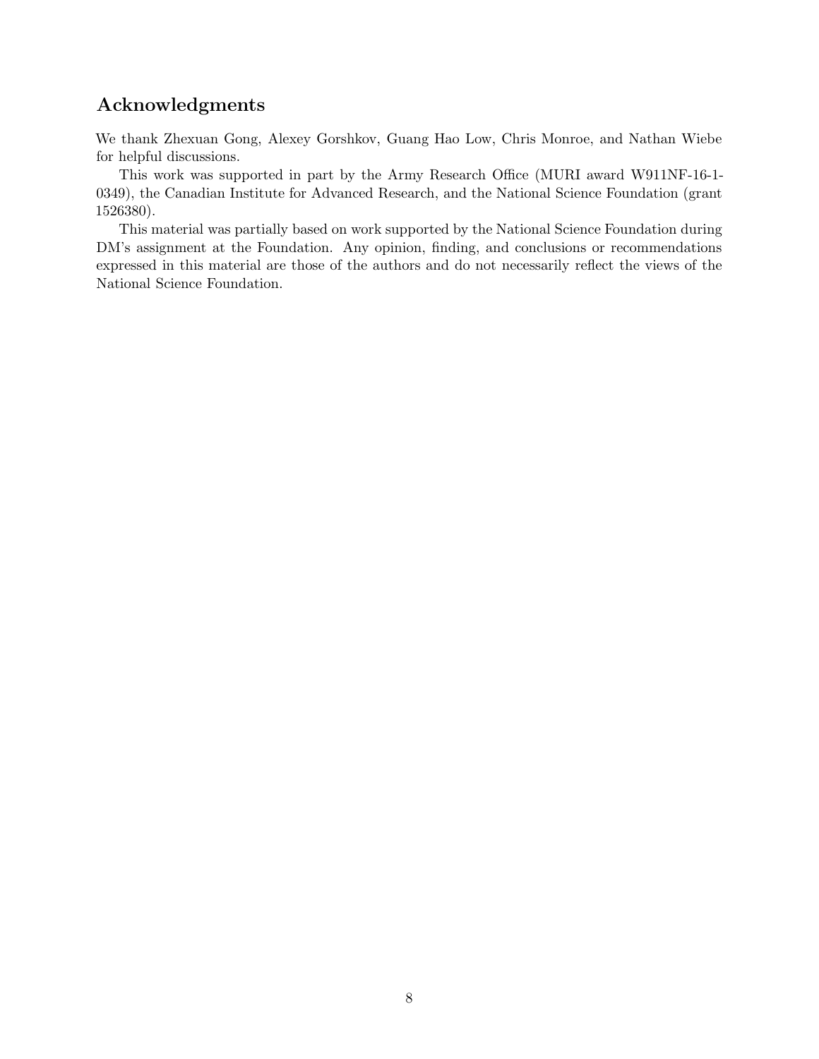## Acknowledgments

We thank Zhexuan Gong, Alexey Gorshkov, Guang Hao Low, Chris Monroe, and Nathan Wiebe for helpful discussions.

This work was supported in part by the Army Research Office (MURI award W911NF-16-1-0349), the Canadian Institute for Advanced Research, and the National Science Foundation (grant 1526380).

This material was partially based on work supported by the National Science Foundation during DM's assignment at the Foundation. Any opinion, finding, and conclusions or recommendations expressed in this material are those of the authors and do not necessarily reflect the views of the National Science Foundation.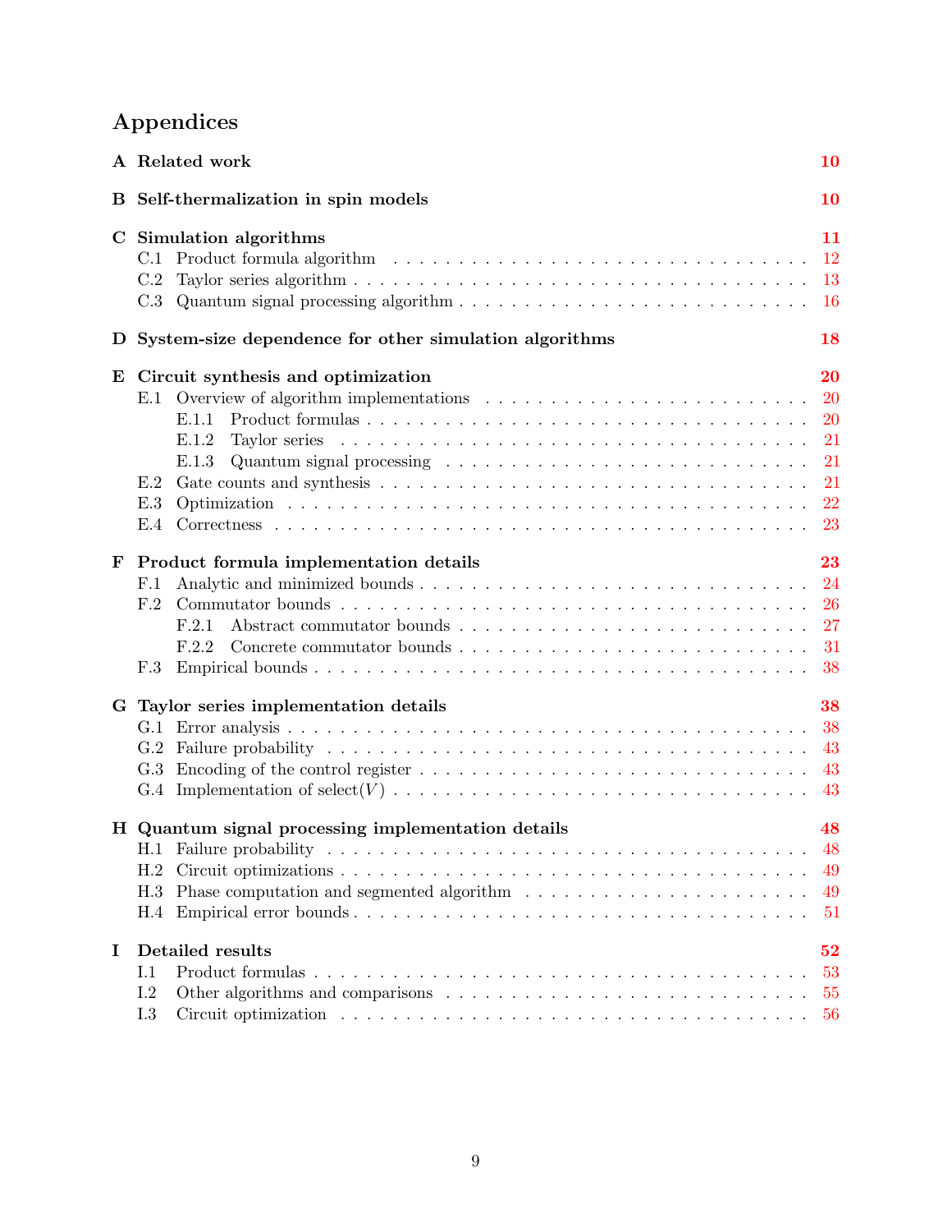# Appendices

**A Related work** — 10

**B Self-thermalization in spin models** — 10

**C Simulation algorithms** — 11
- C.1 Product formula algorithm — 12
- C.2 Taylor series algorithm — 13
- C.3 Quantum signal processing algorithm — 16

**D System-size dependence for other simulation algorithms** — 18

**E Circuit synthesis and optimization** — 20
- E.1 Overview of algorithm implementations — 20
  - E.1.1 Product formulas — 20
  - E.1.2 Taylor series — 21
  - E.1.3 Quantum signal processing — 21
- E.2 Gate counts and synthesis — 21
- E.3 Optimization — 22
- E.4 Correctness — 23

**F Product formula implementation details** — 23
- F.1 Analytic and minimized bounds — 24
- F.2 Commutator bounds — 26
  - F.2.1 Abstract commutator bounds — 27
  - F.2.2 Concrete commutator bounds — 31
- F.3 Empirical bounds — 38

**G Taylor series implementation details** — 38
- G.1 Error analysis — 38
- G.2 Failure probability — 43
- G.3 Encoding of the control register — 43
- G.4 Implementation of select$(V)$ — 43

**H Quantum signal processing implementation details** — 48
- H.1 Failure probability — 48
- H.2 Circuit optimizations — 49
- H.3 Phase computation and segmented algorithm — 49
- H.4 Empirical error bounds — 51

**I Detailed results** — 52
- I.1 Product formulas — 53
- I.2 Other algorithms and comparisons — 55
- I.3 Circuit optimization — 56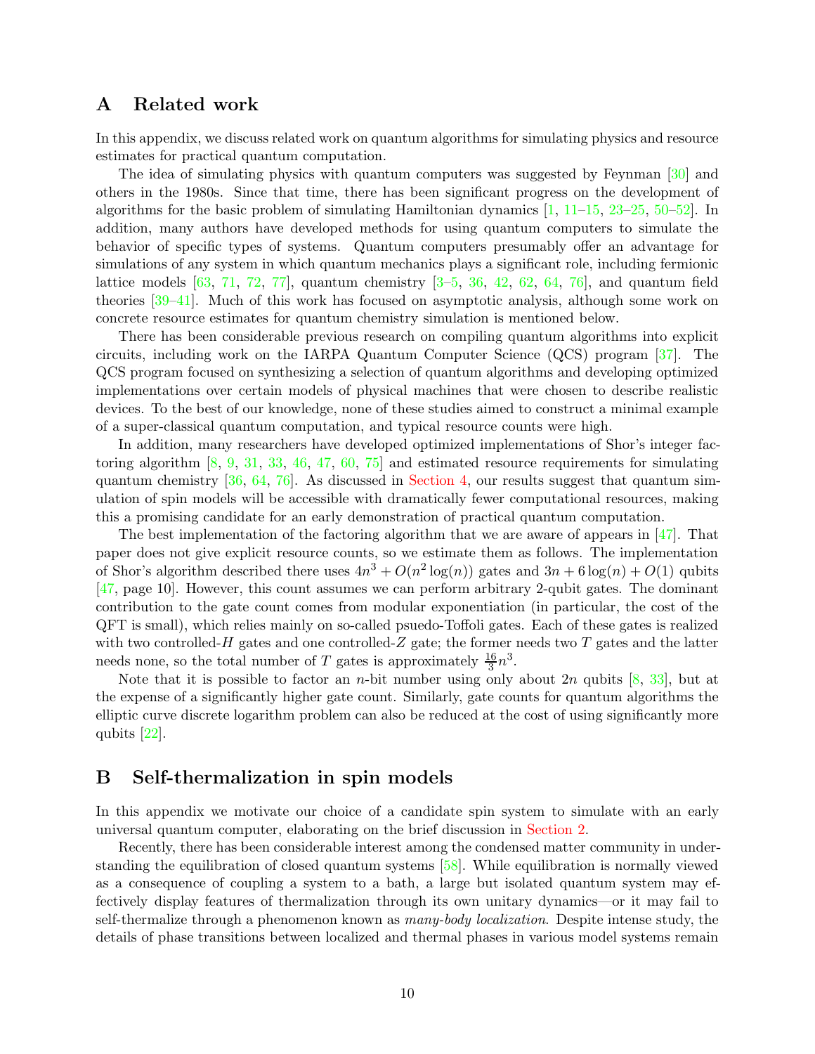## A Related work

In this appendix, we discuss related work on quantum algorithms for simulating physics and resource estimates for practical quantum computation.

The idea of simulating physics with quantum computers was suggested by Feynman [30] and others in the 1980s. Since that time, there has been significant progress on the development of algorithms for the basic problem of simulating Hamiltonian dynamics [1, 11–15, 23–25, 50–52]. In addition, many authors have developed methods for using quantum computers to simulate the behavior of specific types of systems. Quantum computers presumably offer an advantage for simulations of any system in which quantum mechanics plays a significant role, including fermionic lattice models [63, 71, 72, 77], quantum chemistry [3–5, 36, 42, 62, 64, 76], and quantum field theories [39–41]. Much of this work has focused on asymptotic analysis, although some work on concrete resource estimates for quantum chemistry simulation is mentioned below.

There has been considerable previous research on compiling quantum algorithms into explicit circuits, including work on the IARPA Quantum Computer Science (QCS) program [37]. The QCS program focused on synthesizing a selection of quantum algorithms and developing optimized implementations over certain models of physical machines that were chosen to describe realistic devices. To the best of our knowledge, none of these studies aimed to construct a minimal example of a super-classical quantum computation, and typical resource counts were high.

In addition, many researchers have developed optimized implementations of Shor's integer factoring algorithm [8, 9, 31, 33, 46, 47, 60, 75] and estimated resource requirements for simulating quantum chemistry [36, 64, 76]. As discussed in Section 4, our results suggest that quantum simulation of spin models will be accessible with dramatically fewer computational resources, making this a promising candidate for an early demonstration of practical quantum computation.

The best implementation of the factoring algorithm that we are aware of appears in [47]. That paper does not give explicit resource counts, so we estimate them as follows. The implementation of Shor's algorithm described there uses $4n^3 + O(n^2 \log(n))$ gates and $3n + 6\log(n) + O(1)$ qubits [47, page 10]. However, this count assumes we can perform arbitrary 2-qubit gates. The dominant contribution to the gate count comes from modular exponentiation (in particular, the cost of the QFT is small), which relies mainly on so-called psuedo-Toffoli gates. Each of these gates is realized with two controlled-$H$ gates and one controlled-$Z$ gate; the former needs two $T$ gates and the latter needs none, so the total number of $T$ gates is approximately $\frac{16}{3}n^3$.

Note that it is possible to factor an $n$-bit number using only about $2n$ qubits [8, 33], but at the expense of a significantly higher gate count. Similarly, gate counts for quantum algorithms the elliptic curve discrete logarithm problem can also be reduced at the cost of using significantly more qubits [22].

## B Self-thermalization in spin models

In this appendix we motivate our choice of a candidate spin system to simulate with an early universal quantum computer, elaborating on the brief discussion in Section 2.

Recently, there has been considerable interest among the condensed matter community in understanding the equilibration of closed quantum systems [58]. While equilibration is normally viewed as a consequence of coupling a system to a bath, a large but isolated quantum system may effectively display features of thermalization through its own unitary dynamics—or it may fail to self-thermalize through a phenomenon known as *many-body localization.* Despite intense study, the details of phase transitions between localized and thermal phases in various model systems remain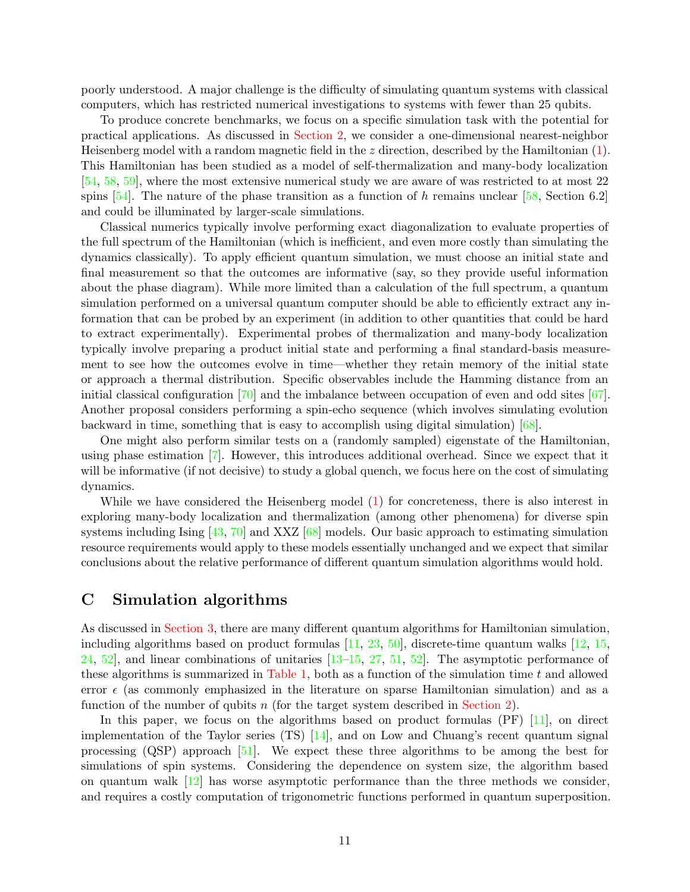poorly understood. A major challenge is the difficulty of simulating quantum systems with classical computers, which has restricted numerical investigations to systems with fewer than 25 qubits.

To produce concrete benchmarks, we focus on a specific simulation task with the potential for practical applications. As discussed in Section 2, we consider a one-dimensional nearest-neighbor Heisenberg model with a random magnetic field in the $z$ direction, described by the Hamiltonian (1). This Hamiltonian has been studied as a model of self-thermalization and many-body localization [54, 58, 59], where the most extensive numerical study we are aware of was restricted to at most 22 spins [54]. The nature of the phase transition as a function of $h$ remains unclear [58, Section 6.2] and could be illuminated by larger-scale simulations.

Classical numerics typically involve performing exact diagonalization to evaluate properties of the full spectrum of the Hamiltonian (which is inefficient, and even more costly than simulating the dynamics classically). To apply efficient quantum simulation, we must choose an initial state and final measurement so that the outcomes are informative (say, so they provide useful information about the phase diagram). While more limited than a calculation of the full spectrum, a quantum simulation performed on a universal quantum computer should be able to efficiently extract any information that can be probed by an experiment (in addition to other quantities that could be hard to extract experimentally). Experimental probes of thermalization and many-body localization typically involve preparing a product initial state and performing a final standard-basis measurement to see how the outcomes evolve in time—whether they retain memory of the initial state or approach a thermal distribution. Specific observables include the Hamming distance from an initial classical configuration [70] and the imbalance between occupation of even and odd sites [67]. Another proposal considers performing a spin-echo sequence (which involves simulating evolution backward in time, something that is easy to accomplish using digital simulation) [68].

One might also perform similar tests on a (randomly sampled) eigenstate of the Hamiltonian, using phase estimation [7]. However, this introduces additional overhead. Since we expect that it will be informative (if not decisive) to study a global quench, we focus here on the cost of simulating dynamics.

While we have considered the Heisenberg model (1) for concreteness, there is also interest in exploring many-body localization and thermalization (among other phenomena) for diverse spin systems including Ising [43, 70] and XXZ [68] models. Our basic approach to estimating simulation resource requirements would apply to these models essentially unchanged and we expect that similar conclusions about the relative performance of different quantum simulation algorithms would hold.

# C Simulation algorithms

As discussed in Section 3, there are many different quantum algorithms for Hamiltonian simulation, including algorithms based on product formulas [11, 23, 50], discrete-time quantum walks [12, 15, 24, 52], and linear combinations of unitaries [13–15, 27, 51, 52]. The asymptotic performance of these algorithms is summarized in Table 1, both as a function of the simulation time $t$ and allowed error $\epsilon$ (as commonly emphasized in the literature on sparse Hamiltonian simulation) and as a function of the number of qubits $n$ (for the target system described in Section 2).

In this paper, we focus on the algorithms based on product formulas (PF) [11], on direct implementation of the Taylor series (TS) [14], and on Low and Chuang's recent quantum signal processing (QSP) approach [51]. We expect these three algorithms to be among the best for simulations of spin systems. Considering the dependence on system size, the algorithm based on quantum walk [12] has worse asymptotic performance than the three methods we consider, and requires a costly computation of trigonometric functions performed in quantum superposition.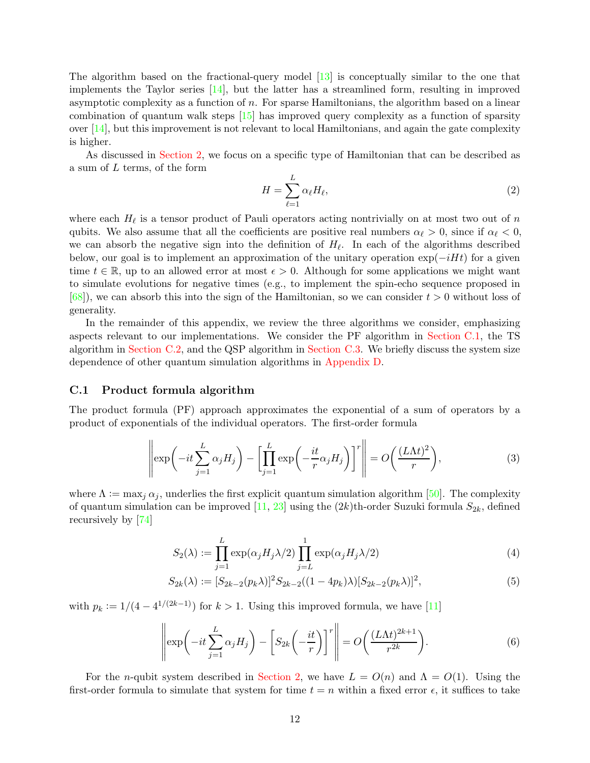The algorithm based on the fractional-query model [13] is conceptually similar to the one that implements the Taylor series [14], but the latter has a streamlined form, resulting in improved asymptotic complexity as a function of $n$. For sparse Hamiltonians, the algorithm based on a linear combination of quantum walk steps [15] has improved query complexity as a function of sparsity over [14], but this improvement is not relevant to local Hamiltonians, and again the gate complexity is higher.

As discussed in Section 2, we focus on a specific type of Hamiltonian that can be described as a sum of $L$ terms, of the form

$$H = \sum_{\ell=1}^{L} \alpha_\ell H_\ell, \tag{2}$$

where each $H_\ell$ is a tensor product of Pauli operators acting nontrivially on at most two out of $n$ qubits. We also assume that all the coefficients are positive real numbers $\alpha_\ell > 0$, since if $\alpha_\ell < 0$, we can absorb the negative sign into the definition of $H_\ell$. In each of the algorithms described below, our goal is to implement an approximation of the unitary operation $\exp(-iHt)$ for a given time $t \in \mathbb{R}$, up to an allowed error at most $\epsilon > 0$. Although for some applications we might want to simulate evolutions for negative times (e.g., to implement the spin-echo sequence proposed in [68]), we can absorb this into the sign of the Hamiltonian, so we can consider $t > 0$ without loss of generality.

In the remainder of this appendix, we review the three algorithms we consider, emphasizing aspects relevant to our implementations. We consider the PF algorithm in Section C.1, the TS algorithm in Section C.2, and the QSP algorithm in Section C.3. We briefly discuss the system size dependence of other quantum simulation algorithms in Appendix D.

### C.1 Product formula algorithm

The product formula (PF) approach approximates the exponential of a sum of operators by a product of exponentials of the individual operators. The first-order formula

$$\left\| \exp\!\left(-it\sum_{j=1}^{L}\alpha_j H_j\right) - \left[\prod_{j=1}^{L}\exp\!\left(-\frac{it}{r}\alpha_j H_j\right)\right]^r \right\| = O\!\left(\frac{(L\Lambda t)^2}{r}\right), \tag{3}$$

where $\Lambda := \max_j \alpha_j$, underlies the first explicit quantum simulation algorithm [50]. The complexity of quantum simulation can be improved [11, 23] using the $(2k)$th-order Suzuki formula $S_{2k}$, defined recursively by [74]

$$S_2(\lambda) := \prod_{j=1}^{L}\exp(\alpha_j H_j \lambda/2)\prod_{j=L}^{1}\exp(\alpha_j H_j \lambda/2) \tag{4}$$

$$S_{2k}(\lambda) := [S_{2k-2}(p_k\lambda)]^2 S_{2k-2}((1-4p_k)\lambda)[S_{2k-2}(p_k\lambda)]^2, \tag{5}$$

with $p_k := 1/(4 - 4^{1/(2k-1)})$ for $k > 1$. Using this improved formula, we have [11]

$$\left\| \exp\!\left(-it\sum_{j=1}^{L}\alpha_j H_j\right) - \left[S_{2k}\!\left(-\frac{it}{r}\right)\right]^r \right\| = O\!\left(\frac{(L\Lambda t)^{2k+1}}{r^{2k}}\right). \tag{6}$$

For the $n$-qubit system described in Section 2, we have $L = O(n)$ and $\Lambda = O(1)$. Using the first-order formula to simulate that system for time $t = n$ within a fixed error $\epsilon$, it suffices to take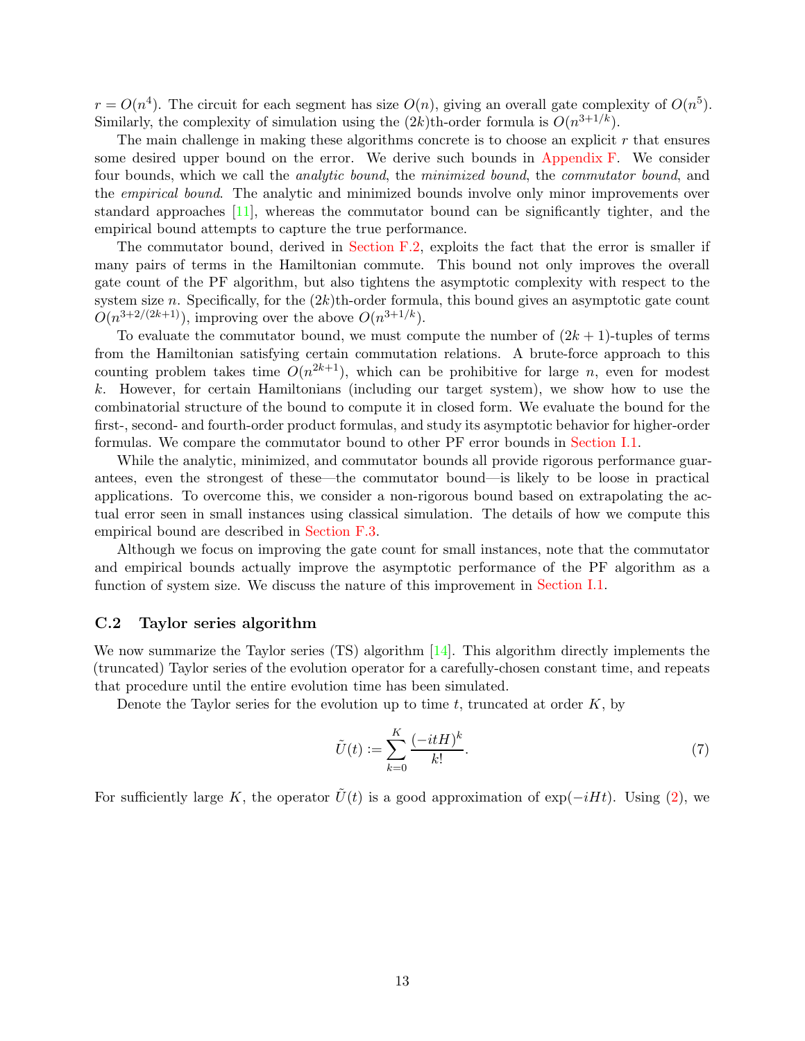$r = O(n^4)$. The circuit for each segment has size $O(n)$, giving an overall gate complexity of $O(n^5)$. Similarly, the complexity of simulation using the $(2k)$th-order formula is $O(n^{3+1/k})$.

The main challenge in making these algorithms concrete is to choose an explicit $r$ that ensures some desired upper bound on the error. We derive such bounds in Appendix F. We consider four bounds, which we call the *analytic bound*, the *minimized bound*, the *commutator bound*, and the *empirical bound*. The analytic and minimized bounds involve only minor improvements over standard approaches [11], whereas the commutator bound can be significantly tighter, and the empirical bound attempts to capture the true performance.

The commutator bound, derived in Section F.2, exploits the fact that the error is smaller if many pairs of terms in the Hamiltonian commute. This bound not only improves the overall gate count of the PF algorithm, but also tightens the asymptotic complexity with respect to the system size $n$. Specifically, for the $(2k)$th-order formula, this bound gives an asymptotic gate count $O(n^{3+2/(2k+1)})$, improving over the above $O(n^{3+1/k})$.

To evaluate the commutator bound, we must compute the number of $(2k+1)$-tuples of terms from the Hamiltonian satisfying certain commutation relations. A brute-force approach to this counting problem takes time $O(n^{2k+1})$, which can be prohibitive for large $n$, even for modest $k$. However, for certain Hamiltonians (including our target system), we show how to use the combinatorial structure of the bound to compute it in closed form. We evaluate the bound for the first-, second- and fourth-order product formulas, and study its asymptotic behavior for higher-order formulas. We compare the commutator bound to other PF error bounds in Section I.1.

While the analytic, minimized, and commutator bounds all provide rigorous performance guarantees, even the strongest of these—the commutator bound—is likely to be loose in practical applications. To overcome this, we consider a non-rigorous bound based on extrapolating the actual error seen in small instances using classical simulation. The details of how we compute this empirical bound are described in Section F.3.

Although we focus on improving the gate count for small instances, note that the commutator and empirical bounds actually improve the asymptotic performance of the PF algorithm as a function of system size. We discuss the nature of this improvement in Section I.1.

### C.2 Taylor series algorithm

We now summarize the Taylor series (TS) algorithm [14]. This algorithm directly implements the (truncated) Taylor series of the evolution operator for a carefully-chosen constant time, and repeats that procedure until the entire evolution time has been simulated.

Denote the Taylor series for the evolution up to time $t$, truncated at order $K$, by

$$\tilde{U}(t) := \sum_{k=0}^{K} \frac{(-itH)^k}{k!}. \tag{7}$$

For sufficiently large $K$, the operator $\tilde{U}(t)$ is a good approximation of $\exp(-iHt)$. Using (2), we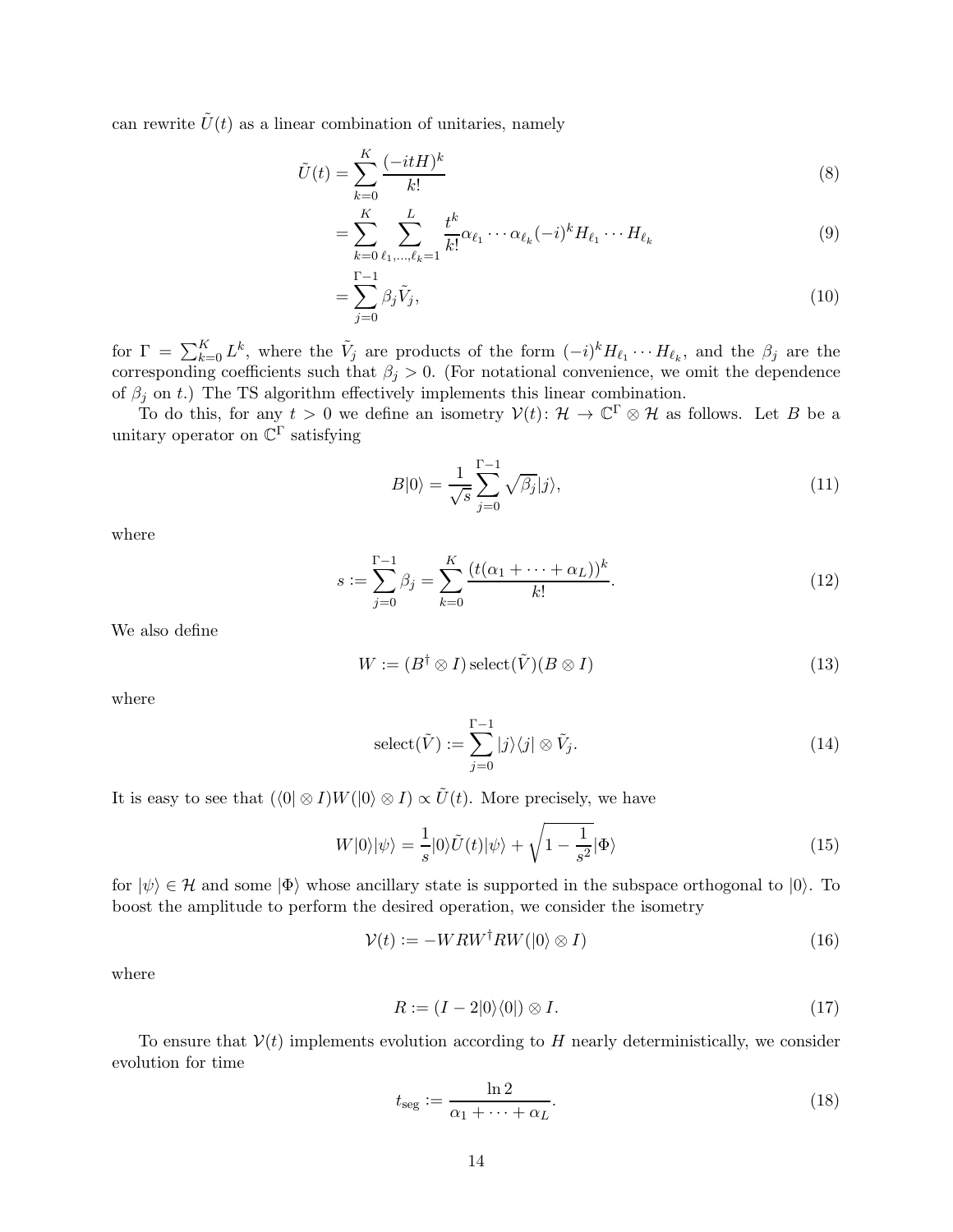can rewrite $\tilde{U}(t)$ as a linear combination of unitaries, namely

$$\tilde{U}(t) = \sum_{k=0}^{K} \frac{(-itH)^k}{k!} \tag{8}$$

$$= \sum_{k=0}^{K} \sum_{\ell_1,\ldots,\ell_k=1}^{L} \frac{t^k}{k!} \alpha_{\ell_1} \cdots \alpha_{\ell_k} (-i)^k H_{\ell_1} \cdots H_{\ell_k} \tag{9}$$

$$= \sum_{j=0}^{\Gamma-1} \beta_j \tilde{V}_j, \tag{10}$$

for $\Gamma = \sum_{k=0}^{K} L^k$, where the $\tilde{V}_j$ are products of the form $(-i)^k H_{\ell_1} \cdots H_{\ell_k}$, and the $\beta_j$ are the corresponding coefficients such that $\beta_j > 0$. (For notational convenience, we omit the dependence of $\beta_j$ on $t$.) The TS algorithm effectively implements this linear combination.

To do this, for any $t > 0$ we define an isometry $\mathcal{V}(t)\colon \mathcal{H} \to \mathbb{C}^\Gamma \otimes \mathcal{H}$ as follows. Let $B$ be a unitary operator on $\mathbb{C}^\Gamma$ satisfying

$$B|0\rangle = \frac{1}{\sqrt{s}} \sum_{j=0}^{\Gamma-1} \sqrt{\beta_j} |j\rangle, \tag{11}$$

where

$$s := \sum_{j=0}^{\Gamma-1} \beta_j = \sum_{k=0}^{K} \frac{(t(\alpha_1 + \cdots + \alpha_L))^k}{k!}. \tag{12}$$

We also define

$$W := (B^\dagger \otimes I) \operatorname{select}(\tilde{V}) (B \otimes I) \tag{13}$$

where

$$\operatorname{select}(\tilde{V}) := \sum_{j=0}^{\Gamma-1} |j\rangle\langle j| \otimes \tilde{V}_j. \tag{14}$$

It is easy to see that $(\langle 0| \otimes I) W (|0\rangle \otimes I) \propto \tilde{U}(t)$. More precisely, we have

$$W|0\rangle|\psi\rangle = \frac{1}{s}|0\rangle \tilde{U}(t)|\psi\rangle + \sqrt{1 - \frac{1}{s^2}}|\Phi\rangle \tag{15}$$

for $|\psi\rangle \in \mathcal{H}$ and some $|\Phi\rangle$ whose ancillary state is supported in the subspace orthogonal to $|0\rangle$. To boost the amplitude to perform the desired operation, we consider the isometry

$$\mathcal{V}(t) := -WRW^\dagger RW(|0\rangle \otimes I) \tag{16}$$

where

$$R := (I - 2|0\rangle\langle 0|) \otimes I. \tag{17}$$

To ensure that $\mathcal{V}(t)$ implements evolution according to $H$ nearly deterministically, we consider evolution for time

$$t_{\text{seg}} := \frac{\ln 2}{\alpha_1 + \cdots + \alpha_L}. \tag{18}$$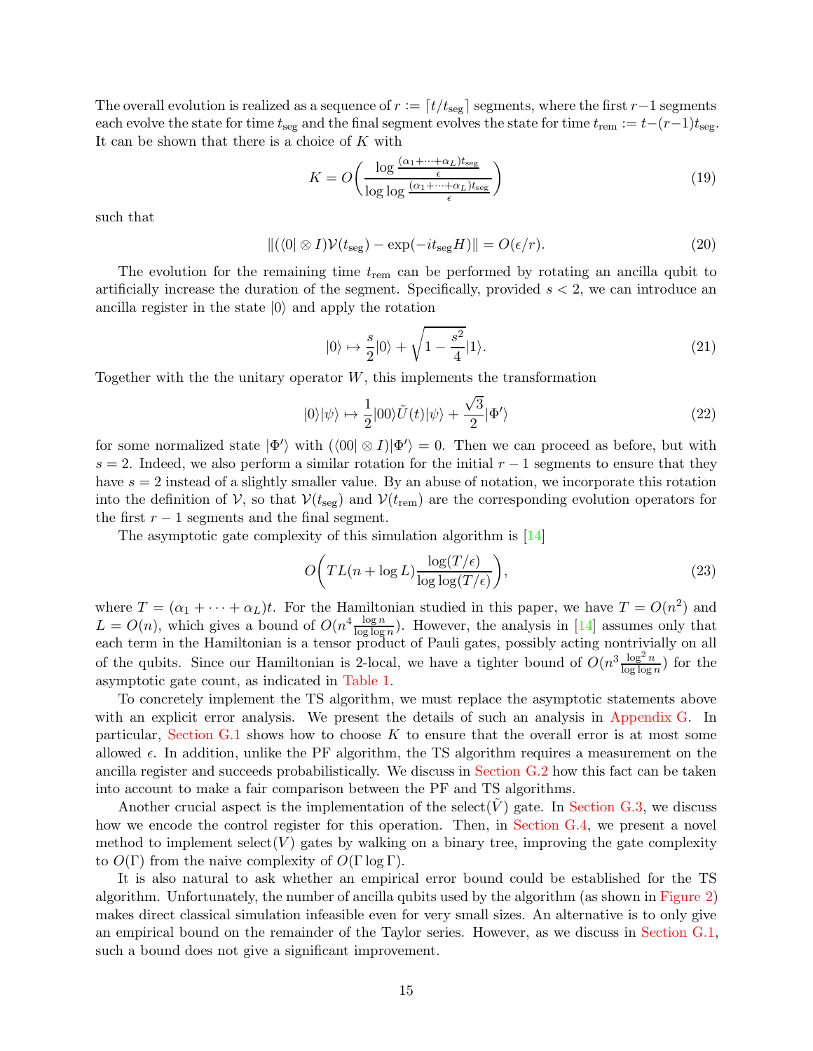The overall evolution is realized as a sequence of $r := \lceil t/t_{\text{seg}} \rceil$ segments, where the first $r-1$ segments each evolve the state for time $t_{\text{seg}}$ and the final segment evolves the state for time $t_{\text{rem}} := t-(r-1)t_{\text{seg}}$. It can be shown that there is a choice of $K$ with

$$K = O\left(\frac{\log \frac{(\alpha_1+\cdots+\alpha_L)t_{\text{seg}}}{\epsilon}}{\log\log \frac{(\alpha_1+\cdots+\alpha_L)t_{\text{seg}}}{\epsilon}}\right) \tag{19}$$

such that

$$\|(\langle 0| \otimes I)\mathcal{V}(t_{\text{seg}}) - \exp(-it_{\text{seg}}H)\| = O(\epsilon/r). \tag{20}$$

The evolution for the remaining time $t_{\text{rem}}$ can be performed by rotating an ancilla qubit to artificially increase the duration of the segment. Specifically, provided $s < 2$, we can introduce an ancilla register in the state $|0\rangle$ and apply the rotation

$$|0\rangle \mapsto \frac{s}{2}|0\rangle + \sqrt{1-\frac{s^2}{4}}|1\rangle. \tag{21}$$

Together with the the unitary operator $W$, this implements the transformation

$$|0\rangle|\psi\rangle \mapsto \frac{1}{2}|00\rangle\tilde{U}(t)|\psi\rangle + \frac{\sqrt{3}}{2}|\Phi'\rangle \tag{22}$$

for some normalized state $|\Phi'\rangle$ with $(\langle 00| \otimes I)|\Phi'\rangle = 0$. Then we can proceed as before, but with $s = 2$. Indeed, we also perform a similar rotation for the initial $r-1$ segments to ensure that they have $s = 2$ instead of a slightly smaller value. By an abuse of notation, we incorporate this rotation into the definition of $\mathcal{V}$, so that $\mathcal{V}(t_{\text{seg}})$ and $\mathcal{V}(t_{\text{rem}})$ are the corresponding evolution operators for the first $r-1$ segments and the final segment.

The asymptotic gate complexity of this simulation algorithm is [14]

$$O\left(TL(n+\log L)\frac{\log(T/\epsilon)}{\log\log(T/\epsilon)}\right), \tag{23}$$

where $T = (\alpha_1 + \cdots + \alpha_L)t$. For the Hamiltonian studied in this paper, we have $T = O(n^2)$ and $L = O(n)$, which gives a bound of $O(n^4 \frac{\log n}{\log\log n})$. However, the analysis in [14] assumes only that each term in the Hamiltonian is a tensor product of Pauli gates, possibly acting nontrivially on all of the qubits. Since our Hamiltonian is 2-local, we have a tighter bound of $O(n^3 \frac{\log^2 n}{\log\log n})$ for the asymptotic gate count, as indicated in Table 1.

To concretely implement the TS algorithm, we must replace the asymptotic statements above with an explicit error analysis. We present the details of such an analysis in Appendix G. In particular, Section G.1 shows how to choose $K$ to ensure that the overall error is at most some allowed $\epsilon$. In addition, unlike the PF algorithm, the TS algorithm requires a measurement on the ancilla register and succeeds probabilistically. We discuss in Section G.2 how this fact can be taken into account to make a fair comparison between the PF and TS algorithms.

Another crucial aspect is the implementation of the select$(\tilde{V})$ gate. In Section G.3, we discuss how we encode the control register for this operation. Then, in Section G.4, we present a novel method to implement select$(V)$ gates by walking on a binary tree, improving the gate complexity to $O(\Gamma)$ from the naive complexity of $O(\Gamma \log \Gamma)$.

It is also natural to ask whether an empirical error bound could be established for the TS algorithm. Unfortunately, the number of ancilla qubits used by the algorithm (as shown in Figure 2) makes direct classical simulation infeasible even for very small sizes. An alternative is to only give an empirical bound on the remainder of the Taylor series. However, as we discuss in Section G.1, such a bound does not give a significant improvement.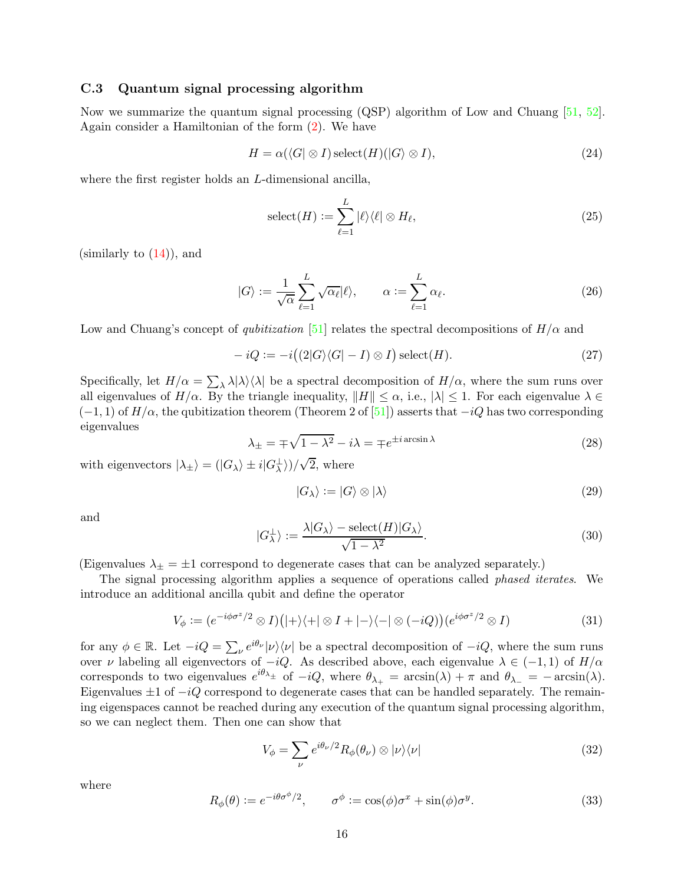### C.3 Quantum signal processing algorithm

Now we summarize the quantum signal processing (QSP) algorithm of Low and Chuang [51, 52]. Again consider a Hamiltonian of the form (2). We have

$$H = \alpha(\langle G| \otimes I)\,\mathrm{select}(H)(|G\rangle \otimes I), \tag{24}$$

where the first register holds an $L$-dimensional ancilla,

$$\mathrm{select}(H) := \sum_{\ell=1}^{L} |\ell\rangle\langle\ell| \otimes H_\ell, \tag{25}$$

(similarly to (14)), and

$$|G\rangle := \frac{1}{\sqrt{\alpha}} \sum_{\ell=1}^{L} \sqrt{\alpha_\ell}|\ell\rangle, \qquad \alpha := \sum_{\ell=1}^{L} \alpha_\ell. \tag{26}$$

Low and Chuang's concept of *qubitization* [51] relates the spectral decompositions of $H/\alpha$ and

$$-iQ := -i\big((2|G\rangle\langle G| - I) \otimes I\big)\,\mathrm{select}(H). \tag{27}$$

Specifically, let $H/\alpha = \sum_\lambda \lambda|\lambda\rangle\langle\lambda|$ be a spectral decomposition of $H/\alpha$, where the sum runs over all eigenvalues of $H/\alpha$. By the triangle inequality, $\|H\| \le \alpha$, i.e., $|\lambda| \le 1$. For each eigenvalue $\lambda \in (-1, 1)$ of $H/\alpha$, the qubitization theorem (Theorem 2 of [51]) asserts that $-iQ$ has two corresponding eigenvalues

$$\lambda_\pm = \mp\sqrt{1-\lambda^2} - i\lambda = \mp e^{\pm i \arcsin \lambda} \tag{28}$$

with eigenvectors $|\lambda_\pm\rangle = (|G_\lambda\rangle \pm i|G_\lambda^\perp\rangle)/\sqrt{2}$, where

$$|G_\lambda\rangle := |G\rangle \otimes |\lambda\rangle \tag{29}$$

and

$$|G_\lambda^\perp\rangle := \frac{\lambda|G_\lambda\rangle - \mathrm{select}(H)|G_\lambda\rangle}{\sqrt{1-\lambda^2}}. \tag{30}$$

(Eigenvalues $\lambda_\pm = \pm 1$ correspond to degenerate cases that can be analyzed separately.)

The signal processing algorithm applies a sequence of operations called *phased iterates*. We introduce an additional ancilla qubit and define the operator

$$V_\phi := (e^{-i\phi\sigma^z/2} \otimes I)\big(|+\rangle\langle+| \otimes I + |-\rangle\langle-| \otimes (-iQ)\big)(e^{i\phi\sigma^z/2} \otimes I) \tag{31}$$

for any $\phi \in \mathbb{R}$. Let $-iQ = \sum_\nu e^{i\theta_\nu}|\nu\rangle\langle\nu|$ be a spectral decomposition of $-iQ$, where the sum runs over $\nu$ labeling all eigenvectors of $-iQ$. As described above, each eigenvalue $\lambda \in (-1, 1)$ of $H/\alpha$ corresponds to two eigenvalues $e^{i\theta_{\lambda_\pm}}$ of $-iQ$, where $\theta_{\lambda_+} = \arcsin(\lambda) + \pi$ and $\theta_{\lambda_-} = -\arcsin(\lambda)$. Eigenvalues $\pm 1$ of $-iQ$ correspond to degenerate cases that can be handled separately. The remaining eigenspaces cannot be reached during any execution of the quantum signal processing algorithm, so we can neglect them. Then one can show that

$$V_\phi = \sum_\nu e^{i\theta_\nu/2} R_\phi(\theta_\nu) \otimes |\nu\rangle\langle\nu| \tag{32}$$

where

$$R_\phi(\theta) := e^{-i\theta\sigma^\phi/2}, \qquad \sigma^\phi := \cos(\phi)\sigma^x + \sin(\phi)\sigma^y. \tag{33}$$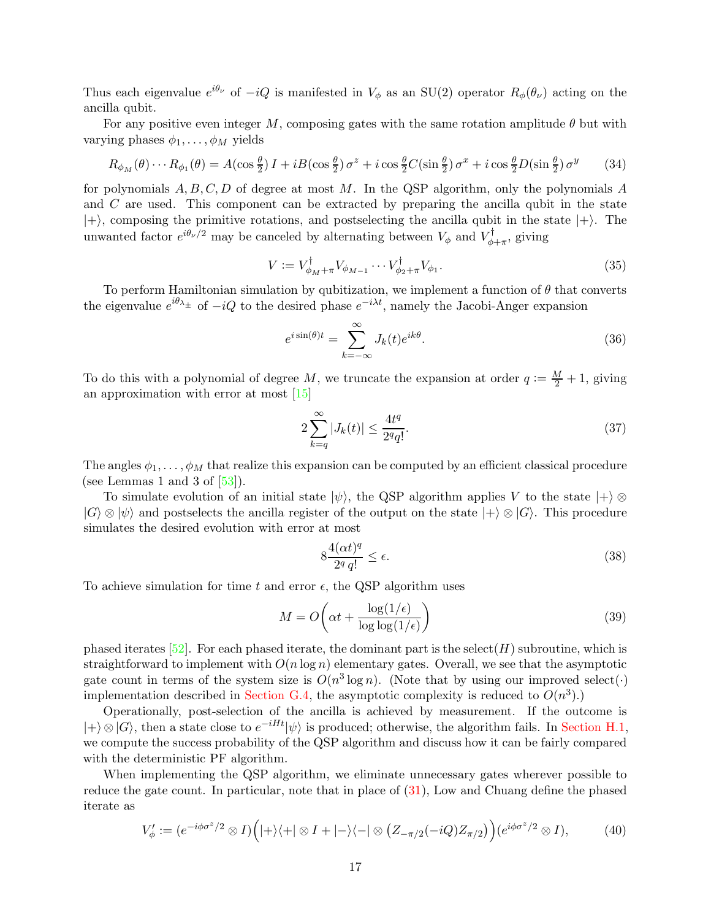Thus each eigenvalue $e^{i\theta_\nu}$ of $-iQ$ is manifested in $V_\phi$ as an SU(2) operator $R_\phi(\theta_\nu)$ acting on the ancilla qubit.

For any positive even integer $M$, composing gates with the same rotation amplitude $\theta$ but with varying phases $\phi_1, \ldots, \phi_M$ yields

$$R_{\phi_M}(\theta) \cdots R_{\phi_1}(\theta) = A(\cos\tfrac{\theta}{2})\, I + iB(\cos\tfrac{\theta}{2})\, \sigma^z + i\cos\tfrac{\theta}{2} C(\sin\tfrac{\theta}{2})\, \sigma^x + i\cos\tfrac{\theta}{2} D(\sin\tfrac{\theta}{2})\, \sigma^y \tag{34}$$

for polynomials $A, B, C, D$ of degree at most $M$. In the QSP algorithm, only the polynomials $A$ and $C$ are used. This component can be extracted by preparing the ancilla qubit in the state $|+\rangle$, composing the primitive rotations, and postselecting the ancilla qubit in the state $|+\rangle$. The unwanted factor $e^{i\theta_\nu/2}$ may be canceled by alternating between $V_\phi$ and $V^\dagger_{\phi+\pi}$, giving

$$V := V^\dagger_{\phi_M+\pi} V_{\phi_{M-1}} \cdots V^\dagger_{\phi_2+\pi} V_{\phi_1}. \tag{35}$$

To perform Hamiltonian simulation by qubitization, we implement a function of $\theta$ that converts the eigenvalue $e^{i\theta_{\lambda_\pm}}$ of $-iQ$ to the desired phase $e^{-i\lambda t}$, namely the Jacobi-Anger expansion

$$e^{i\sin(\theta)t} = \sum_{k=-\infty}^{\infty} J_k(t) e^{ik\theta}. \tag{36}$$

To do this with a polynomial of degree $M$, we truncate the expansion at order $q := \frac{M}{2} + 1$, giving an approximation with error at most [15]

$$2\sum_{k=q}^{\infty} |J_k(t)| \leq \frac{4t^q}{2^q q!}. \tag{37}$$

The angles $\phi_1, \ldots, \phi_M$ that realize this expansion can be computed by an efficient classical procedure (see Lemmas 1 and 3 of [53]).

To simulate evolution of an initial state $|\psi\rangle$, the QSP algorithm applies $V$ to the state $|+\rangle \otimes |G\rangle \otimes |\psi\rangle$ and postselects the ancilla register of the output on the state $|+\rangle \otimes |G\rangle$. This procedure simulates the desired evolution with error at most

$$8\frac{4(\alpha t)^q}{2^q\, q!} \leq \epsilon. \tag{38}$$

To achieve simulation for time $t$ and error $\epsilon$, the QSP algorithm uses

$$M = O\left(\alpha t + \frac{\log(1/\epsilon)}{\log\log(1/\epsilon)}\right) \tag{39}$$

phased iterates [52]. For each phased iterate, the dominant part is the select$(H)$ subroutine, which is straightforward to implement with $O(n \log n)$ elementary gates. Overall, we see that the asymptotic gate count in terms of the system size is $O(n^3 \log n)$. (Note that by using our improved select$(\cdot)$ implementation described in Section G.4, the asymptotic complexity is reduced to $O(n^3)$.)

Operationally, post-selection of the ancilla is achieved by measurement. If the outcome is $|+\rangle \otimes |G\rangle$, then a state close to $e^{-iHt}|\psi\rangle$ is produced; otherwise, the algorithm fails. In Section H.1, we compute the success probability of the QSP algorithm and discuss how it can be fairly compared with the deterministic PF algorithm.

When implementing the QSP algorithm, we eliminate unnecessary gates wherever possible to reduce the gate count. In particular, note that in place of (31), Low and Chuang define the phased iterate as

$$V'_\phi := (e^{-i\phi\sigma^z/2} \otimes I)\Big(|+\rangle\langle+| \otimes I + |-\rangle\langle-| \otimes \big(Z_{-\pi/2}(-iQ)Z_{\pi/2}\big)\Big)(e^{i\phi\sigma^z/2} \otimes I), \tag{40}$$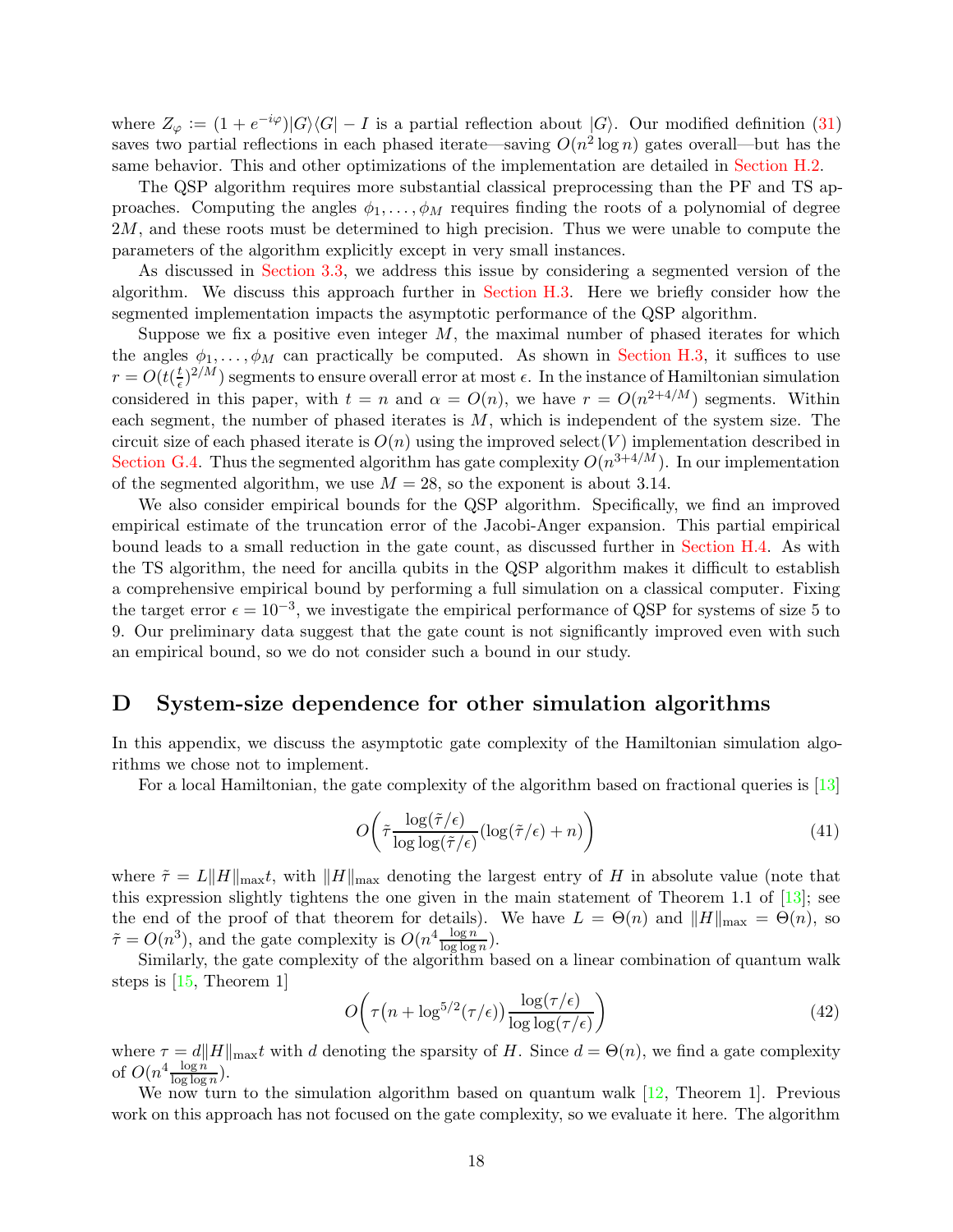where $Z_\varphi := (1 + e^{-i\varphi})|G\rangle\langle G| - I$ is a partial reflection about $|G\rangle$. Our modified definition (31) saves two partial reflections in each phased iterate—saving $O(n^2 \log n)$ gates overall—but has the same behavior. This and other optimizations of the implementation are detailed in Section H.2.

The QSP algorithm requires more substantial classical preprocessing than the PF and TS approaches. Computing the angles $\phi_1, \ldots, \phi_M$ requires finding the roots of a polynomial of degree $2M$, and these roots must be determined to high precision. Thus we were unable to compute the parameters of the algorithm explicitly except in very small instances.

As discussed in Section 3.3, we address this issue by considering a segmented version of the algorithm. We discuss this approach further in Section H.3. Here we briefly consider how the segmented implementation impacts the asymptotic performance of the QSP algorithm.

Suppose we fix a positive even integer $M$, the maximal number of phased iterates for which the angles $\phi_1, \ldots, \phi_M$ can practically be computed. As shown in Section H.3, it suffices to use $r = O(t(\frac{t}{\epsilon})^{2/M})$ segments to ensure overall error at most $\epsilon$. In the instance of Hamiltonian simulation considered in this paper, with $t = n$ and $\alpha = O(n)$, we have $r = O(n^{2+4/M})$ segments. Within each segment, the number of phased iterates is $M$, which is independent of the system size. The circuit size of each phased iterate is $O(n)$ using the improved select$(V)$ implementation described in Section G.4. Thus the segmented algorithm has gate complexity $O(n^{3+4/M})$. In our implementation of the segmented algorithm, we use $M = 28$, so the exponent is about 3.14.

We also consider empirical bounds for the QSP algorithm. Specifically, we find an improved empirical estimate of the truncation error of the Jacobi-Anger expansion. This partial empirical bound leads to a small reduction in the gate count, as discussed further in Section H.4. As with the TS algorithm, the need for ancilla qubits in the QSP algorithm makes it difficult to establish a comprehensive empirical bound by performing a full simulation on a classical computer. Fixing the target error $\epsilon = 10^{-3}$, we investigate the empirical performance of QSP for systems of size 5 to 9. Our preliminary data suggest that the gate count is not significantly improved even with such an empirical bound, so we do not consider such a bound in our study.

# D System-size dependence for other simulation algorithms

In this appendix, we discuss the asymptotic gate complexity of the Hamiltonian simulation algorithms we chose not to implement.

For a local Hamiltonian, the gate complexity of the algorithm based on fractional queries is [13]

$$O\left(\tilde{\tau}\frac{\log(\tilde{\tau}/\epsilon)}{\log\log(\tilde{\tau}/\epsilon)}(\log(\tilde{\tau}/\epsilon) + n)\right) \tag{41}$$

where $\tilde{\tau} = L\|H\|_{\max}t$, with $\|H\|_{\max}$ denoting the largest entry of $H$ in absolute value (note that this expression slightly tightens the one given in the main statement of Theorem 1.1 of [13]; see the end of the proof of that theorem for details). We have $L = \Theta(n)$ and $\|H\|_{\max} = \Theta(n)$, so $\tilde{\tau} = O(n^3)$, and the gate complexity is $O(n^4 \frac{\log n}{\log\log n})$.

Similarly, the gate complexity of the algorithm based on a linear combination of quantum walk steps is [15, Theorem 1]

$$O\left(\tau\big(n + \log^{5/2}(\tau/\epsilon)\big)\frac{\log(\tau/\epsilon)}{\log\log(\tau/\epsilon)}\right) \tag{42}$$

where $\tau = d\|H\|_{\max}t$ with $d$ denoting the sparsity of $H$. Since $d = \Theta(n)$, we find a gate complexity of $O(n^4 \frac{\log n}{\log\log n})$.

We now turn to the simulation algorithm based on quantum walk [12, Theorem 1]. Previous work on this approach has not focused on the gate complexity, so we evaluate it here. The algorithm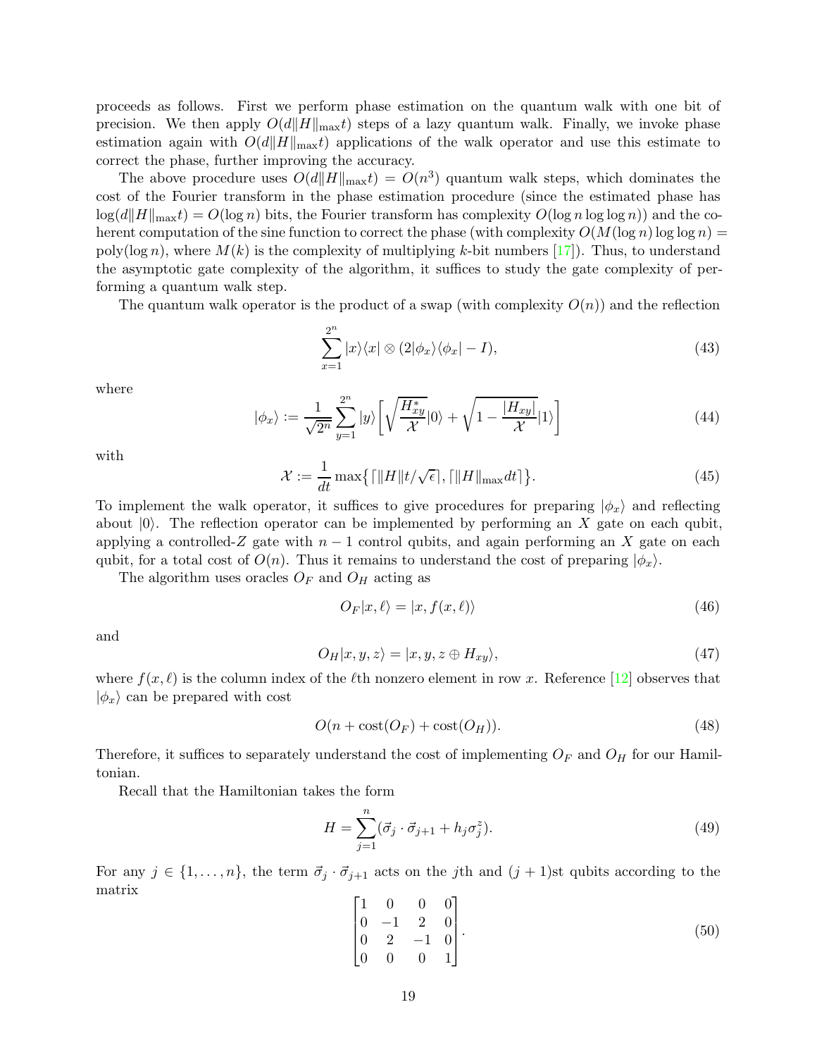proceeds as follows. First we perform phase estimation on the quantum walk with one bit of precision. We then apply $O(d\|H\|_{\max}t)$ steps of a lazy quantum walk. Finally, we invoke phase estimation again with $O(d\|H\|_{\max}t)$ applications of the walk operator and use this estimate to correct the phase, further improving the accuracy.

The above procedure uses $O(d\|H\|_{\max}t) = O(n^3)$ quantum walk steps, which dominates the cost of the Fourier transform in the phase estimation procedure (since the estimated phase has $\log(d\|H\|_{\max}t) = O(\log n)$ bits, the Fourier transform has complexity $O(\log n \log\log n)$) and the coherent computation of the sine function to correct the phase (with complexity $O(M(\log n)\log\log n) = \mathrm{poly}(\log n)$, where $M(k)$ is the complexity of multiplying $k$-bit numbers [17]). Thus, to understand the asymptotic gate complexity of the algorithm, it suffices to study the gate complexity of performing a quantum walk step.

The quantum walk operator is the product of a swap (with complexity $O(n)$) and the reflection

$$\sum_{x=1}^{2^n} |x\rangle\langle x| \otimes (2|\phi_x\rangle\langle\phi_x| - I), \tag{43}$$

where

$$|\phi_x\rangle := \frac{1}{\sqrt{2^n}} \sum_{y=1}^{2^n} |y\rangle \left[ \sqrt{\frac{H_{xy}^*}{\mathcal{X}}}|0\rangle + \sqrt{1 - \frac{|H_{xy}|}{\mathcal{X}}}|1\rangle \right] \tag{44}$$

with

$$\mathcal{X} := \frac{1}{dt} \max\bigl\{ \lceil \|H\|t/\sqrt{\epsilon} \rceil, \lceil \|H\|_{\max} dt \rceil \bigr\}. \tag{45}$$

To implement the walk operator, it suffices to give procedures for preparing $|\phi_x\rangle$ and reflecting about $|0\rangle$. The reflection operator can be implemented by performing an $X$ gate on each qubit, applying a controlled-$Z$ gate with $n-1$ control qubits, and again performing an $X$ gate on each qubit, for a total cost of $O(n)$. Thus it remains to understand the cost of preparing $|\phi_x\rangle$.

The algorithm uses oracles $O_F$ and $O_H$ acting as

$$O_F|x, \ell\rangle = |x, f(x, \ell)\rangle \tag{46}$$

and

$$O_H|x, y, z\rangle = |x, y, z \oplus H_{xy}\rangle, \tag{47}$$

where $f(x, \ell)$ is the column index of the $\ell$th nonzero element in row $x$. Reference [12] observes that $|\phi_x\rangle$ can be prepared with cost

$$O(n + \mathrm{cost}(O_F) + \mathrm{cost}(O_H)). \tag{48}$$

Therefore, it suffices to separately understand the cost of implementing $O_F$ and $O_H$ for our Hamiltonian.

Recall that the Hamiltonian takes the form

$$H = \sum_{j=1}^{n} (\vec{\sigma}_j \cdot \vec{\sigma}_{j+1} + h_j \sigma_j^z). \tag{49}$$

For any $j \in \{1, \ldots, n\}$, the term $\vec{\sigma}_j \cdot \vec{\sigma}_{j+1}$ acts on the $j$th and $(j+1)$st qubits according to the matrix

$$\begin{bmatrix} 1 & 0 & 0 & 0 \\ 0 & -1 & 2 & 0 \\ 0 & 2 & -1 & 0 \\ 0 & 0 & 0 & 1 \end{bmatrix}. \tag{50}$$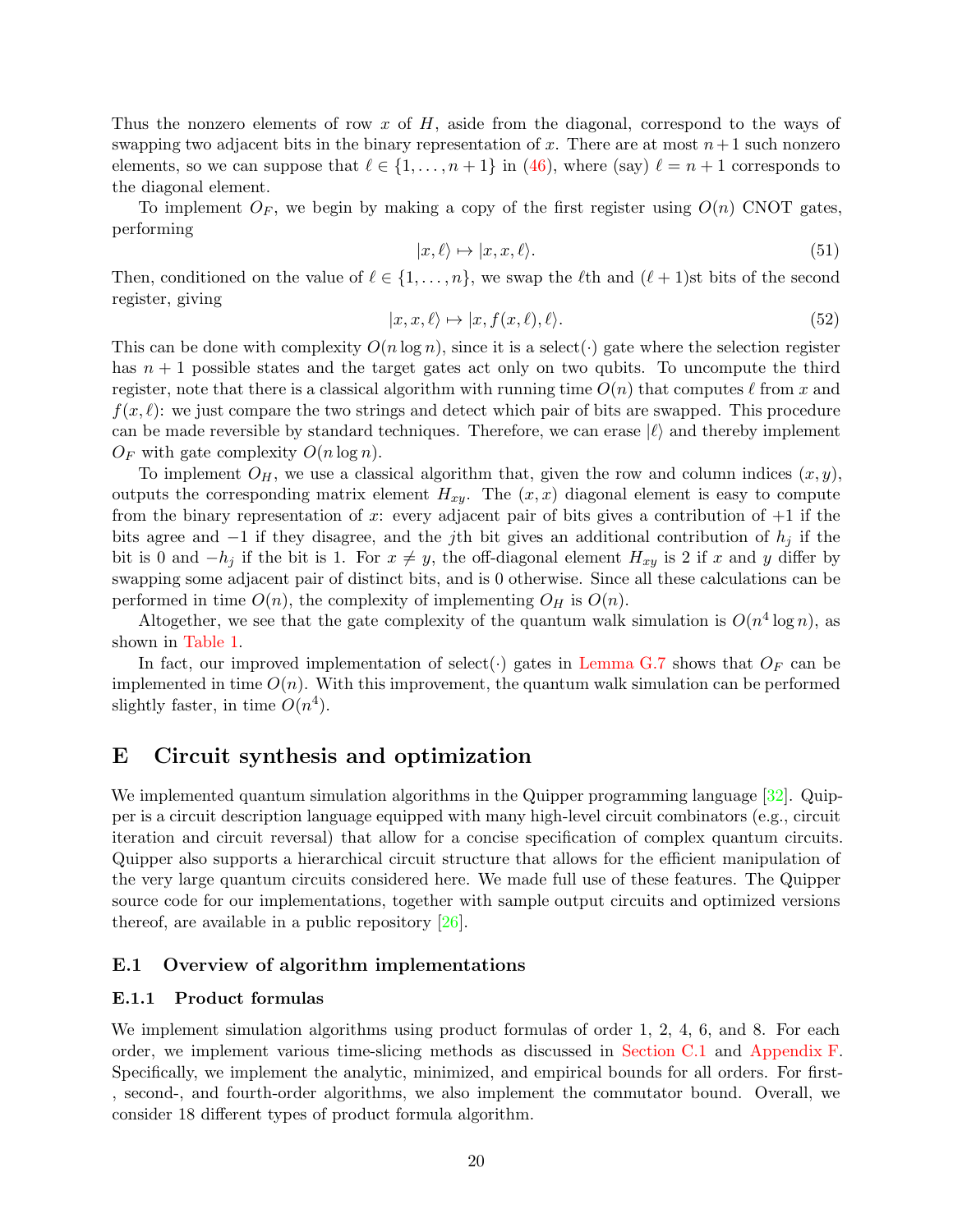Thus the nonzero elements of row $x$ of $H$, aside from the diagonal, correspond to the ways of swapping two adjacent bits in the binary representation of $x$. There are at most $n+1$ such nonzero elements, so we can suppose that $\ell \in \{1, \ldots, n+1\}$ in (46), where (say) $\ell = n+1$ corresponds to the diagonal element.

To implement $O_F$, we begin by making a copy of the first register using $O(n)$ CNOT gates, performing

$$|x, \ell\rangle \mapsto |x, x, \ell\rangle. \tag{51}$$

Then, conditioned on the value of $\ell \in \{1, \ldots, n\}$, we swap the $\ell$th and $(\ell+1)$st bits of the second register, giving

$$|x, x, \ell\rangle \mapsto |x, f(x, \ell), \ell\rangle. \tag{52}$$

This can be done with complexity $O(n \log n)$, since it is a select$(\cdot)$ gate where the selection register has $n+1$ possible states and the target gates act only on two qubits. To uncompute the third register, note that there is a classical algorithm with running time $O(n)$ that computes $\ell$ from $x$ and $f(x, \ell)$: we just compare the two strings and detect which pair of bits are swapped. This procedure can be made reversible by standard techniques. Therefore, we can erase $|\ell\rangle$ and thereby implement $O_F$ with gate complexity $O(n \log n)$.

To implement $O_H$, we use a classical algorithm that, given the row and column indices $(x, y)$, outputs the corresponding matrix element $H_{xy}$. The $(x, x)$ diagonal element is easy to compute from the binary representation of $x$: every adjacent pair of bits gives a contribution of $+1$ if the bits agree and $-1$ if they disagree, and the $j$th bit gives an additional contribution of $h_j$ if the bit is 0 and $-h_j$ if the bit is 1. For $x \neq y$, the off-diagonal element $H_{xy}$ is 2 if $x$ and $y$ differ by swapping some adjacent pair of distinct bits, and is 0 otherwise. Since all these calculations can be performed in time $O(n)$, the complexity of implementing $O_H$ is $O(n)$.

Altogether, we see that the gate complexity of the quantum walk simulation is $O(n^4 \log n)$, as shown in Table 1.

In fact, our improved implementation of select$(\cdot)$ gates in Lemma G.7 shows that $O_F$ can be implemented in time $O(n)$. With this improvement, the quantum walk simulation can be performed slightly faster, in time $O(n^4)$.

# E Circuit synthesis and optimization

We implemented quantum simulation algorithms in the Quipper programming language [32]. Quipper is a circuit description language equipped with many high-level circuit combinators (e.g., circuit iteration and circuit reversal) that allow for a concise specification of complex quantum circuits. Quipper also supports a hierarchical circuit structure that allows for the efficient manipulation of the very large quantum circuits considered here. We made full use of these features. The Quipper source code for our implementations, together with sample output circuits and optimized versions thereof, are available in a public repository [26].

## E.1 Overview of algorithm implementations

### E.1.1 Product formulas

We implement simulation algorithms using product formulas of order 1, 2, 4, 6, and 8. For each order, we implement various time-slicing methods as discussed in Section C.1 and Appendix F. Specifically, we implement the analytic, minimized, and empirical bounds for all orders. For first-, second-, and fourth-order algorithms, we also implement the commutator bound. Overall, we consider 18 different types of product formula algorithm.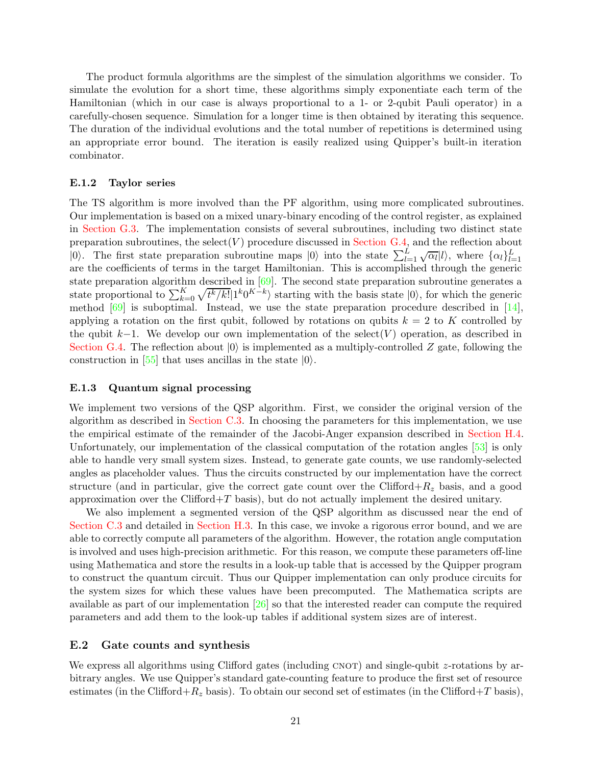The product formula algorithms are the simplest of the simulation algorithms we consider. To simulate the evolution for a short time, these algorithms simply exponentiate each term of the Hamiltonian (which in our case is always proportional to a 1- or 2-qubit Pauli operator) in a carefully-chosen sequence. Simulation for a longer time is then obtained by iterating this sequence. The duration of the individual evolutions and the total number of repetitions is determined using an appropriate error bound. The iteration is easily realized using Quipper's built-in iteration combinator.

### E.1.2 Taylor series

The TS algorithm is more involved than the PF algorithm, using more complicated subroutines. Our implementation is based on a mixed unary-binary encoding of the control register, as explained in Section G.3. The implementation consists of several subroutines, including two distinct state preparation subroutines, the select$(V)$ procedure discussed in Section G.4, and the reflection about $|0\rangle$. The first state preparation subroutine maps $|0\rangle$ into the state $\sum_{l=1}^{L}\sqrt{\alpha_l}|l\rangle$, where $\{\alpha_l\}_{l=1}^{L}$ are the coefficients of terms in the target Hamiltonian. This is accomplished through the generic state preparation algorithm described in [69]. The second state preparation subroutine generates a state proportional to $\sum_{k=0}^{K}\sqrt{t^k/k!}|1^k 0^{K-k}\rangle$ starting with the basis state $|0\rangle$, for which the generic method [69] is suboptimal. Instead, we use the state preparation procedure described in [14], applying a rotation on the first qubit, followed by rotations on qubits $k = 2$ to $K$ controlled by the qubit $k-1$. We develop our own implementation of the select$(V)$ operation, as described in Section G.4. The reflection about $|0\rangle$ is implemented as a multiply-controlled $Z$ gate, following the construction in [55] that uses ancillas in the state $|0\rangle$.

### E.1.3 Quantum signal processing

We implement two versions of the QSP algorithm. First, we consider the original version of the algorithm as described in Section C.3. In choosing the parameters for this implementation, we use the empirical estimate of the remainder of the Jacobi-Anger expansion described in Section H.4. Unfortunately, our implementation of the classical computation of the rotation angles [53] is only able to handle very small system sizes. Instead, to generate gate counts, we use randomly-selected angles as placeholder values. Thus the circuits constructed by our implementation have the correct structure (and in particular, give the correct gate count over the Clifford+$R_z$ basis, and a good approximation over the Clifford+$T$ basis), but do not actually implement the desired unitary.

We also implement a segmented version of the QSP algorithm as discussed near the end of Section C.3 and detailed in Section H.3. In this case, we invoke a rigorous error bound, and we are able to correctly compute all parameters of the algorithm. However, the rotation angle computation is involved and uses high-precision arithmetic. For this reason, we compute these parameters off-line using Mathematica and store the results in a look-up table that is accessed by the Quipper program to construct the quantum circuit. Thus our Quipper implementation can only produce circuits for the system sizes for which these values have been precomputed. The Mathematica scripts are available as part of our implementation [26] so that the interested reader can compute the required parameters and add them to the look-up tables if additional system sizes are of interest.

## E.2 Gate counts and synthesis

We express all algorithms using Clifford gates (including CNOT) and single-qubit $z$-rotations by arbitrary angles. We use Quipper's standard gate-counting feature to produce the first set of resource estimates (in the Clifford+$R_z$ basis). To obtain our second set of estimates (in the Clifford+$T$ basis),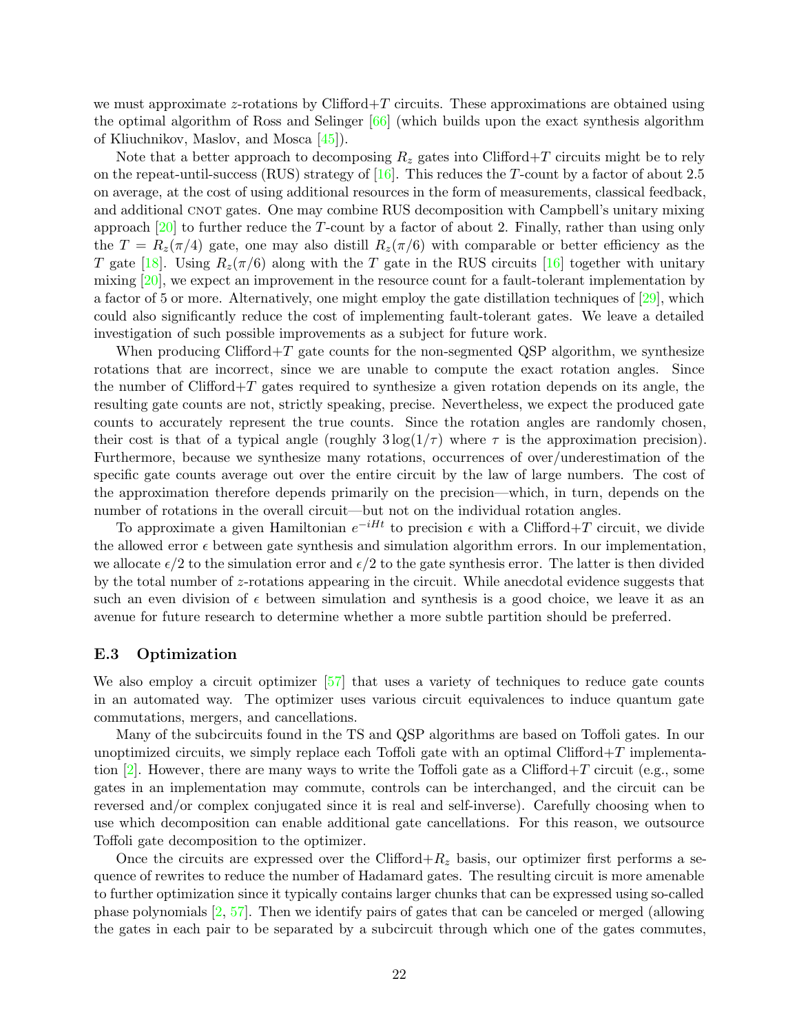we must approximate $z$-rotations by Clifford+$T$ circuits. These approximations are obtained using the optimal algorithm of Ross and Selinger [66] (which builds upon the exact synthesis algorithm of Kliuchnikov, Maslov, and Mosca [45]).

Note that a better approach to decomposing $R_z$ gates into Clifford+$T$ circuits might be to rely on the repeat-until-success (RUS) strategy of [16]. This reduces the $T$-count by a factor of about 2.5 on average, at the cost of using additional resources in the form of measurements, classical feedback, and additional CNOT gates. One may combine RUS decomposition with Campbell's unitary mixing approach [20] to further reduce the $T$-count by a factor of about 2. Finally, rather than using only the $T = R_z(\pi/4)$ gate, one may also distill $R_z(\pi/6)$ with comparable or better efficiency as the $T$ gate [18]. Using $R_z(\pi/6)$ along with the $T$ gate in the RUS circuits [16] together with unitary mixing [20], we expect an improvement in the resource count for a fault-tolerant implementation by a factor of 5 or more. Alternatively, one might employ the gate distillation techniques of [29], which could also significantly reduce the cost of implementing fault-tolerant gates. We leave a detailed investigation of such possible improvements as a subject for future work.

When producing Clifford+$T$ gate counts for the non-segmented QSP algorithm, we synthesize rotations that are incorrect, since we are unable to compute the exact rotation angles. Since the number of Clifford+$T$ gates required to synthesize a given rotation depends on its angle, the resulting gate counts are not, strictly speaking, precise. Nevertheless, we expect the produced gate counts to accurately represent the true counts. Since the rotation angles are randomly chosen, their cost is that of a typical angle (roughly $3\log(1/\tau)$ where $\tau$ is the approximation precision). Furthermore, because we synthesize many rotations, occurrences of over/underestimation of the specific gate counts average out over the entire circuit by the law of large numbers. The cost of the approximation therefore depends primarily on the precision—which, in turn, depends on the number of rotations in the overall circuit—but not on the individual rotation angles.

To approximate a given Hamiltonian $e^{-iHt}$ to precision $\epsilon$ with a Clifford+$T$ circuit, we divide the allowed error $\epsilon$ between gate synthesis and simulation algorithm errors. In our implementation, we allocate $\epsilon/2$ to the simulation error and $\epsilon/2$ to the gate synthesis error. The latter is then divided by the total number of $z$-rotations appearing in the circuit. While anecdotal evidence suggests that such an even division of $\epsilon$ between simulation and synthesis is a good choice, we leave it as an avenue for future research to determine whether a more subtle partition should be preferred.

### E.3 Optimization

We also employ a circuit optimizer [57] that uses a variety of techniques to reduce gate counts in an automated way. The optimizer uses various circuit equivalences to induce quantum gate commutations, mergers, and cancellations.

Many of the subcircuits found in the TS and QSP algorithms are based on Toffoli gates. In our unoptimized circuits, we simply replace each Toffoli gate with an optimal Clifford+$T$ implementation [2]. However, there are many ways to write the Toffoli gate as a Clifford+$T$ circuit (e.g., some gates in an implementation may commute, controls can be interchanged, and the circuit can be reversed and/or complex conjugated since it is real and self-inverse). Carefully choosing when to use which decomposition can enable additional gate cancellations. For this reason, we outsource Toffoli gate decomposition to the optimizer.

Once the circuits are expressed over the Clifford+$R_z$ basis, our optimizer first performs a sequence of rewrites to reduce the number of Hadamard gates. The resulting circuit is more amenable to further optimization since it typically contains larger chunks that can be expressed using so-called phase polynomials [2, 57]. Then we identify pairs of gates that can be canceled or merged (allowing the gates in each pair to be separated by a subcircuit through which one of the gates commutes,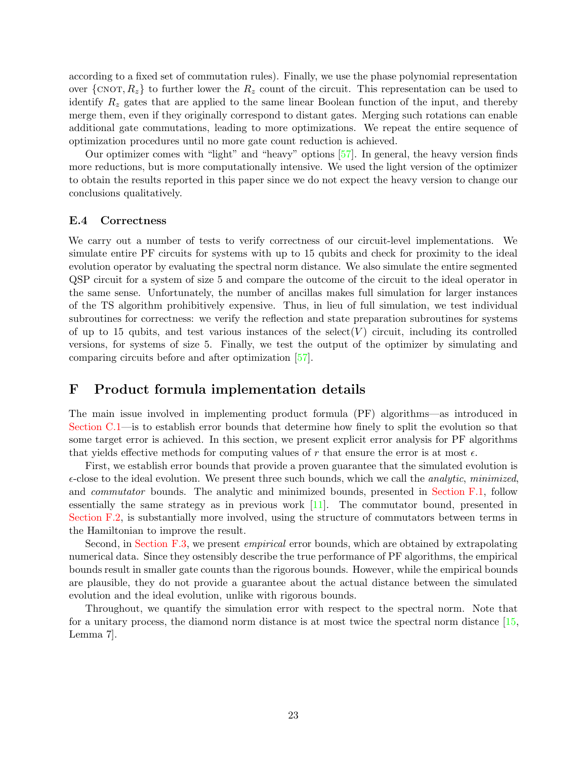according to a fixed set of commutation rules). Finally, we use the phase polynomial representation over $\{\text{CNOT}, R_z\}$ to further lower the $R_z$ count of the circuit. This representation can be used to identify $R_z$ gates that are applied to the same linear Boolean function of the input, and thereby merge them, even if they originally correspond to distant gates. Merging such rotations can enable additional gate commutations, leading to more optimizations. We repeat the entire sequence of optimization procedures until no more gate count reduction is achieved.

Our optimizer comes with "light" and "heavy" options [57]. In general, the heavy version finds more reductions, but is more computationally intensive. We used the light version of the optimizer to obtain the results reported in this paper since we do not expect the heavy version to change our conclusions qualitatively.

### E.4 Correctness

We carry out a number of tests to verify correctness of our circuit-level implementations. We simulate entire PF circuits for systems with up to 15 qubits and check for proximity to the ideal evolution operator by evaluating the spectral norm distance. We also simulate the entire segmented QSP circuit for a system of size 5 and compare the outcome of the circuit to the ideal operator in the same sense. Unfortunately, the number of ancillas makes full simulation for larger instances of the TS algorithm prohibitively expensive. Thus, in lieu of full simulation, we test individual subroutines for correctness: we verify the reflection and state preparation subroutines for systems of up to 15 qubits, and test various instances of the select($V$) circuit, including its controlled versions, for systems of size 5. Finally, we test the output of the optimizer by simulating and comparing circuits before and after optimization [57].

## F Product formula implementation details

The main issue involved in implementing product formula (PF) algorithms—as introduced in Section C.1—is to establish error bounds that determine how finely to split the evolution so that some target error is achieved. In this section, we present explicit error analysis for PF algorithms that yields effective methods for computing values of $r$ that ensure the error is at most $\epsilon$.

First, we establish error bounds that provide a proven guarantee that the simulated evolution is $\epsilon$-close to the ideal evolution. We present three such bounds, which we call the *analytic*, *minimized*, and *commutator* bounds. The analytic and minimized bounds, presented in Section F.1, follow essentially the same strategy as in previous work [11]. The commutator bound, presented in Section F.2, is substantially more involved, using the structure of commutators between terms in the Hamiltonian to improve the result.

Second, in Section F.3, we present *empirical* error bounds, which are obtained by extrapolating numerical data. Since they ostensibly describe the true performance of PF algorithms, the empirical bounds result in smaller gate counts than the rigorous bounds. However, while the empirical bounds are plausible, they do not provide a guarantee about the actual distance between the simulated evolution and the ideal evolution, unlike with rigorous bounds.

Throughout, we quantify the simulation error with respect to the spectral norm. Note that for a unitary process, the diamond norm distance is at most twice the spectral norm distance [15, Lemma 7].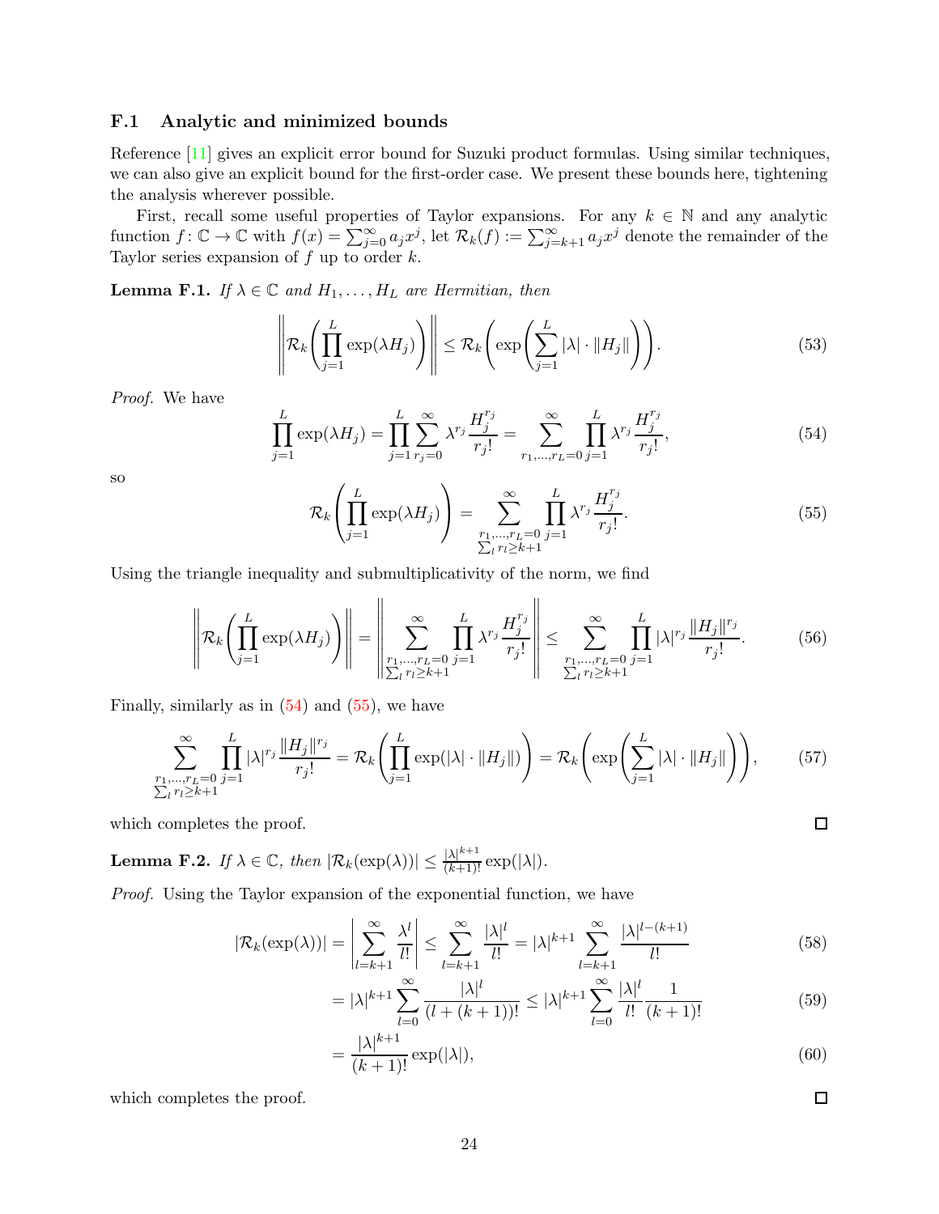### F.1 Analytic and minimized bounds

Reference [11] gives an explicit error bound for Suzuki product formulas. Using similar techniques, we can also give an explicit bound for the first-order case. We present these bounds here, tightening the analysis wherever possible.

First, recall some useful properties of Taylor expansions. For any $k \in \mathbb{N}$ and any analytic function $f\colon \mathbb{C} \to \mathbb{C}$ with $f(x) = \sum_{j=0}^{\infty} a_j x^j$, let $\mathcal{R}_k(f) := \sum_{j=k+1}^{\infty} a_j x^j$ denote the remainder of the Taylor series expansion of $f$ up to order $k$.

**Lemma F.1.** *If $\lambda \in \mathbb{C}$ and $H_1, \ldots, H_L$ are Hermitian, then*

$$\left\| \mathcal{R}_k\left(\prod_{j=1}^{L} \exp(\lambda H_j)\right) \right\| \leq \mathcal{R}_k\left(\exp\left(\sum_{j=1}^{L} |\lambda| \cdot \|H_j\|\right)\right). \tag{53}$$

*Proof.* We have

$$\prod_{j=1}^{L} \exp(\lambda H_j) = \prod_{j=1}^{L} \sum_{r_j=0}^{\infty} \lambda^{r_j} \frac{H_j^{r_j}}{r_j!} = \sum_{r_1,\ldots,r_L=0}^{\infty} \prod_{j=1}^{L} \lambda^{r_j} \frac{H_j^{r_j}}{r_j!}, \tag{54}$$

so

$$\mathcal{R}_k\left(\prod_{j=1}^{L} \exp(\lambda H_j)\right) = \sum_{\substack{r_1,\ldots,r_L=0 \\ \sum_l r_l \geq k+1}}^{\infty} \prod_{j=1}^{L} \lambda^{r_j} \frac{H_j^{r_j}}{r_j!}. \tag{55}$$

Using the triangle inequality and submultiplicativity of the norm, we find

$$\left\| \mathcal{R}_k\left(\prod_{j=1}^{L} \exp(\lambda H_j)\right) \right\| = \left\| \sum_{\substack{r_1,\ldots,r_L=0 \\ \sum_l r_l \geq k+1}}^{\infty} \prod_{j=1}^{L} \lambda^{r_j} \frac{H_j^{r_j}}{r_j!} \right\| \leq \sum_{\substack{r_1,\ldots,r_L=0 \\ \sum_l r_l \geq k+1}}^{\infty} \prod_{j=1}^{L} |\lambda|^{r_j} \frac{\|H_j\|^{r_j}}{r_j!}. \tag{56}$$

Finally, similarly as in (54) and (55), we have

$$\sum_{\substack{r_1,\ldots,r_L=0 \\ \sum_l r_l \geq k+1}}^{\infty} \prod_{j=1}^{L} |\lambda|^{r_j} \frac{\|H_j\|^{r_j}}{r_j!} = \mathcal{R}_k\left(\prod_{j=1}^{L} \exp(|\lambda| \cdot \|H_j\|)\right) = \mathcal{R}_k\left(\exp\left(\sum_{j=1}^{L} |\lambda| \cdot \|H_j\|\right)\right), \tag{57}$$

which completes the proof. $\square$

**Lemma F.2.** *If $\lambda \in \mathbb{C}$, then $|\mathcal{R}_k(\exp(\lambda))| \leq \frac{|\lambda|^{k+1}}{(k+1)!} \exp(|\lambda|)$.*

*Proof.* Using the Taylor expansion of the exponential function, we have

$$|\mathcal{R}_k(\exp(\lambda))| = \left| \sum_{l=k+1}^{\infty} \frac{\lambda^l}{l!} \right| \leq \sum_{l=k+1}^{\infty} \frac{|\lambda|^l}{l!} = |\lambda|^{k+1} \sum_{l=k+1}^{\infty} \frac{|\lambda|^{l-(k+1)}}{l!} \tag{58}$$

$$= |\lambda|^{k+1} \sum_{l=0}^{\infty} \frac{|\lambda|^l}{(l+(k+1))!} \leq |\lambda|^{k+1} \sum_{l=0}^{\infty} \frac{|\lambda|^l}{l!} \frac{1}{(k+1)!} \tag{59}$$

$$= \frac{|\lambda|^{k+1}}{(k+1)!} \exp(|\lambda|), \tag{60}$$

which completes the proof. $\square$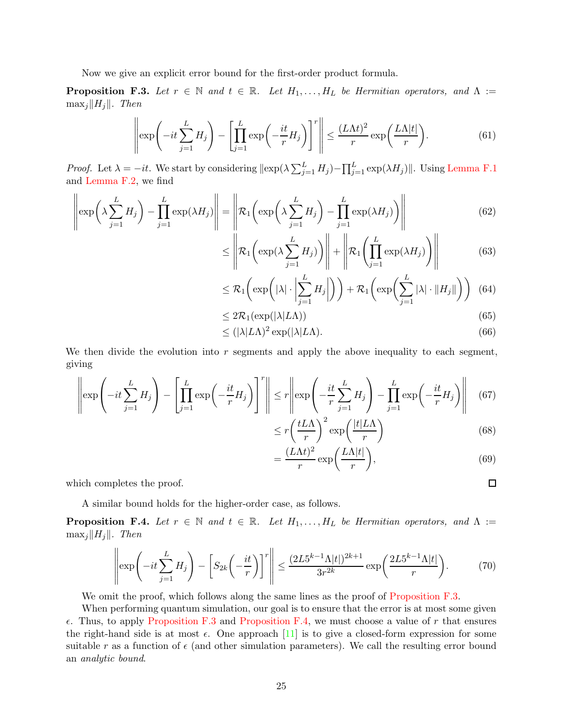Now we give an explicit error bound for the first-order product formula.

**Proposition F.3.** *Let $r \in \mathbb{N}$ and $t \in \mathbb{R}$. Let $H_1, \ldots, H_L$ be Hermitian operators, and $\Lambda := \max_j \|H_j\|$. Then*

$$\left\| \exp\left(-it\sum_{j=1}^{L} H_j\right) - \left[\prod_{j=1}^{L} \exp\left(-\frac{it}{r}H_j\right)\right]^r \right\| \le \frac{(L\Lambda t)^2}{r} \exp\left(\frac{L\Lambda|t|}{r}\right). \tag{61}$$

*Proof.* Let $\lambda = -it$. We start by considering $\|\exp(\lambda \sum_{j=1}^{L} H_j) - \prod_{j=1}^{L} \exp(\lambda H_j)\|$. Using Lemma F.1 and Lemma F.2, we find

$$\begin{aligned}
\left\| \exp\left(\lambda \sum_{j=1}^{L} H_j\right) - \prod_{j=1}^{L} \exp(\lambda H_j) \right\| &= \left\| \mathcal{R}_1\left( \exp\left(\lambda \sum_{j=1}^{L} H_j\right) - \prod_{j=1}^{L} \exp(\lambda H_j) \right) \right\| && (62)\\
&\le \left\| \mathcal{R}_1\left( \exp(\lambda \sum_{j=1}^{L} H_j) \right) \right\| + \left\| \mathcal{R}_1\left( \prod_{j=1}^{L} \exp(\lambda H_j) \right) \right\| && (63)\\
&\le \mathcal{R}_1\left( \exp\left( |\lambda| \cdot \left| \sum_{j=1}^{L} H_j \right| \right) \right) + \mathcal{R}_1\left( \exp\left( \sum_{j=1}^{L} |\lambda| \cdot \|H_j\| \right) \right) && (64)\\
&\le 2\mathcal{R}_1(\exp(|\lambda| L\Lambda)) && (65)\\
&\le (|\lambda| L\Lambda)^2 \exp(|\lambda| L\Lambda). && (66)
\end{aligned}$$

We then divide the evolution into $r$ segments and apply the above inequality to each segment, giving

$$\begin{aligned}
\left\| \exp\left(-it\sum_{j=1}^{L} H_j\right) - \left[\prod_{j=1}^{L} \exp\left(-\frac{it}{r}H_j\right)\right]^r \right\| &\le r \left\| \exp\left(-\frac{it}{r}\sum_{j=1}^{L} H_j\right) - \prod_{j=1}^{L} \exp\left(-\frac{it}{r}H_j\right) \right\| && (67)\\
&\le r \left(\frac{tL\Lambda}{r}\right)^2 \exp\left(\frac{|t| L\Lambda}{r}\right) && (68)\\
&= \frac{(L\Lambda t)^2}{r} \exp\left(\frac{L\Lambda|t|}{r}\right), && (69)
\end{aligned}$$

which completes the proof. ∎

A similar bound holds for the higher-order case, as follows.

**Proposition F.4.** *Let $r \in \mathbb{N}$ and $t \in \mathbb{R}$. Let $H_1, \ldots, H_L$ be Hermitian operators, and $\Lambda := \max_j \|H_j\|$. Then*

$$\left\| \exp\left(-it\sum_{j=1}^{L} H_j\right) - \left[S_{2k}\left(-\frac{it}{r}\right)\right]^r \right\| \le \frac{(2L5^{k-1}\Lambda|t|)^{2k+1}}{3r^{2k}} \exp\left(\frac{2L5^{k-1}\Lambda|t|}{r}\right). \tag{70}$$

We omit the proof, which follows along the same lines as the proof of Proposition F.3.

When performing quantum simulation, our goal is to ensure that the error is at most some given $\epsilon$. Thus, to apply Proposition F.3 and Proposition F.4, we must choose a value of $r$ that ensures the right-hand side is at most $\epsilon$. One approach [11] is to give a closed-form expression for some suitable $r$ as a function of $\epsilon$ (and other simulation parameters). We call the resulting error bound an *analytic bound*.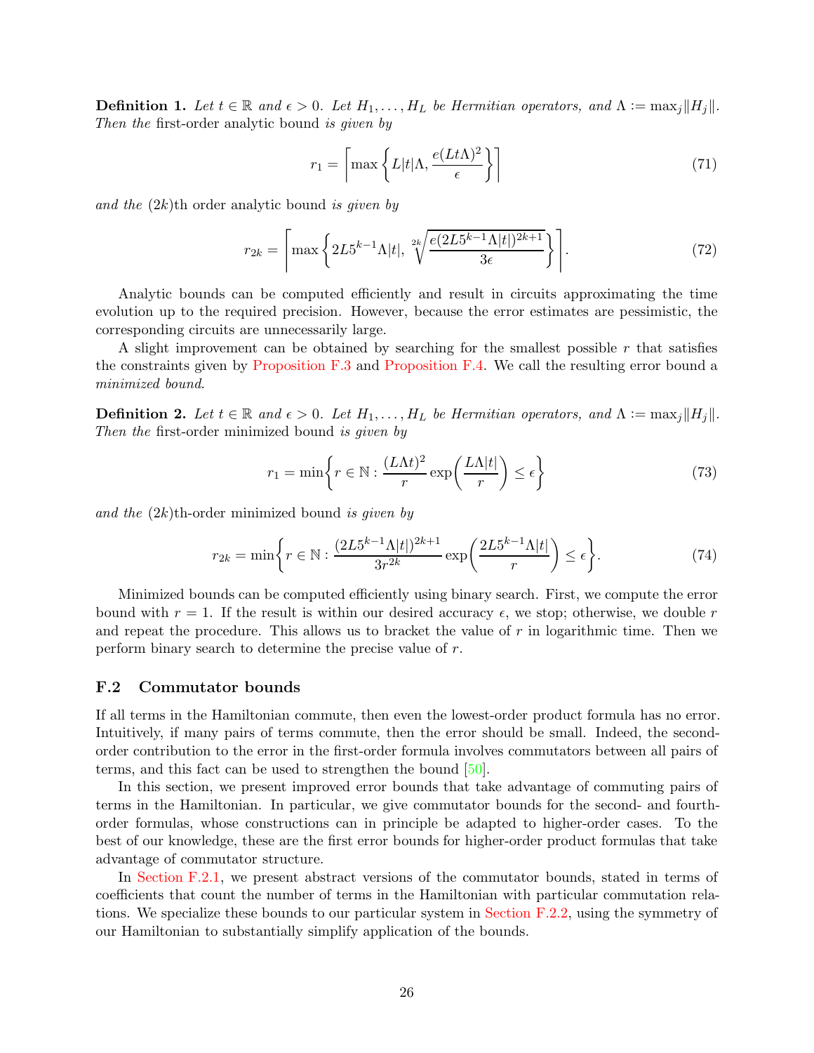**Definition 1.** *Let $t \in \mathbb{R}$ and $\epsilon > 0$. Let $H_1, \ldots, H_L$ be Hermitian operators, and $\Lambda := \max_j \|H_j\|$. Then the* first-order analytic bound *is given by*

$$r_1 = \left\lceil \max\left\{ L|t|\Lambda, \frac{e(Lt\Lambda)^2}{\epsilon} \right\} \right\rceil \tag{71}$$

*and the* $(2k)$th order analytic bound *is given by*

$$r_{2k} = \left\lceil \max\left\{ 2L5^{k-1}\Lambda|t|, \sqrt[2k]{\frac{e(2L5^{k-1}\Lambda|t|)^{2k+1}}{3\epsilon}} \right\} \right\rceil. \tag{72}$$

Analytic bounds can be computed efficiently and result in circuits approximating the time evolution up to the required precision. However, because the error estimates are pessimistic, the corresponding circuits are unnecessarily large.

A slight improvement can be obtained by searching for the smallest possible $r$ that satisfies the constraints given by Proposition F.3 and Proposition F.4. We call the resulting error bound a *minimized bound*.

**Definition 2.** *Let $t \in \mathbb{R}$ and $\epsilon > 0$. Let $H_1, \ldots, H_L$ be Hermitian operators, and $\Lambda := \max_j \|H_j\|$. Then the* first-order minimized bound *is given by*

$$r_1 = \min\left\{ r \in \mathbb{N} : \frac{(L\Lambda t)^2}{r} \exp\left(\frac{L\Lambda|t|}{r}\right) \le \epsilon \right\} \tag{73}$$

*and the* $(2k)$th-order minimized bound *is given by*

$$r_{2k} = \min\left\{ r \in \mathbb{N} : \frac{(2L5^{k-1}\Lambda|t|)^{2k+1}}{3r^{2k}} \exp\left(\frac{2L5^{k-1}\Lambda|t|}{r}\right) \le \epsilon \right\}. \tag{74}$$

Minimized bounds can be computed efficiently using binary search. First, we compute the error bound with $r = 1$. If the result is within our desired accuracy $\epsilon$, we stop; otherwise, we double $r$ and repeat the procedure. This allows us to bracket the value of $r$ in logarithmic time. Then we perform binary search to determine the precise value of $r$.

### F.2 Commutator bounds

If all terms in the Hamiltonian commute, then even the lowest-order product formula has no error. Intuitively, if many pairs of terms commute, then the error should be small. Indeed, the second-order contribution to the error in the first-order formula involves commutators between all pairs of terms, and this fact can be used to strengthen the bound [50].

In this section, we present improved error bounds that take advantage of commuting pairs of terms in the Hamiltonian. In particular, we give commutator bounds for the second- and fourth-order formulas, whose constructions can in principle be adapted to higher-order cases. To the best of our knowledge, these are the first error bounds for higher-order product formulas that take advantage of commutator structure.

In Section F.2.1, we present abstract versions of the commutator bounds, stated in terms of coefficients that count the number of terms in the Hamiltonian with particular commutation relations. We specialize these bounds to our particular system in Section F.2.2, using the symmetry of our Hamiltonian to substantially simplify application of the bounds.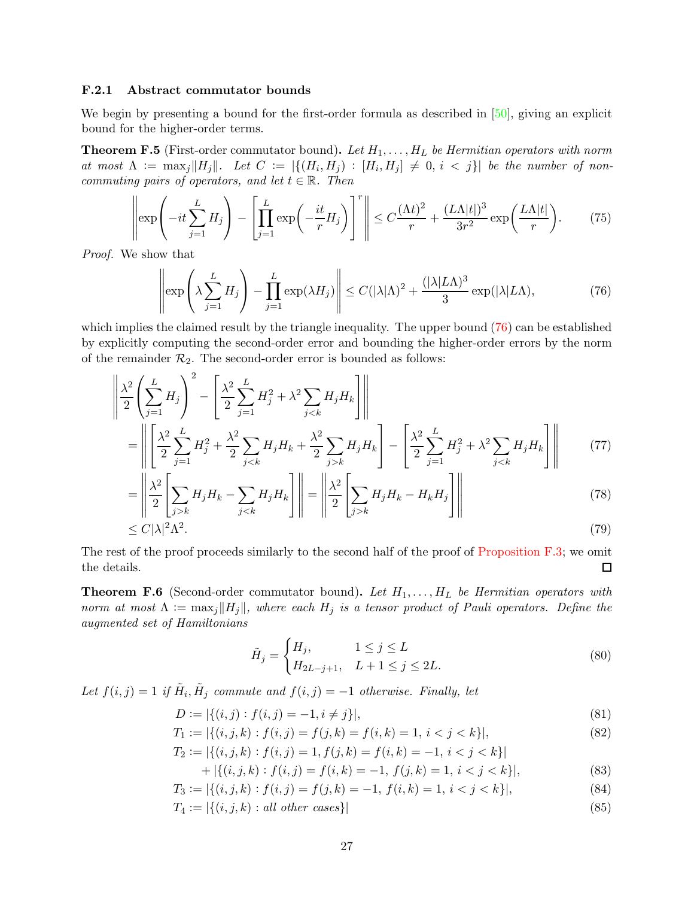#### F.2.1 Abstract commutator bounds

We begin by presenting a bound for the first-order formula as described in [50], giving an explicit bound for the higher-order terms.

**Theorem F.5** (First-order commutator bound)**.** *Let $H_1, \ldots, H_L$ be Hermitian operators with norm at most $\Lambda := \max_j \|H_j\|$. Let $C := |\{(H_i, H_j) : [H_i, H_j] \neq 0,\, i < j\}|$ be the number of non-commuting pairs of operators, and let $t \in \mathbb{R}$. Then*

$$\left\| \exp\left(-it \sum_{j=1}^{L} H_j\right) - \left[\prod_{j=1}^{L} \exp\left(-\frac{it}{r} H_j\right)\right]^r \right\| \leq C \frac{(\Lambda t)^2}{r} + \frac{(L\Lambda |t|)^3}{3r^2} \exp\left(\frac{L\Lambda|t|}{r}\right). \tag{75}$$

*Proof.* We show that

$$\left\| \exp\left(\lambda \sum_{j=1}^{L} H_j\right) - \prod_{j=1}^{L} \exp(\lambda H_j) \right\| \leq C(|\lambda|\Lambda)^2 + \frac{(|\lambda| L\Lambda)^3}{3} \exp(|\lambda| L\Lambda), \tag{76}$$

which implies the claimed result by the triangle inequality. The upper bound (76) can be established by explicitly computing the second-order error and bounding the higher-order errors by the norm of the remainder $\mathcal{R}_2$. The second-order error is bounded as follows:

$$\begin{aligned}
&\left\| \frac{\lambda^2}{2} \left(\sum_{j=1}^{L} H_j\right)^2 - \left[\frac{\lambda^2}{2} \sum_{j=1}^{L} H_j^2 + \lambda^2 \sum_{j<k} H_j H_k\right] \right\| \\
&= \left\| \left[\frac{\lambda^2}{2} \sum_{j=1}^{L} H_j^2 + \frac{\lambda^2}{2} \sum_{j<k} H_j H_k + \frac{\lambda^2}{2} \sum_{j>k} H_j H_k\right] - \left[\frac{\lambda^2}{2} \sum_{j=1}^{L} H_j^2 + \lambda^2 \sum_{j<k} H_j H_k\right] \right\| && (77) \\
&= \left\| \frac{\lambda^2}{2} \left[\sum_{j>k} H_j H_k - \sum_{j<k} H_j H_k\right] \right\| = \left\| \frac{\lambda^2}{2} \left[\sum_{j>k} H_j H_k - H_k H_j\right] \right\| && (78) \\
&\leq C|\lambda|^2 \Lambda^2. && (79)
\end{aligned}$$

The rest of the proof proceeds similarly to the second half of the proof of Proposition F.3; we omit the details. □

**Theorem F.6** (Second-order commutator bound)**.** *Let $H_1, \ldots, H_L$ be Hermitian operators with norm at most $\Lambda := \max_j \|H_j\|$, where each $H_j$ is a tensor product of Pauli operators. Define the augmented set of Hamiltonians*

$$\tilde{H}_j = \begin{cases} H_j, & 1 \leq j \leq L \\ H_{2L-j+1}, & L+1 \leq j \leq 2L. \end{cases} \tag{80}$$

*Let $f(i,j) = 1$ if $\tilde{H}_i, \tilde{H}_j$ commute and $f(i,j) = -1$ otherwise. Finally, let*

$$\begin{aligned}
D &:= |\{(i,j) : f(i,j) = -1, i \neq j\}|, && (81) \\
T_1 &:= |\{(i,j,k) : f(i,j) = f(j,k) = f(i,k) = 1,\ i < j < k\}|, && (82) \\
T_2 &:= |\{(i,j,k) : f(i,j) = 1, f(j,k) = f(i,k) = -1,\ i < j < k\}| \\
&\quad + |\{(i,j,k) : f(i,j) = f(i,k) = -1,\ f(j,k) = 1,\ i < j < k\}|, && (83) \\
T_3 &:= |\{(i,j,k) : f(i,j) = f(j,k) = -1,\ f(i,k) = 1,\ i < j < k\}|, && (84) \\
T_4 &:= |\{(i,j,k) : \text{all other cases}\}| && (85)
\end{aligned}$$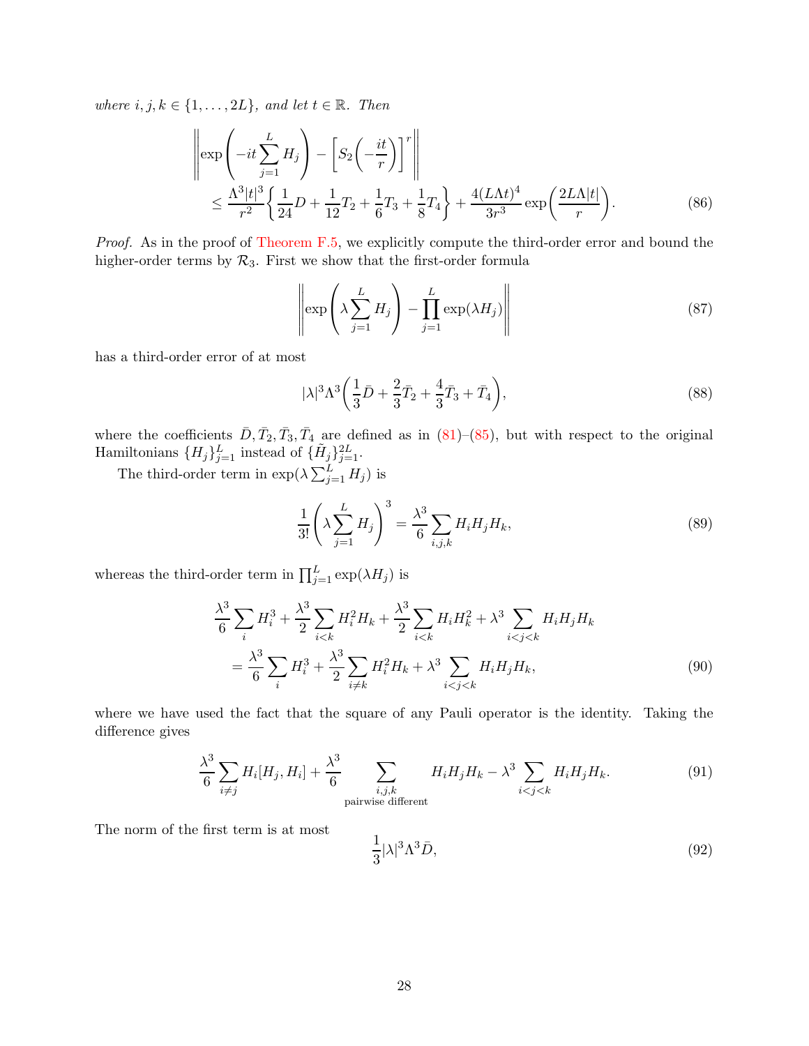*where $i, j, k \in \{1, \ldots, 2L\}$, and let $t \in \mathbb{R}$. Then*

$$
\left\| \exp\left( -it \sum_{j=1}^{L} H_j \right) - \left[ S_2\left( -\frac{it}{r} \right) \right]^r \right\| \\
\leq \frac{\Lambda^3 |t|^3}{r^2} \left\{ \frac{1}{24} D + \frac{1}{12} T_2 + \frac{1}{6} T_3 + \frac{1}{8} T_4 \right\} + \frac{4(L\Lambda t)^4}{3r^3} \exp\left( \frac{2L\Lambda|t|}{r} \right). \tag{86}
$$

*Proof.* As in the proof of Theorem F.5, we explicitly compute the third-order error and bound the higher-order terms by $\mathcal{R}_3$. First we show that the first-order formula

$$
\left\| \exp\left( \lambda \sum_{j=1}^{L} H_j \right) - \prod_{j=1}^{L} \exp(\lambda H_j) \right\| \tag{87}
$$

has a third-order error of at most

$$
|\lambda|^3 \Lambda^3 \left( \frac{1}{3} \bar{D} + \frac{2}{3} \bar{T}_2 + \frac{4}{3} \bar{T}_3 + \bar{T}_4 \right), \tag{88}
$$

where the coefficients $\bar{D}, \bar{T}_2, \bar{T}_3, \bar{T}_4$ are defined as in (81)–(85), but with respect to the original Hamiltonians $\{H_j\}_{j=1}^{L}$ instead of $\{\tilde{H}_j\}_{j=1}^{2L}$.

The third-order term in $\exp(\lambda \sum_{j=1}^{L} H_j)$ is

$$
\frac{1}{3!} \left( \lambda \sum_{j=1}^{L} H_j \right)^3 = \frac{\lambda^3}{6} \sum_{i,j,k} H_i H_j H_k, \tag{89}
$$

whereas the third-order term in $\prod_{j=1}^{L} \exp(\lambda H_j)$ is

$$
\frac{\lambda^3}{6} \sum_i H_i^3 + \frac{\lambda^3}{2} \sum_{i<k} H_i^2 H_k + \frac{\lambda^3}{2} \sum_{i<k} H_i H_k^2 + \lambda^3 \sum_{i<j<k} H_i H_j H_k \\
= \frac{\lambda^3}{6} \sum_i H_i^3 + \frac{\lambda^3}{2} \sum_{i \neq k} H_i^2 H_k + \lambda^3 \sum_{i<j<k} H_i H_j H_k, \tag{90}
$$

where we have used the fact that the square of any Pauli operator is the identity. Taking the difference gives

$$
\frac{\lambda^3}{6} \sum_{i \neq j} H_i [H_j, H_i] + \frac{\lambda^3}{6} \sum_{\substack{i,j,k \\ \text{pairwise different}}} H_i H_j H_k - \lambda^3 \sum_{i<j<k} H_i H_j H_k. \tag{91}
$$

The norm of the first term is at most

$$
\frac{1}{3} |\lambda|^3 \Lambda^3 \bar{D}, \tag{92}
$$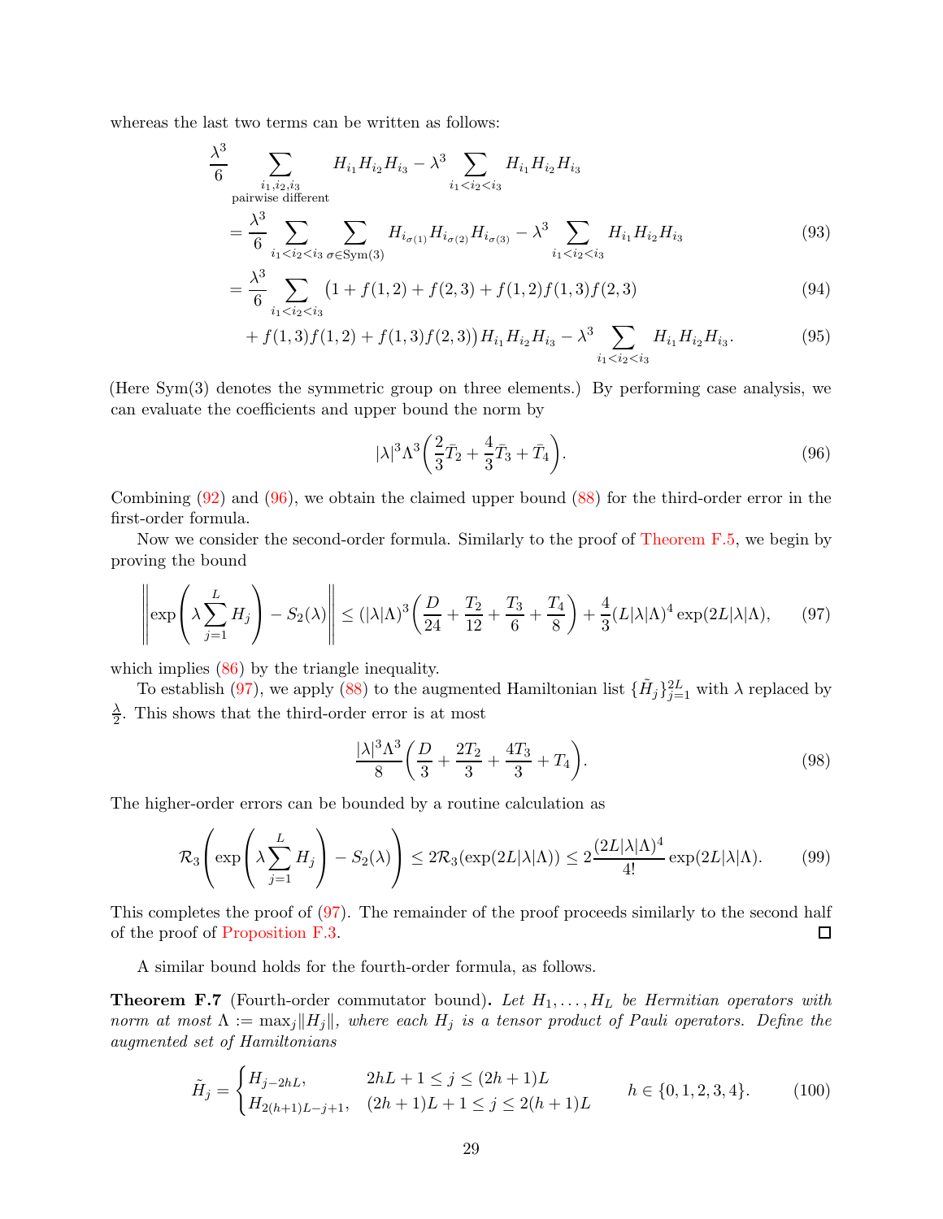whereas the last two terms can be written as follows:

$$
\begin{aligned}
&\frac{\lambda^3}{6} \sum_{\substack{i_1,i_2,i_3 \\ \text{pairwise different}}} H_{i_1} H_{i_2} H_{i_3} - \lambda^3 \sum_{i_1<i_2<i_3} H_{i_1} H_{i_2} H_{i_3} \\
&= \frac{\lambda^3}{6} \sum_{i_1<i_2<i_3} \sum_{\sigma \in \mathrm{Sym}(3)} H_{i_{\sigma(1)}} H_{i_{\sigma(2)}} H_{i_{\sigma(3)}} - \lambda^3 \sum_{i_1<i_2<i_3} H_{i_1} H_{i_2} H_{i_3} && (93) \\
&= \frac{\lambda^3}{6} \sum_{i_1<i_2<i_3} \big(1 + f(1,2) + f(2,3) + f(1,2)f(1,3)f(2,3) && (94) \\
&\quad + f(1,3)f(1,2) + f(1,3)f(2,3)\big) H_{i_1} H_{i_2} H_{i_3} - \lambda^3 \sum_{i_1<i_2<i_3} H_{i_1} H_{i_2} H_{i_3}. && (95)
\end{aligned}
$$

(Here Sym(3) denotes the symmetric group on three elements.) By performing case analysis, we can evaluate the coefficients and upper bound the norm by

$$
|\lambda|^3 \Lambda^3 \bigg( \frac{2}{3} \bar{T}_2 + \frac{4}{3} \bar{T}_3 + \bar{T}_4 \bigg). \tag{96}
$$

Combining (92) and (96), we obtain the claimed upper bound (88) for the third-order error in the first-order formula.

Now we consider the second-order formula. Similarly to the proof of Theorem F.5, we begin by proving the bound

$$
\left\| \exp\left( \lambda \sum_{j=1}^{L} H_j \right) - S_2(\lambda) \right\| \le (|\lambda|\Lambda)^3 \bigg( \frac{D}{24} + \frac{T_2}{12} + \frac{T_3}{6} + \frac{T_4}{8} \bigg) + \frac{4}{3} (L|\lambda|\Lambda)^4 \exp(2L|\lambda|\Lambda), \tag{97}
$$

which implies (86) by the triangle inequality.

To establish (97), we apply (88) to the augmented Hamiltonian list $\{\tilde{H}_j\}_{j=1}^{2L}$ with $\lambda$ replaced by $\frac{\lambda}{2}$. This shows that the third-order error is at most

$$
\frac{|\lambda|^3 \Lambda^3}{8} \bigg( \frac{D}{3} + \frac{2T_2}{3} + \frac{4T_3}{3} + T_4 \bigg). \tag{98}
$$

The higher-order errors can be bounded by a routine calculation as

$$
\mathcal{R}_3 \left( \exp\left( \lambda \sum_{j=1}^{L} H_j \right) - S_2(\lambda) \right) \le 2\mathcal{R}_3(\exp(2L|\lambda|\Lambda)) \le 2 \frac{(2L|\lambda|\Lambda)^4}{4!} \exp(2L|\lambda|\Lambda). \tag{99}
$$

This completes the proof of (97). The remainder of the proof proceeds similarly to the second half of the proof of Proposition F.3. $\square$

A similar bound holds for the fourth-order formula, as follows.

**Theorem F.7** (Fourth-order commutator bound)**.** *Let $H_1, \ldots, H_L$ be Hermitian operators with norm at most $\Lambda := \max_j \|H_j\|$, where each $H_j$ is a tensor product of Pauli operators. Define the augmented set of Hamiltonians*

$$
\tilde{H}_j = \begin{cases} H_{j-2hL}, & 2hL + 1 \le j \le (2h+1)L \\ H_{2(h+1)L-j+1}, & (2h+1)L + 1 \le j \le 2(h+1)L \end{cases} \qquad h \in \{0,1,2,3,4\}. \tag{100}
$$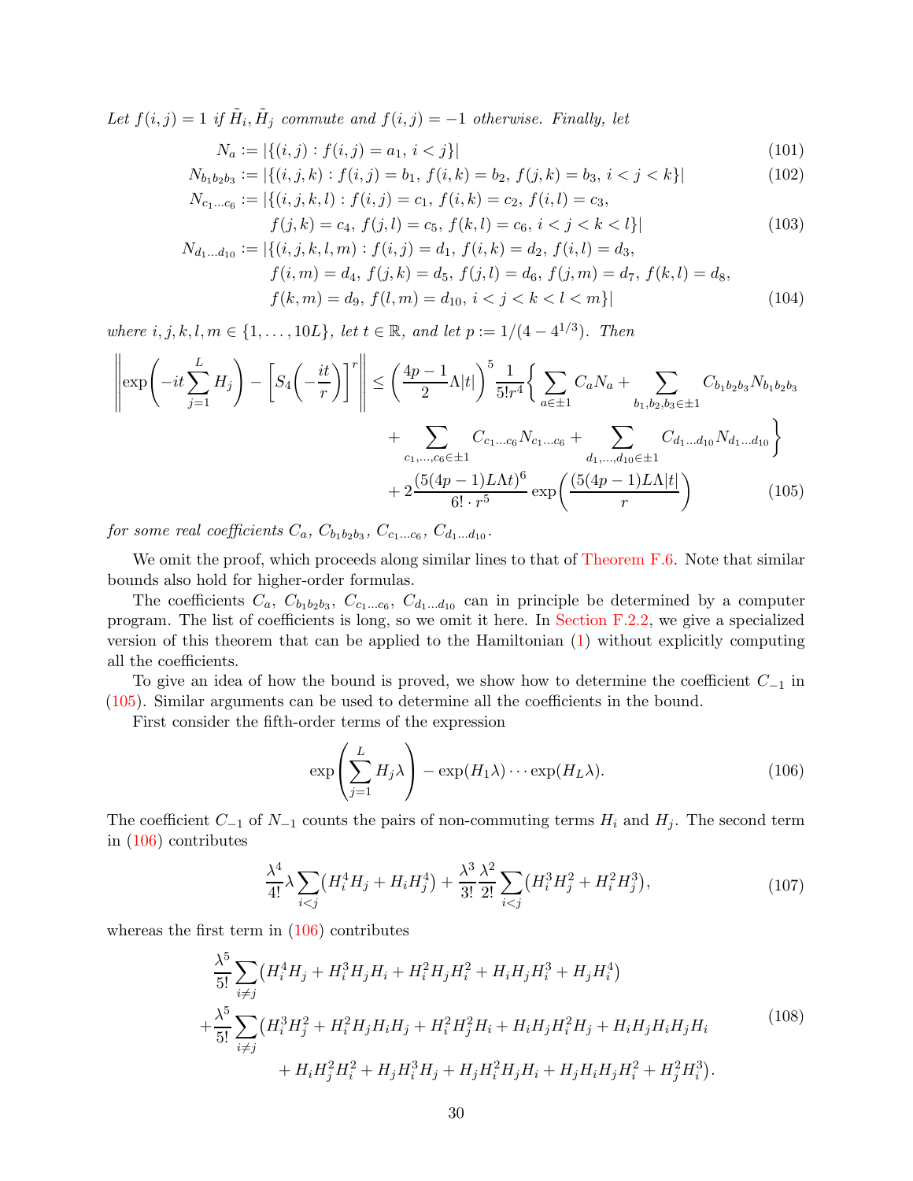*Let $f(i,j) = 1$ if $\tilde{H}_i, \tilde{H}_j$ commute and $f(i,j) = -1$ otherwise. Finally, let*

$$
\begin{aligned}
N_a &:= |\{(i,j) : f(i,j) = a_1,\ i<j\}| && (101)\\
N_{b_1 b_2 b_3} &:= |\{(i,j,k) : f(i,j) = b_1,\ f(i,k) = b_2,\ f(j,k) = b_3,\ i<j<k\}| && (102)\\
N_{c_1 \dots c_6} &:= |\{(i,j,k,l) : f(i,j) = c_1,\ f(i,k) = c_2,\ f(i,l) = c_3, \\
&\qquad f(j,k) = c_4,\ f(j,l) = c_5,\ f(k,l) = c_6,\ i<j<k<l\}| && (103)\\
N_{d_1 \dots d_{10}} &:= |\{(i,j,k,l,m) : f(i,j) = d_1,\ f(i,k) = d_2,\ f(i,l) = d_3, \\
&\qquad f(i,m) = d_4,\ f(j,k) = d_5,\ f(j,l) = d_6,\ f(j,m) = d_7,\ f(k,l) = d_8, \\
&\qquad f(k,m) = d_9,\ f(l,m) = d_{10},\ i<j<k<l<m\}| && (104)
\end{aligned}
$$

*where $i,j,k,l,m \in \{1,\dots,10L\}$, let $t \in \mathbb{R}$, and let $p := 1/(4-4^{1/3})$. Then*

$$
\begin{aligned}
\left\| \exp\left(-it\sum_{j=1}^{L} H_j\right) - \left[S_4\left(-\frac{it}{r}\right)\right]^r \right\| \le \left(\frac{4p-1}{2}\Lambda|t|\right)^5 \frac{1}{5!r^4} \Bigg\{ \sum_{a\in\pm1} C_a N_a + \sum_{b_1,b_2,b_3\in\pm1} C_{b_1b_2b_3} N_{b_1b_2b_3} \\
+ \sum_{c_1,\dots,c_6\in\pm1} C_{c_1\dots c_6} N_{c_1\dots c_6} + \sum_{d_1,\dots,d_{10}\in\pm1} C_{d_1\dots d_{10}} N_{d_1\dots d_{10}} \Bigg\} \\
+ 2\frac{(5(4p-1)L\Lambda t)^6}{6!\cdot r^5} \exp\left(\frac{(5(4p-1)L\Lambda|t|)}{r}\right)
\end{aligned}
\tag{105}
$$

*for some real coefficients $C_a$, $C_{b_1b_2b_3}$, $C_{c_1\dots c_6}$, $C_{d_1\dots d_{10}}$.*

We omit the proof, which proceeds along similar lines to that of Theorem F.6. Note that similar bounds also hold for higher-order formulas.

The coefficients $C_a$, $C_{b_1b_2b_3}$, $C_{c_1\dots c_6}$, $C_{d_1\dots d_{10}}$ can in principle be determined by a computer program. The list of coefficients is long, so we omit it here. In Section F.2.2, we give a specialized version of this theorem that can be applied to the Hamiltonian (1) without explicitly computing all the coefficients.

To give an idea of how the bound is proved, we show how to determine the coefficient $C_{-1}$ in (105). Similar arguments can be used to determine all the coefficients in the bound.

First consider the fifth-order terms of the expression

$$
\exp\left(\sum_{j=1}^{L} H_j \lambda\right) - \exp(H_1\lambda)\cdots\exp(H_L\lambda). \tag{106}
$$

The coefficient $C_{-1}$ of $N_{-1}$ counts the pairs of non-commuting terms $H_i$ and $H_j$. The second term in (106) contributes

$$
\frac{\lambda^4}{4!}\lambda\sum_{i<j}\left(H_i^4 H_j + H_i H_j^4\right) + \frac{\lambda^3}{3!}\frac{\lambda^2}{2!}\sum_{i<j}\left(H_i^3H_j^2 + H_i^2H_j^3\right), \tag{107}
$$

whereas the first term in (106) contributes

$$
\begin{aligned}
&\frac{\lambda^5}{5!}\sum_{i\neq j}\left(H_i^4H_j + H_i^3H_jH_i + H_i^2H_jH_i^2 + H_iH_jH_i^3 + H_jH_i^4\right) \\
&+\frac{\lambda^5}{5!}\sum_{i\neq j}\big(H_i^3H_j^2 + H_i^2H_jH_iH_j + H_i^2H_j^2H_i + H_iH_jH_i^2H_j + H_iH_jH_iH_jH_i \\
&\qquad + H_iH_j^2H_i^2 + H_jH_i^3H_j + H_jH_i^2H_jH_i + H_jH_iH_jH_i^2 + H_j^2H_i^3\big).
\end{aligned}
\tag{108}
$$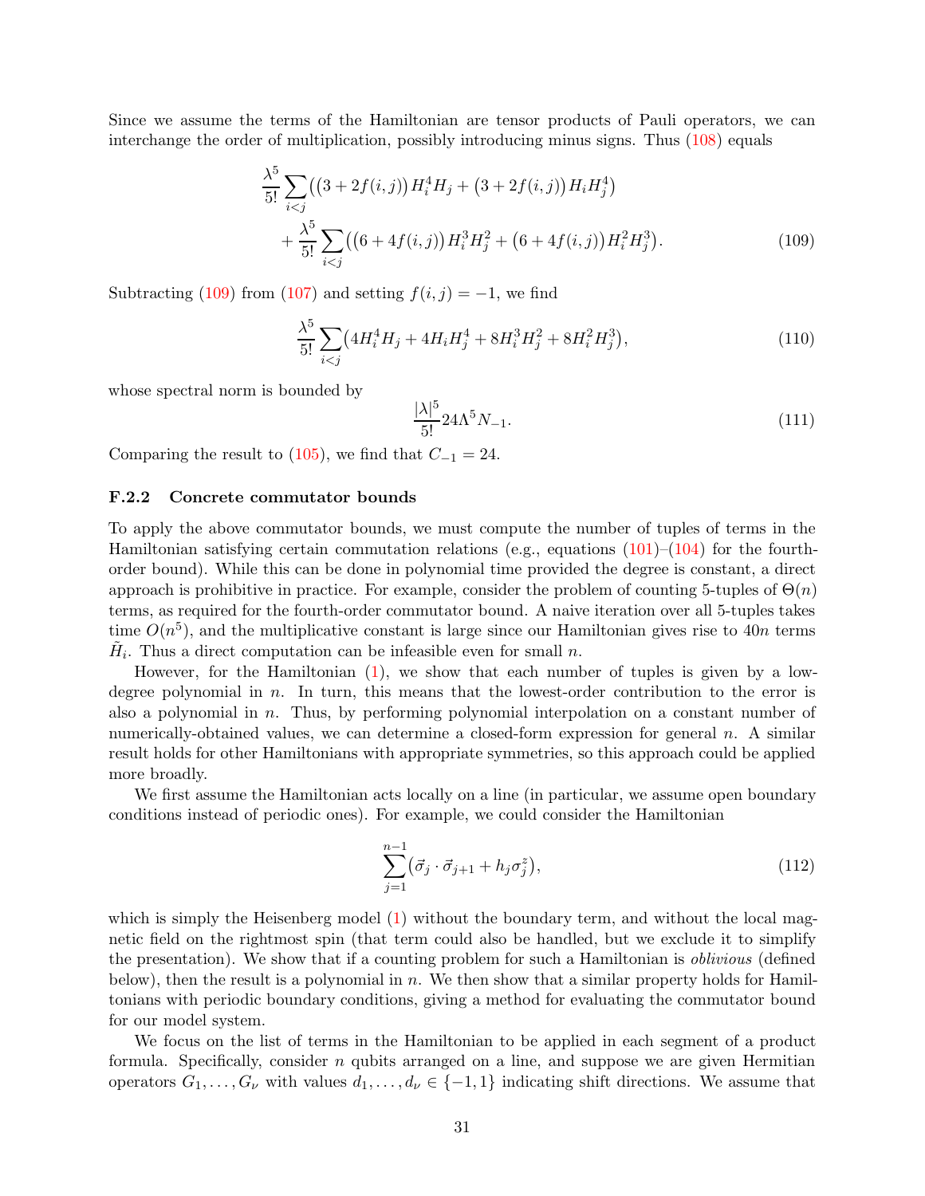Since we assume the terms of the Hamiltonian are tensor products of Pauli operators, we can interchange the order of multiplication, possibly introducing minus signs. Thus (108) equals

$$\frac{\lambda^5}{5!}\sum_{i<j}\big(\big(3+2f(i,j)\big)H_i^4H_j+\big(3+2f(i,j)\big)H_iH_j^4\big) \\ +\frac{\lambda^5}{5!}\sum_{i<j}\big(\big(6+4f(i,j)\big)H_i^3H_j^2+\big(6+4f(i,j)\big)H_i^2H_j^3\big). \tag{109}$$

Subtracting (109) from (107) and setting $f(i,j)=-1$, we find

$$\frac{\lambda^5}{5!}\sum_{i<j}\big(4H_i^4H_j+4H_iH_j^4+8H_i^3H_j^2+8H_i^2H_j^3\big), \tag{110}$$

whose spectral norm is bounded by

$$\frac{|\lambda|^5}{5!}24\Lambda^5 N_{-1}. \tag{111}$$

Comparing the result to (105), we find that $C_{-1}=24$.

### F.2.2 Concrete commutator bounds

To apply the above commutator bounds, we must compute the number of tuples of terms in the Hamiltonian satisfying certain commutation relations (e.g., equations (101)–(104) for the fourth-order bound). While this can be done in polynomial time provided the degree is constant, a direct approach is prohibitive in practice. For example, consider the problem of counting 5-tuples of $\Theta(n)$ terms, as required for the fourth-order commutator bound. A naive iteration over all 5-tuples takes time $O(n^5)$, and the multiplicative constant is large since our Hamiltonian gives rise to $40n$ terms $\tilde{H}_i$. Thus a direct computation can be infeasible even for small $n$.

However, for the Hamiltonian (1), we show that each number of tuples is given by a low-degree polynomial in $n$. In turn, this means that the lowest-order contribution to the error is also a polynomial in $n$. Thus, by performing polynomial interpolation on a constant number of numerically-obtained values, we can determine a closed-form expression for general $n$. A similar result holds for other Hamiltonians with appropriate symmetries, so this approach could be applied more broadly.

We first assume the Hamiltonian acts locally on a line (in particular, we assume open boundary conditions instead of periodic ones). For example, we could consider the Hamiltonian

$$\sum_{j=1}^{n-1}\big(\vec{\sigma}_j\cdot\vec{\sigma}_{j+1}+h_j\sigma_j^z\big), \tag{112}$$

which is simply the Heisenberg model (1) without the boundary term, and without the local magnetic field on the rightmost spin (that term could also be handled, but we exclude it to simplify the presentation). We show that if a counting problem for such a Hamiltonian is *oblivious* (defined below), then the result is a polynomial in $n$. We then show that a similar property holds for Hamiltonians with periodic boundary conditions, giving a method for evaluating the commutator bound for our model system.

We focus on the list of terms in the Hamiltonian to be applied in each segment of a product formula. Specifically, consider $n$ qubits arranged on a line, and suppose we are given Hermitian operators $G_1,\ldots,G_\nu$ with values $d_1,\ldots,d_\nu\in\{-1,1\}$ indicating shift directions. We assume that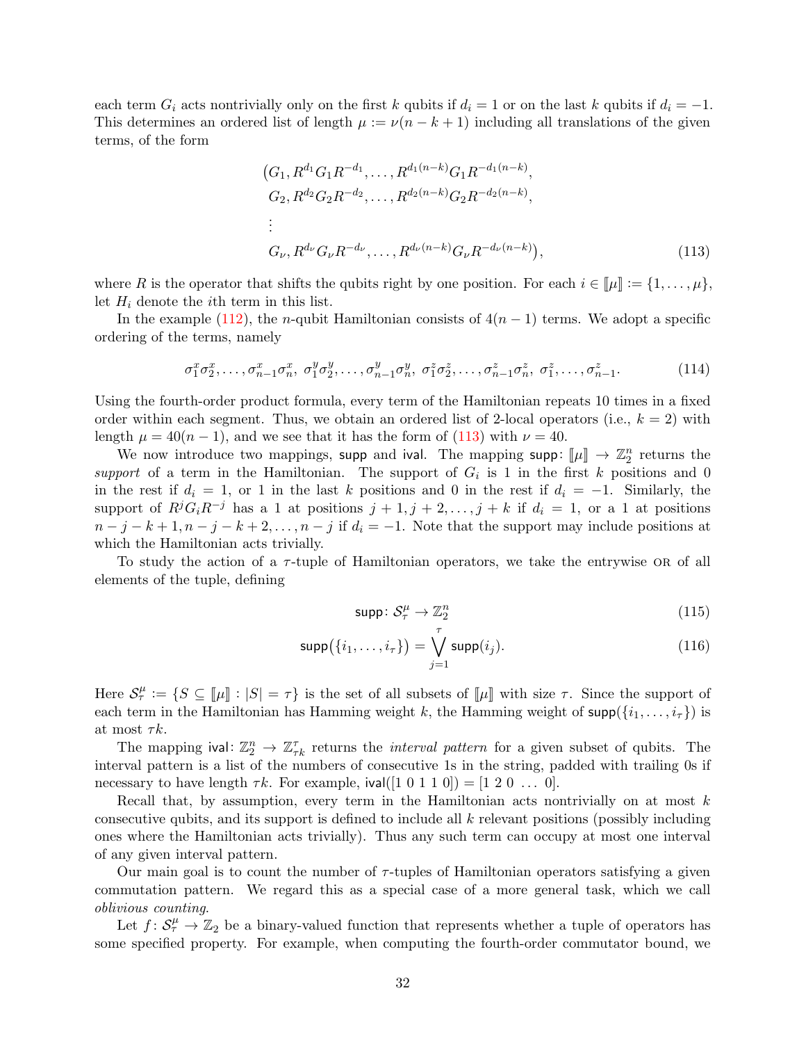each term $G_i$ acts nontrivially only on the first $k$ qubits if $d_i = 1$ or on the last $k$ qubits if $d_i = -1$. This determines an ordered list of length $\mu := \nu(n-k+1)$ including all translations of the given terms, of the form

$$
\begin{aligned}
&\big(G_1, R^{d_1} G_1 R^{-d_1}, \ldots, R^{d_1(n-k)} G_1 R^{-d_1(n-k)},\\
&\ G_2, R^{d_2} G_2 R^{-d_2}, \ldots, R^{d_2(n-k)} G_2 R^{-d_2(n-k)},\\
&\ \vdots\\
&\ G_\nu, R^{d_\nu} G_\nu R^{-d_\nu}, \ldots, R^{d_\nu(n-k)} G_\nu R^{-d_\nu(n-k)}\big),
\end{aligned}
\tag{113}
$$

where $R$ is the operator that shifts the qubits right by one position. For each $i \in [\![\mu]\!] := \{1, \ldots, \mu\}$, let $H_i$ denote the $i$th term in this list.

In the example (112), the $n$-qubit Hamiltonian consists of $4(n-1)$ terms. We adopt a specific ordering of the terms, namely

$$
\sigma_1^x\sigma_2^x, \ldots, \sigma_{n-1}^x\sigma_n^x,\ \sigma_1^y\sigma_2^y, \ldots, \sigma_{n-1}^y\sigma_n^y,\ \sigma_1^z\sigma_2^z, \ldots, \sigma_{n-1}^z\sigma_n^z,\ \sigma_1^z, \ldots, \sigma_{n-1}^z. \tag{114}
$$

Using the fourth-order product formula, every term of the Hamiltonian repeats 10 times in a fixed order within each segment. Thus, we obtain an ordered list of 2-local operators (i.e., $k = 2$) with length $\mu = 40(n-1)$, and we see that it has the form of (113) with $\nu = 40$.

We now introduce two mappings, $\mathsf{supp}$ and $\mathsf{ival}$. The mapping $\mathsf{supp}\colon [\![\mu]\!] \to \mathbb{Z}_2^n$ returns the *support* of a term in the Hamiltonian. The support of $G_i$ is 1 in the first $k$ positions and 0 in the rest if $d_i = 1$, or 1 in the last $k$ positions and 0 in the rest if $d_i = -1$. Similarly, the support of $R^j G_i R^{-j}$ has a 1 at positions $j+1, j+2, \ldots, j+k$ if $d_i = 1$, or a 1 at positions $n-j-k+1, n-j-k+2, \ldots, n-j$ if $d_i = -1$. Note that the support may include positions at which the Hamiltonian acts trivially.

To study the action of a $\tau$-tuple of Hamiltonian operators, we take the entrywise OR of all elements of the tuple, defining

$$
\mathsf{supp}\colon \mathcal{S}_\tau^\mu \to \mathbb{Z}_2^n \tag{115}
$$

$$
\mathsf{supp}\big(\{i_1, \ldots, i_\tau\}\big) = \bigvee_{j=1}^{\tau} \mathsf{supp}(i_j). \tag{116}
$$

Here $\mathcal{S}_\tau^\mu := \{S \subseteq [\![\mu]\!] : |S| = \tau\}$ is the set of all subsets of $[\![\mu]\!]$ with size $\tau$. Since the support of each term in the Hamiltonian has Hamming weight $k$, the Hamming weight of $\mathsf{supp}(\{i_1, \ldots, i_\tau\})$ is at most $\tau k$.

The mapping $\mathsf{ival}\colon \mathbb{Z}_2^n \to \mathbb{Z}_{\tau k}^\tau$ returns the *interval pattern* for a given subset of qubits. The interval pattern is a list of the numbers of consecutive 1s in the string, padded with trailing 0s if necessary to have length $\tau k$. For example, $\mathsf{ival}([1\ 0\ 1\ 1\ 0]) = [1\ 2\ 0\ \ldots\ 0]$.

Recall that, by assumption, every term in the Hamiltonian acts nontrivially on at most $k$ consecutive qubits, and its support is defined to include all $k$ relevant positions (possibly including ones where the Hamiltonian acts trivially). Thus any such term can occupy at most one interval of any given interval pattern.

Our main goal is to count the number of $\tau$-tuples of Hamiltonian operators satisfying a given commutation pattern. We regard this as a special case of a more general task, which we call *oblivious counting*.

Let $f\colon \mathcal{S}_\tau^\mu \to \mathbb{Z}_2$ be a binary-valued function that represents whether a tuple of operators has some specified property. For example, when computing the fourth-order commutator bound, we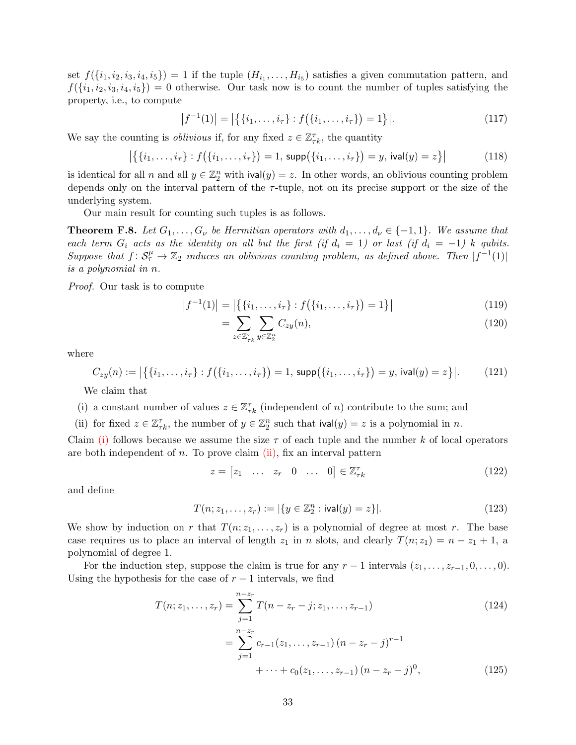set $f(\{i_1, i_2, i_3, i_4, i_5\}) = 1$ if the tuple $(H_{i_1}, \ldots, H_{i_5})$ satisfies a given commutation pattern, and $f(\{i_1, i_2, i_3, i_4, i_5\}) = 0$ otherwise. Our task now is to count the number of tuples satisfying the property, i.e., to compute

$$\left|f^{-1}(1)\right| = \left|\left\{\{i_1, \ldots, i_\tau\} : f\big(\{i_1, \ldots, i_\tau\}\big) = 1\right\}\right|. \tag{117}$$

We say the counting is *oblivious* if, for any fixed $z \in \mathbb{Z}_{\tau k}^{\tau}$, the quantity

$$\left|\left\{\{i_1, \ldots, i_\tau\} : f\big(\{i_1, \ldots, i_\tau\}\big) = 1,\, \mathsf{supp}\big(\{i_1, \ldots, i_\tau\}\big) = y,\, \mathsf{ival}(y) = z\right\}\right| \tag{118}$$

is identical for all $n$ and all $y \in \mathbb{Z}_2^n$ with $\mathsf{ival}(y) = z$. In other words, an oblivious counting problem depends only on the interval pattern of the $\tau$-tuple, not on its precise support or the size of the underlying system.

Our main result for counting such tuples is as follows.

**Theorem F.8.** *Let $G_1, \ldots, G_\nu$ be Hermitian operators with $d_1, \ldots, d_\nu \in \{-1, 1\}$. We assume that each term $G_i$ acts as the identity on all but the first (if $d_i = 1$) or last (if $d_i = -1$) $k$ qubits. Suppose that $f\colon \mathcal{S}_\tau^\mu \to \mathbb{Z}_2$ induces an oblivious counting problem, as defined above. Then $|f^{-1}(1)|$ is a polynomial in $n$.*

*Proof.* Our task is to compute

$$\left|f^{-1}(1)\right| = \left|\left\{\{i_1, \ldots, i_\tau\} : f\big(\{i_1, \ldots, i_\tau\}\big) = 1\right\}\right| \tag{119}$$

$$= \sum_{z \in \mathbb{Z}_{\tau k}^{\tau}} \sum_{y \in \mathbb{Z}_2^n} C_{zy}(n), \tag{120}$$

where

$$C_{zy}(n) := \left|\left\{\{i_1, \ldots, i_\tau\} : f\big(\{i_1, \ldots, i_\tau\}\big) = 1,\, \mathsf{supp}\big(\{i_1, \ldots, i_\tau\}\big) = y,\, \mathsf{ival}(y) = z\right\}\right|. \tag{121}$$

We claim that

(i) a constant number of values $z \in \mathbb{Z}_{\tau k}^{\tau}$ (independent of $n$) contribute to the sum; and

(ii) for fixed $z \in \mathbb{Z}_{\tau k}^{\tau}$, the number of $y \in \mathbb{Z}_2^n$ such that $\mathsf{ival}(y) = z$ is a polynomial in $n$.

Claim (i) follows because we assume the size $\tau$ of each tuple and the number $k$ of local operators are both independent of $n$. To prove claim (ii), fix an interval pattern

$$z = \begin{bmatrix} z_1 & \ldots & z_r & 0 & \ldots & 0 \end{bmatrix} \in \mathbb{Z}_{\tau k}^{\tau} \tag{122}$$

and define

$$T(n; z_1, \ldots, z_r) := |\{y \in \mathbb{Z}_2^n : \mathsf{ival}(y) = z\}|. \tag{123}$$

We show by induction on $r$ that $T(n; z_1, \ldots, z_r)$ is a polynomial of degree at most $r$. The base case requires us to place an interval of length $z_1$ in $n$ slots, and clearly $T(n; z_1) = n - z_1 + 1$, a polynomial of degree 1.

For the induction step, suppose the claim is true for any $r-1$ intervals $(z_1, \ldots, z_{r-1}, 0, \ldots, 0)$. Using the hypothesis for the case of $r-1$ intervals, we find

$$T(n; z_1, \ldots, z_r) = \sum_{j=1}^{n-z_r} T(n - z_r - j; z_1, \ldots, z_{r-1}) \tag{124}$$

$$= \sum_{j=1}^{n-z_r} c_{r-1}(z_1, \ldots, z_{r-1})\,(n - z_r - j)^{r-1} + \cdots + c_0(z_1, \ldots, z_{r-1})\,(n - z_r - j)^0, \tag{125}$$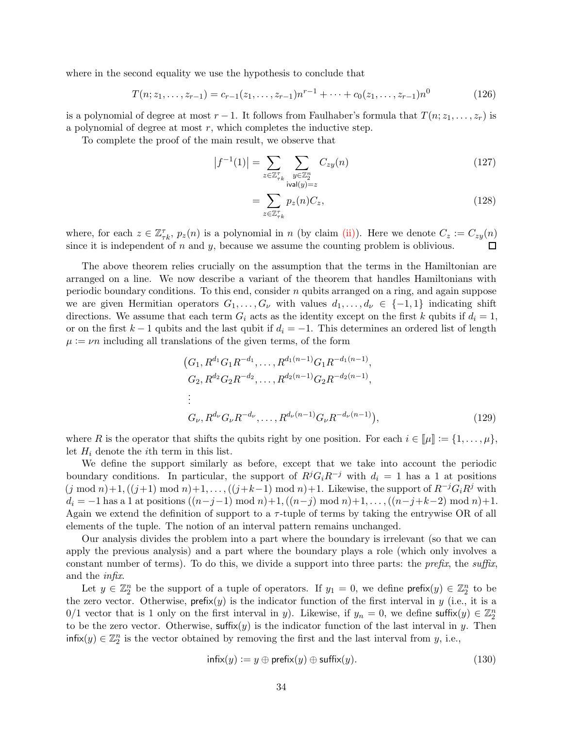where in the second equality we use the hypothesis to conclude that

$$T(n; z_1, \dots, z_{r-1}) = c_{r-1}(z_1, \dots, z_{r-1})n^{r-1} + \dots + c_0(z_1, \dots, z_{r-1})n^0 \tag{126}$$

is a polynomial of degree at most $r-1$. It follows from Faulhaber's formula that $T(n; z_1, \dots, z_r)$ is a polynomial of degree at most $r$, which completes the inductive step.

To complete the proof of the main result, we observe that

$$\left|f^{-1}(1)\right| = \sum_{z \in \mathbb{Z}_{\tau k}^{\tau}} \sum_{\substack{y \in \mathbb{Z}_2^n \\ \mathsf{ival}(y)=z}} C_{zy}(n) \tag{127}$$

$$= \sum_{z \in \mathbb{Z}_{\tau k}^{\tau}} p_z(n) C_z, \tag{128}$$

where, for each $z \in \mathbb{Z}_{\tau k}^{\tau}$, $p_z(n)$ is a polynomial in $n$ (by claim (ii)). Here we denote $C_z := C_{zy}(n)$ since it is independent of $n$ and $y$, because we assume the counting problem is oblivious. ◻

The above theorem relies crucially on the assumption that the terms in the Hamiltonian are arranged on a line. We now describe a variant of the theorem that handles Hamiltonians with periodic boundary conditions. To this end, consider $n$ qubits arranged on a ring, and again suppose we are given Hermitian operators $G_1, \dots, G_\nu$ with values $d_1, \dots, d_\nu \in \{-1, 1\}$ indicating shift directions. We assume that each term $G_i$ acts as the identity except on the first $k$ qubits if $d_i = 1$, or on the first $k-1$ qubits and the last qubit if $d_i = -1$. This determines an ordered list of length $\mu := \nu n$ including all translations of the given terms, of the form

$$\begin{aligned}
\big(&G_1, R^{d_1} G_1 R^{-d_1}, \dots, R^{d_1(n-1)} G_1 R^{-d_1(n-1)}, \\
&G_2, R^{d_2} G_2 R^{-d_2}, \dots, R^{d_2(n-1)} G_2 R^{-d_2(n-1)}, \\
&\vdots \\
&G_\nu, R^{d_\nu} G_\nu R^{-d_\nu}, \dots, R^{d_\nu(n-1)} G_\nu R^{-d_\nu(n-1)}\big),
\end{aligned} \tag{129}$$

where $R$ is the operator that shifts the qubits right by one position. For each $i \in [\![\mu]\!] := \{1, \dots, \mu\}$, let $H_i$ denote the $i$th term in this list.

We define the support similarly as before, except that we take into account the periodic boundary conditions. In particular, the support of $R^j G_i R^{-j}$ with $d_i = 1$ has a 1 at positions $(j \bmod n)+1, ((j+1) \bmod n)+1, \dots, ((j+k-1) \bmod n)+1$. Likewise, the support of $R^{-j} G_i R^j$ with $d_i = -1$ has a 1 at positions $((n-j-1) \bmod n)+1, ((n-j) \bmod n)+1, \dots, ((n-j+k-2) \bmod n)+1$. Again we extend the definition of support to a $\tau$-tuple of terms by taking the entrywise OR of all elements of the tuple. The notion of an interval pattern remains unchanged.

Our analysis divides the problem into a part where the boundary is irrelevant (so that we can apply the previous analysis) and a part where the boundary plays a role (which only involves a constant number of terms). To do this, we divide a support into three parts: the *prefix*, the *suffix*, and the *infix*.

Let $y \in \mathbb{Z}_2^n$ be the support of a tuple of operators. If $y_1 = 0$, we define $\mathsf{prefix}(y) \in \mathbb{Z}_2^n$ to be the zero vector. Otherwise, $\mathsf{prefix}(y)$ is the indicator function of the first interval in $y$ (i.e., it is a 0/1 vector that is 1 only on the first interval in $y$). Likewise, if $y_n = 0$, we define $\mathsf{suffix}(y) \in \mathbb{Z}_2^n$ to be the zero vector. Otherwise, $\mathsf{suffix}(y)$ is the indicator function of the last interval in $y$. Then $\mathsf{infix}(y) \in \mathbb{Z}_2^n$ is the vector obtained by removing the first and the last interval from $y$, i.e.,

$$\mathsf{infix}(y) := y \oplus \mathsf{prefix}(y) \oplus \mathsf{suffix}(y). \tag{130}$$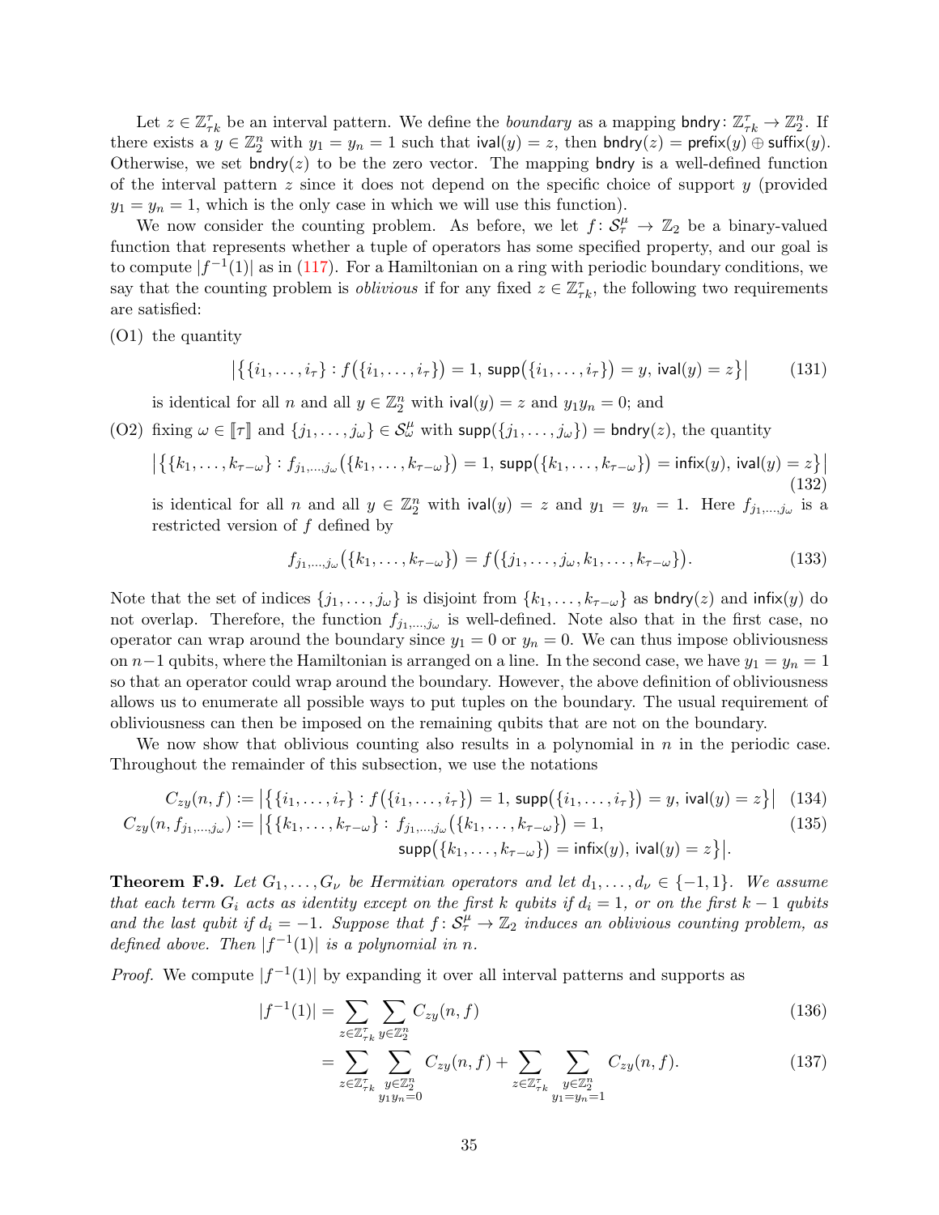Let $z \in \mathbb{Z}_{\tau k}^{\tau}$ be an interval pattern. We define the *boundary* as a mapping $\mathsf{bndry}\colon \mathbb{Z}_{\tau k}^{\tau} \to \mathbb{Z}_2^n$. If there exists a $y \in \mathbb{Z}_2^n$ with $y_1 = y_n = 1$ such that $\mathsf{ival}(y) = z$, then $\mathsf{bndry}(z) = \mathsf{prefix}(y) \oplus \mathsf{suffix}(y)$. Otherwise, we set $\mathsf{bndry}(z)$ to be the zero vector. The mapping $\mathsf{bndry}$ is a well-defined function of the interval pattern $z$ since it does not depend on the specific choice of support $y$ (provided $y_1 = y_n = 1$, which is the only case in which we will use this function).

We now consider the counting problem. As before, we let $f\colon \mathcal{S}_{\tau}^{\mu} \to \mathbb{Z}_2$ be a binary-valued function that represents whether a tuple of operators has some specified property, and our goal is to compute $|f^{-1}(1)|$ as in (117). For a Hamiltonian on a ring with periodic boundary conditions, we say that the counting problem is *oblivious* if for any fixed $z \in \mathbb{Z}_{\tau k}^{\tau}$, the following two requirements are satisfied:

(O1) the quantity

$$\left|\left\{\{i_1,\ldots,i_\tau\} : f\big(\{i_1,\ldots,i_\tau\}\big) = 1,\, \mathsf{supp}\big(\{i_1,\ldots,i_\tau\}\big) = y,\, \mathsf{ival}(y) = z\right\}\right| \tag{131}$$

is identical for all $n$ and all $y \in \mathbb{Z}_2^n$ with $\mathsf{ival}(y) = z$ and $y_1 y_n = 0$; and

(O2) fixing $\omega \in [\![\tau]\!]$ and $\{j_1,\ldots,j_\omega\} \in \mathcal{S}_{\omega}^{\mu}$ with $\mathsf{supp}(\{j_1,\ldots,j_\omega\}) = \mathsf{bndry}(z)$, the quantity

$$\left|\left\{\{k_1,\ldots,k_{\tau-\omega}\} : f_{j_1,\ldots,j_\omega}\big(\{k_1,\ldots,k_{\tau-\omega}\}\big) = 1,\, \mathsf{supp}\big(\{k_1,\ldots,k_{\tau-\omega}\}\big) = \mathsf{infix}(y),\, \mathsf{ival}(y) = z\right\}\right| \tag{132}$$

is identical for all $n$ and all $y \in \mathbb{Z}_2^n$ with $\mathsf{ival}(y) = z$ and $y_1 = y_n = 1$. Here $f_{j_1,\ldots,j_\omega}$ is a restricted version of $f$ defined by

$$f_{j_1,\ldots,j_\omega}\big(\{k_1,\ldots,k_{\tau-\omega}\}\big) = f\big(\{j_1,\ldots,j_\omega,k_1,\ldots,k_{\tau-\omega}\}\big). \tag{133}$$

Note that the set of indices $\{j_1,\ldots,j_\omega\}$ is disjoint from $\{k_1,\ldots,k_{\tau-\omega}\}$ as $\mathsf{bndry}(z)$ and $\mathsf{infix}(y)$ do not overlap. Therefore, the function $f_{j_1,\ldots,j_\omega}$ is well-defined. Note also that in the first case, no operator can wrap around the boundary since $y_1 = 0$ or $y_n = 0$. We can thus impose obliviousness on $n-1$ qubits, where the Hamiltonian is arranged on a line. In the second case, we have $y_1 = y_n = 1$ so that an operator could wrap around the boundary. However, the above definition of obliviousness allows us to enumerate all possible ways to put tuples on the boundary. The usual requirement of obliviousness can then be imposed on the remaining qubits that are not on the boundary.

We now show that oblivious counting also results in a polynomial in $n$ in the periodic case. Throughout the remainder of this subsection, we use the notations

$$C_{zy}(n,f) := \left|\left\{\{i_1,\ldots,i_\tau\} : f\big(\{i_1,\ldots,i_\tau\}\big) = 1,\, \mathsf{supp}\big(\{i_1,\ldots,i_\tau\}\big) = y,\, \mathsf{ival}(y) = z\right\}\right| \tag{134}$$

$$C_{zy}(n,f_{j_1,\ldots,j_\omega}) := \Big|\Big\{\{k_1,\ldots,k_{\tau-\omega}\} : f_{j_1,\ldots,j_\omega}\big(\{k_1,\ldots,k_{\tau-\omega}\}\big) = 1, \\ \mathsf{supp}\big(\{k_1,\ldots,k_{\tau-\omega}\}\big) = \mathsf{infix}(y),\, \mathsf{ival}(y) = z\Big\}\Big|. \tag{135}$$

**Theorem F.9.** *Let $G_1,\ldots,G_\nu$ be Hermitian operators and let $d_1,\ldots,d_\nu \in \{-1,1\}$. We assume that each term $G_i$ acts as identity except on the first $k$ qubits if $d_i = 1$, or on the first $k-1$ qubits and the last qubit if $d_i = -1$. Suppose that $f\colon \mathcal{S}_{\tau}^{\mu} \to \mathbb{Z}_2$ induces an oblivious counting problem, as defined above. Then $|f^{-1}(1)|$ is a polynomial in $n$.*

*Proof.* We compute $|f^{-1}(1)|$ by expanding it over all interval patterns and supports as

$$|f^{-1}(1)| = \sum_{z \in \mathbb{Z}_{\tau k}^{\tau}} \sum_{y \in \mathbb{Z}_2^n} C_{zy}(n,f) \tag{136}$$

$$= \sum_{z \in \mathbb{Z}_{\tau k}^{\tau}} \sum_{\substack{y \in \mathbb{Z}_2^n \\ y_1 y_n = 0}} C_{zy}(n,f) + \sum_{z \in \mathbb{Z}_{\tau k}^{\tau}} \sum_{\substack{y \in \mathbb{Z}_2^n \\ y_1 = y_n = 1}} C_{zy}(n,f). \tag{137}$$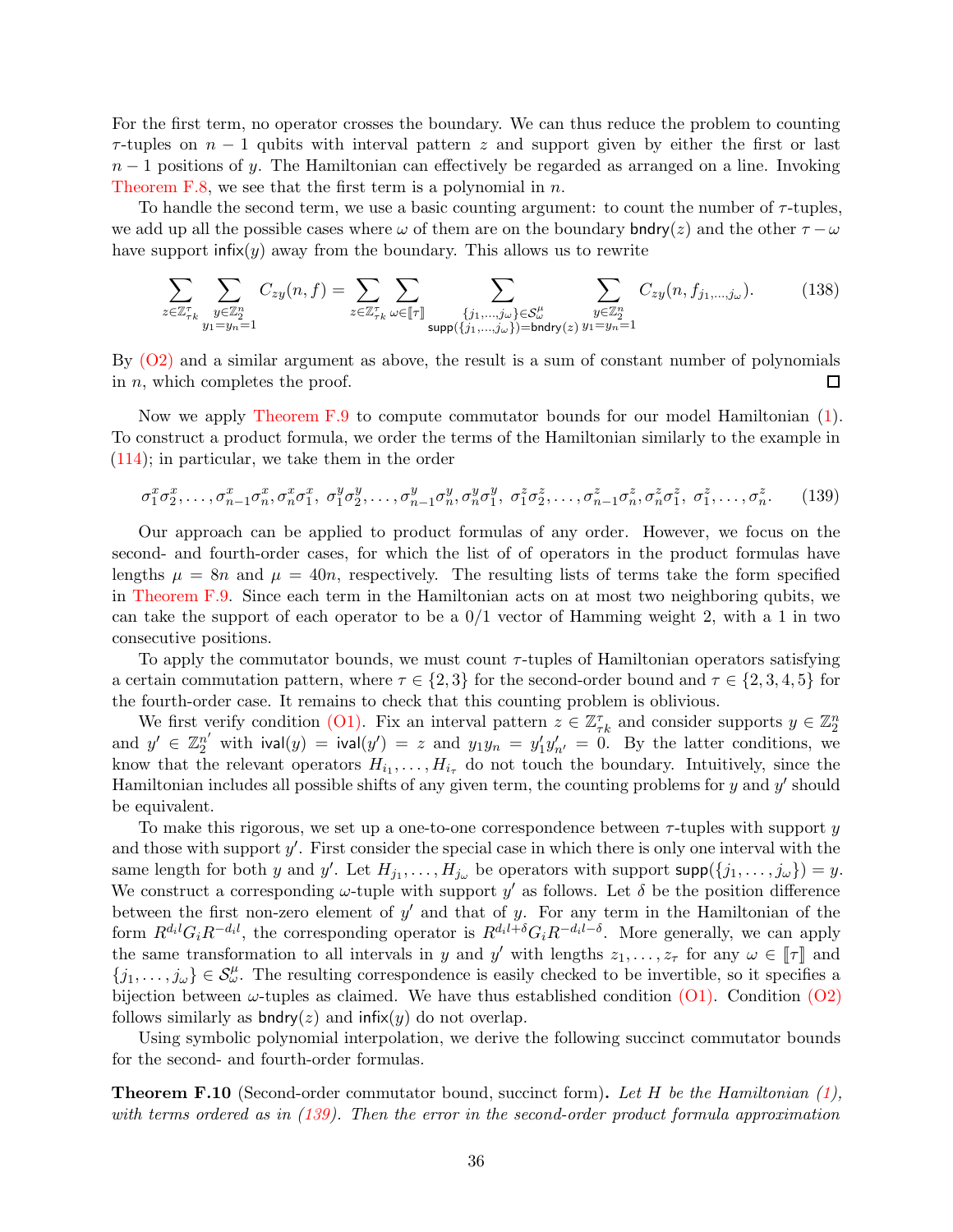For the first term, no operator crosses the boundary. We can thus reduce the problem to counting $\tau$-tuples on $n-1$ qubits with interval pattern $z$ and support given by either the first or last $n-1$ positions of $y$. The Hamiltonian can effectively be regarded as arranged on a line. Invoking Theorem F.8, we see that the first term is a polynomial in $n$.

To handle the second term, we use a basic counting argument: to count the number of $\tau$-tuples, we add up all the possible cases where $\omega$ of them are on the boundary $\mathsf{bndry}(z)$ and the other $\tau-\omega$ have support $\mathsf{infix}(y)$ away from the boundary. This allows us to rewrite

$$\sum_{z\in\mathbb{Z}_{\tau k}^{\tau}}\sum_{\substack{y\in\mathbb{Z}_2^n\\ y_1=y_n=1}} C_{zy}(n,f)=\sum_{z\in\mathbb{Z}_{\tau k}^{\tau}}\sum_{\omega\in[\![\tau]\!]}\sum_{\substack{\{j_1,\ldots,j_\omega\}\in\mathcal{S}_\omega^\mu\\ \mathsf{supp}(\{j_1,\ldots,j_\omega\})=\mathsf{bndry}(z)}}\sum_{\substack{y\in\mathbb{Z}_2^n\\ y_1=y_n=1}} C_{zy}(n,f_{j_1,\ldots,j_\omega}). \tag{138}$$

By (O2) and a similar argument as above, the result is a sum of constant number of polynomials in $n$, which completes the proof. $\square$

Now we apply Theorem F.9 to compute commutator bounds for our model Hamiltonian (1). To construct a product formula, we order the terms of the Hamiltonian similarly to the example in (114); in particular, we take them in the order

$$\sigma_1^x\sigma_2^x,\ldots,\sigma_{n-1}^x\sigma_n^x,\sigma_n^x\sigma_1^x,\ \sigma_1^y\sigma_2^y,\ldots,\sigma_{n-1}^y\sigma_n^y,\sigma_n^y\sigma_1^y,\ \sigma_1^z\sigma_2^z,\ldots,\sigma_{n-1}^z\sigma_n^z,\sigma_n^z\sigma_1^z,\ \sigma_1^z,\ldots,\sigma_n^z. \tag{139}$$

Our approach can be applied to product formulas of any order. However, we focus on the second- and fourth-order cases, for which the list of of operators in the product formulas have lengths $\mu=8n$ and $\mu=40n$, respectively. The resulting lists of terms take the form specified in Theorem F.9. Since each term in the Hamiltonian acts on at most two neighboring qubits, we can take the support of each operator to be a 0/1 vector of Hamming weight 2, with a 1 in two consecutive positions.

To apply the commutator bounds, we must count $\tau$-tuples of Hamiltonian operators satisfying a certain commutation pattern, where $\tau\in\{2,3\}$ for the second-order bound and $\tau\in\{2,3,4,5\}$ for the fourth-order case. It remains to check that this counting problem is oblivious.

We first verify condition (O1). Fix an interval pattern $z\in\mathbb{Z}_{\tau k}^{\tau}$ and consider supports $y\in\mathbb{Z}_2^n$ and $y'\in\mathbb{Z}_2^{n'}$ with $\mathsf{ival}(y)=\mathsf{ival}(y')=z$ and $y_1y_n=y'_1y'_{n'}=0$. By the latter conditions, we know that the relevant operators $H_{i_1},\ldots,H_{i_\tau}$ do not touch the boundary. Intuitively, since the Hamiltonian includes all possible shifts of any given term, the counting problems for $y$ and $y'$ should be equivalent.

To make this rigorous, we set up a one-to-one correspondence between $\tau$-tuples with support $y$ and those with support $y'$. First consider the special case in which there is only one interval with the same length for both $y$ and $y'$. Let $H_{j_1},\ldots,H_{j_\omega}$ be operators with support $\mathsf{supp}(\{j_1,\ldots,j_\omega\})=y$. We construct a corresponding $\omega$-tuple with support $y'$ as follows. Let $\delta$ be the position difference between the first non-zero element of $y'$ and that of $y$. For any term in the Hamiltonian of the form $R^{d_il}G_iR^{-d_il}$, the corresponding operator is $R^{d_il+\delta}G_iR^{-d_il-\delta}$. More generally, we can apply the same transformation to all intervals in $y$ and $y'$ with lengths $z_1,\ldots,z_\tau$ for any $\omega\in[\![\tau]\!]$ and $\{j_1,\ldots,j_\omega\}\in\mathcal{S}_\omega^\mu$. The resulting correspondence is easily checked to be invertible, so it specifies a bijection between $\omega$-tuples as claimed. We have thus established condition (O1). Condition (O2) follows similarly as $\mathsf{bndry}(z)$ and $\mathsf{infix}(y)$ do not overlap.

Using symbolic polynomial interpolation, we derive the following succinct commutator bounds for the second- and fourth-order formulas.

**Theorem F.10** (Second-order commutator bound, succinct form)**.** *Let $H$ be the Hamiltonian (1), with terms ordered as in (139). Then the error in the second-order product formula approximation*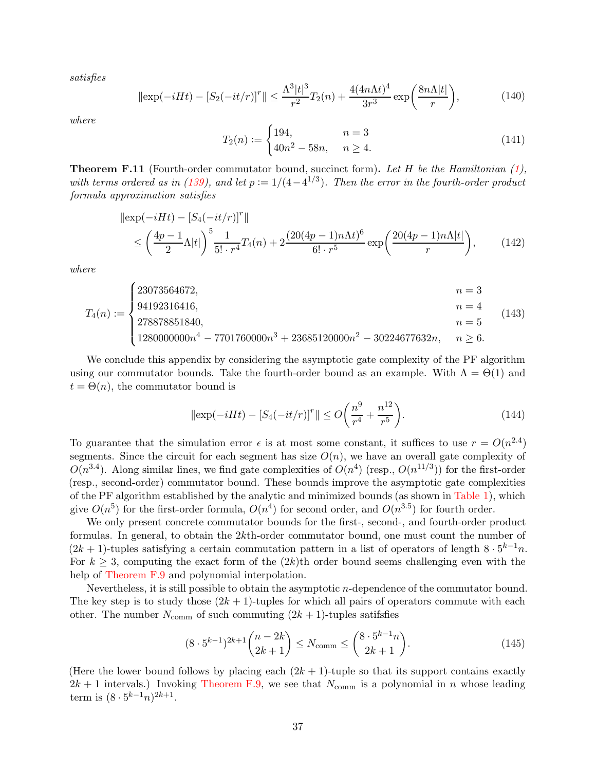*satisfies*

$$\|\exp(-iHt) - [S_2(-it/r)]^r\| \le \frac{\Lambda^3 |t|^3}{r^2} T_2(n) + \frac{4(4n\Lambda t)^4}{3r^3} \exp\left(\frac{8n\Lambda|t|}{r}\right), \tag{140}$$

*where*

$$T_2(n) := \begin{cases} 194, & n = 3 \\ 40n^2 - 58n, & n \ge 4. \end{cases} \tag{141}$$

**Theorem F.11** (Fourth-order commutator bound, succinct form)**.** *Let $H$ be the Hamiltonian (1), with terms ordered as in (139), and let $p := 1/(4 - 4^{1/3})$. Then the error in the fourth-order product formula approximation satisfies*

$$\begin{aligned}
&\|\exp(-iHt) - [S_4(-it/r)]^r\| \\
&\quad \le \left(\frac{4p-1}{2}\Lambda|t|\right)^5 \frac{1}{5! \cdot r^4} T_4(n) + 2\frac{(20(4p-1)n\Lambda t)^6}{6! \cdot r^5} \exp\left(\frac{20(4p-1)n\Lambda|t|}{r}\right),
\end{aligned} \tag{142}$$

*where*

$$T_4(n) := \begin{cases} 23073564672, & n = 3 \\ 94192316416, & n = 4 \\ 278878851840, & n = 5 \\ 1280000000n^4 - 7701760000n^3 + 23685120000n^2 - 30224677632n, & n \ge 6. \end{cases} \tag{143}$$

We conclude this appendix by considering the asymptotic gate complexity of the PF algorithm using our commutator bounds. Take the fourth-order bound as an example. With $\Lambda = \Theta(1)$ and $t = \Theta(n)$, the commutator bound is

$$\|\exp(-iHt) - [S_4(-it/r)]^r\| \le O\left(\frac{n^9}{r^4} + \frac{n^{12}}{r^5}\right). \tag{144}$$

To guarantee that the simulation error $\epsilon$ is at most some constant, it suffices to use $r = O(n^{2.4})$ segments. Since the circuit for each segment has size $O(n)$, we have an overall gate complexity of $O(n^{3.4})$. Along similar lines, we find gate complexities of $O(n^4)$ (resp., $O(n^{11/3})$) for the first-order (resp., second-order) commutator bound. These bounds improve the asymptotic gate complexities of the PF algorithm established by the analytic and minimized bounds (as shown in Table 1), which give $O(n^5)$ for the first-order formula, $O(n^4)$ for second order, and $O(n^{3.5})$ for fourth order.

We only present concrete commutator bounds for the first-, second-, and fourth-order product formulas. In general, to obtain the $2k$th-order commutator bound, one must count the number of $(2k+1)$-tuples satisfying a certain commutation pattern in a list of operators of length $8 \cdot 5^{k-1} n$. For $k \ge 3$, computing the exact form of the $(2k)$th order bound seems challenging even with the help of Theorem F.9 and polynomial interpolation.

Nevertheless, it is still possible to obtain the asymptotic $n$-dependence of the commutator bound. The key step is to study those $(2k+1)$-tuples for which all pairs of operators commute with each other. The number $N_{\mathrm{comm}}$ of such commuting $(2k+1)$-tuples satifsfies

$$(8 \cdot 5^{k-1})^{2k+1} \binom{n-2k}{2k+1} \le N_{\mathrm{comm}} \le \binom{8 \cdot 5^{k-1} n}{2k+1}. \tag{145}$$

(Here the lower bound follows by placing each $(2k+1)$-tuple so that its support contains exactly $2k+1$ intervals.) Invoking Theorem F.9, we see that $N_{\mathrm{comm}}$ is a polynomial in $n$ whose leading term is $(8 \cdot 5^{k-1} n)^{2k+1}$.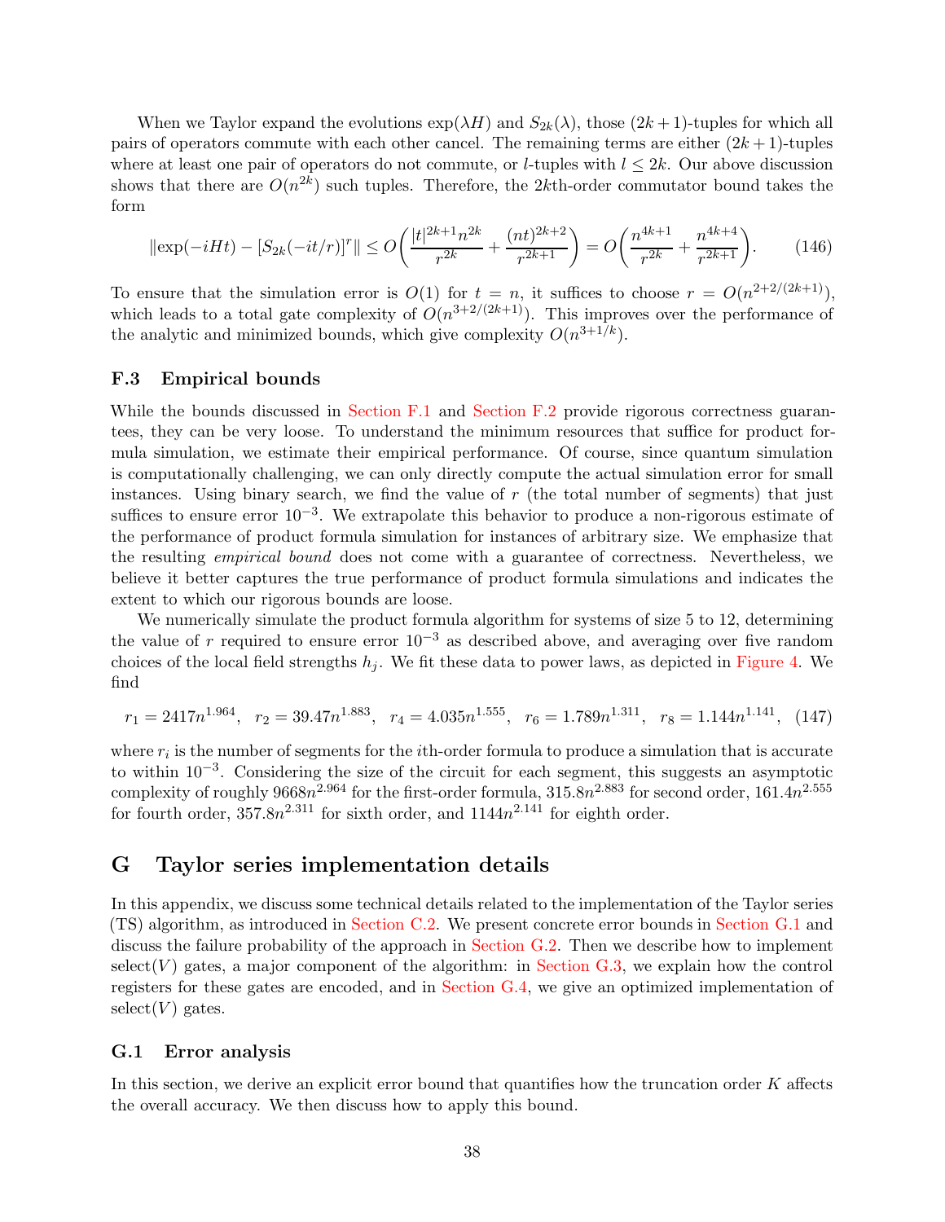When we Taylor expand the evolutions $\exp(\lambda H)$ and $S_{2k}(\lambda)$, those $(2k+1)$-tuples for which all pairs of operators commute with each other cancel. The remaining terms are either $(2k+1)$-tuples where at least one pair of operators do not commute, or $l$-tuples with $l \le 2k$. Our above discussion shows that there are $O(n^{2k})$ such tuples. Therefore, the $2k$th-order commutator bound takes the form

$$\|\exp(-iHt) - [S_{2k}(-it/r)]^r\| \le O\left(\frac{|t|^{2k+1} n^{2k}}{r^{2k}} + \frac{(nt)^{2k+2}}{r^{2k+1}}\right) = O\left(\frac{n^{4k+1}}{r^{2k}} + \frac{n^{4k+4}}{r^{2k+1}}\right). \tag{146}$$

To ensure that the simulation error is $O(1)$ for $t = n$, it suffices to choose $r = O(n^{2+2/(2k+1)})$, which leads to a total gate complexity of $O(n^{3+2/(2k+1)})$. This improves over the performance of the analytic and minimized bounds, which give complexity $O(n^{3+1/k})$.

### F.3 Empirical bounds

While the bounds discussed in Section F.1 and Section F.2 provide rigorous correctness guarantees, they can be very loose. To understand the minimum resources that suffice for product formula simulation, we estimate their empirical performance. Of course, since quantum simulation is computationally challenging, we can only directly compute the actual simulation error for small instances. Using binary search, we find the value of $r$ (the total number of segments) that just suffices to ensure error $10^{-3}$. We extrapolate this behavior to produce a non-rigorous estimate of the performance of product formula simulation for instances of arbitrary size. We emphasize that the resulting *empirical bound* does not come with a guarantee of correctness. Nevertheless, we believe it better captures the true performance of product formula simulations and indicates the extent to which our rigorous bounds are loose.

We numerically simulate the product formula algorithm for systems of size 5 to 12, determining the value of $r$ required to ensure error $10^{-3}$ as described above, and averaging over five random choices of the local field strengths $h_j$. We fit these data to power laws, as depicted in Figure 4. We find

$$r_1 = 2417n^{1.964}, \quad r_2 = 39.47n^{1.883}, \quad r_4 = 4.035n^{1.555}, \quad r_6 = 1.789n^{1.311}, \quad r_8 = 1.144n^{1.141}, \tag{147}$$

where $r_i$ is the number of segments for the $i$th-order formula to produce a simulation that is accurate to within $10^{-3}$. Considering the size of the circuit for each segment, this suggests an asymptotic complexity of roughly $9668n^{2.964}$ for the first-order formula, $315.8n^{2.883}$ for second order, $161.4n^{2.555}$ for fourth order, $357.8n^{2.311}$ for sixth order, and $1144n^{2.141}$ for eighth order.

## G Taylor series implementation details

In this appendix, we discuss some technical details related to the implementation of the Taylor series (TS) algorithm, as introduced in Section C.2. We present concrete error bounds in Section G.1 and discuss the failure probability of the approach in Section G.2. Then we describe how to implement select($V$) gates, a major component of the algorithm: in Section G.3, we explain how the control registers for these gates are encoded, and in Section G.4, we give an optimized implementation of select($V$) gates.

### G.1 Error analysis

In this section, we derive an explicit error bound that quantifies how the truncation order $K$ affects the overall accuracy. We then discuss how to apply this bound.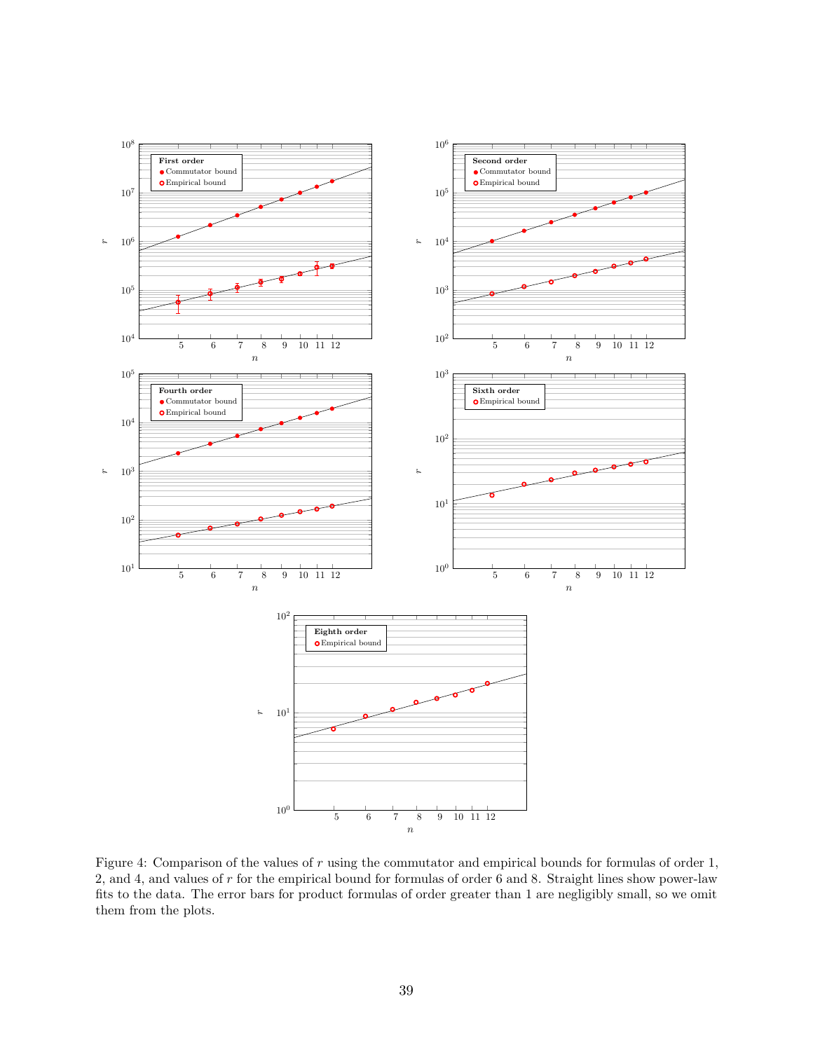Figure 4: Comparison of the values of $r$ using the commutator and empirical bounds for formulas of order 1, 2, and 4, and values of $r$ for the empirical bound for formulas of order 6 and 8. Straight lines show power-law fits to the data. The error bars for product formulas of order greater than 1 are negligibly small, so we omit them from the plots.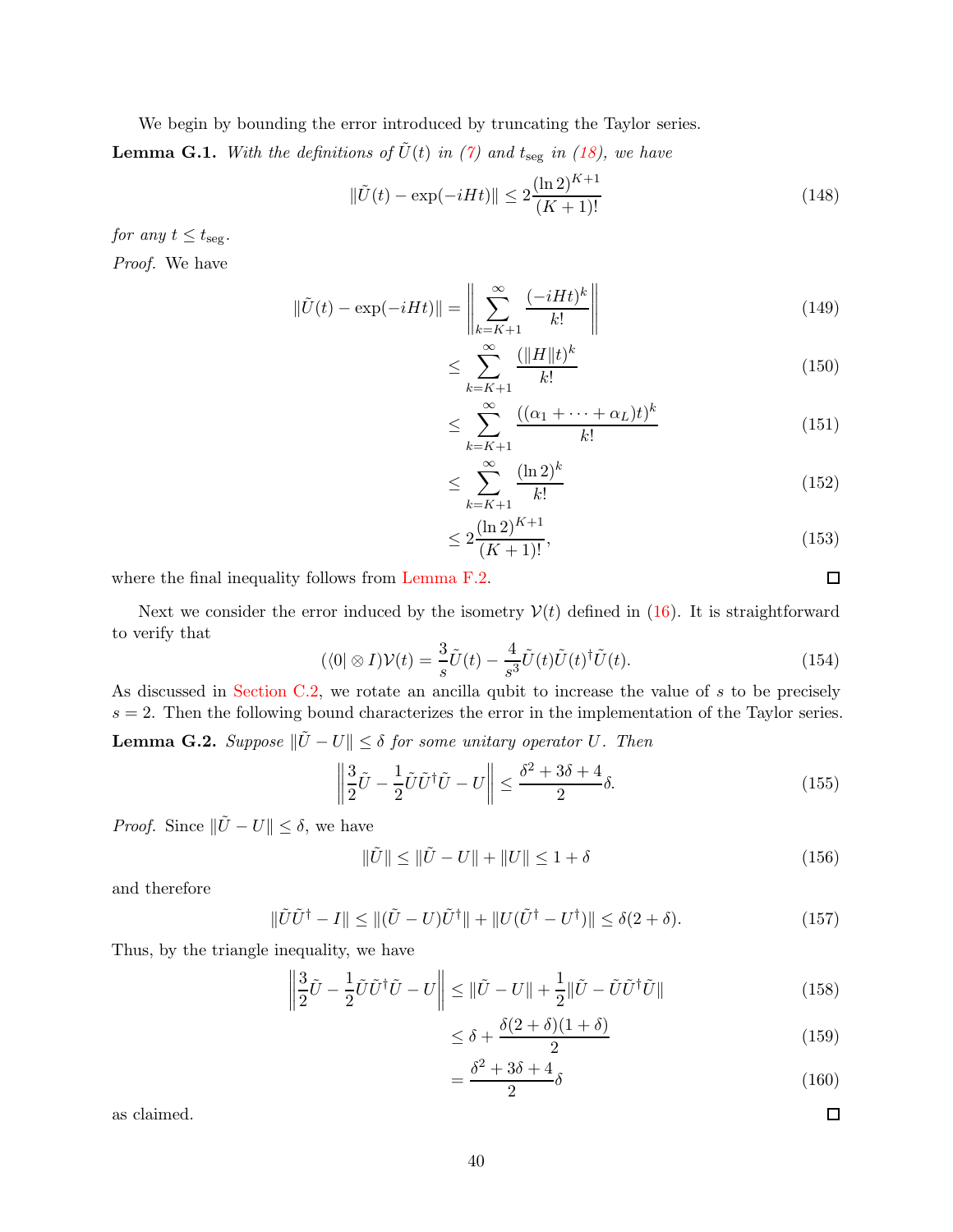We begin by bounding the error introduced by truncating the Taylor series.

**Lemma G.1.** *With the definitions of $\tilde{U}(t)$ in (7) and $t_{\mathrm{seg}}$ in (18), we have*

$$\|\tilde{U}(t) - \exp(-iHt)\| \le 2\frac{(\ln 2)^{K+1}}{(K+1)!} \tag{148}$$

*for any $t \le t_{\mathrm{seg}}$.*

*Proof.* We have

$$\begin{aligned}
\|\tilde{U}(t) - \exp(-iHt)\| &= \left\| \sum_{k=K+1}^{\infty} \frac{(-iHt)^k}{k!} \right\| &(149)\\
&\le \sum_{k=K+1}^{\infty} \frac{(\|H\|t)^k}{k!} &(150)\\
&\le \sum_{k=K+1}^{\infty} \frac{((\alpha_1 + \cdots + \alpha_L)t)^k}{k!} &(151)\\
&\le \sum_{k=K+1}^{\infty} \frac{(\ln 2)^k}{k!} &(152)\\
&\le 2\frac{(\ln 2)^{K+1}}{(K+1)!}, &(153)
\end{aligned}$$

where the final inequality follows from Lemma F.2. □

Next we consider the error induced by the isometry $\mathcal{V}(t)$ defined in (16). It is straightforward to verify that

$$(\langle 0| \otimes I)\mathcal{V}(t) = \frac{3}{s}\tilde{U}(t) - \frac{4}{s^3}\tilde{U}(t)\tilde{U}(t)^\dagger \tilde{U}(t). \tag{154}$$

As discussed in Section C.2, we rotate an ancilla qubit to increase the value of $s$ to be precisely $s = 2$. Then the following bound characterizes the error in the implementation of the Taylor series.

**Lemma G.2.** *Suppose $\|\tilde{U} - U\| \le \delta$ for some unitary operator $U$. Then*

$$\left\| \frac{3}{2}\tilde{U} - \frac{1}{2}\tilde{U}\tilde{U}^\dagger\tilde{U} - U \right\| \le \frac{\delta^2 + 3\delta + 4}{2}\delta. \tag{155}$$

*Proof.* Since $\|\tilde{U} - U\| \le \delta$, we have

$$\|\tilde{U}\| \le \|\tilde{U} - U\| + \|U\| \le 1 + \delta \tag{156}$$

and therefore

$$\|\tilde{U}\tilde{U}^\dagger - I\| \le \|(\tilde{U} - U)\tilde{U}^\dagger\| + \|U(\tilde{U}^\dagger - U^\dagger)\| \le \delta(2 + \delta). \tag{157}$$

Thus, by the triangle inequality, we have

$$\begin{aligned}
\left\| \frac{3}{2}\tilde{U} - \frac{1}{2}\tilde{U}\tilde{U}^\dagger\tilde{U} - U \right\| &\le \|\tilde{U} - U\| + \frac{1}{2}\|\tilde{U} - \tilde{U}\tilde{U}^\dagger\tilde{U}\| &(158)\\
&\le \delta + \frac{\delta(2+\delta)(1+\delta)}{2} &(159)\\
&= \frac{\delta^2 + 3\delta + 4}{2}\delta &(160)
\end{aligned}$$

as claimed. □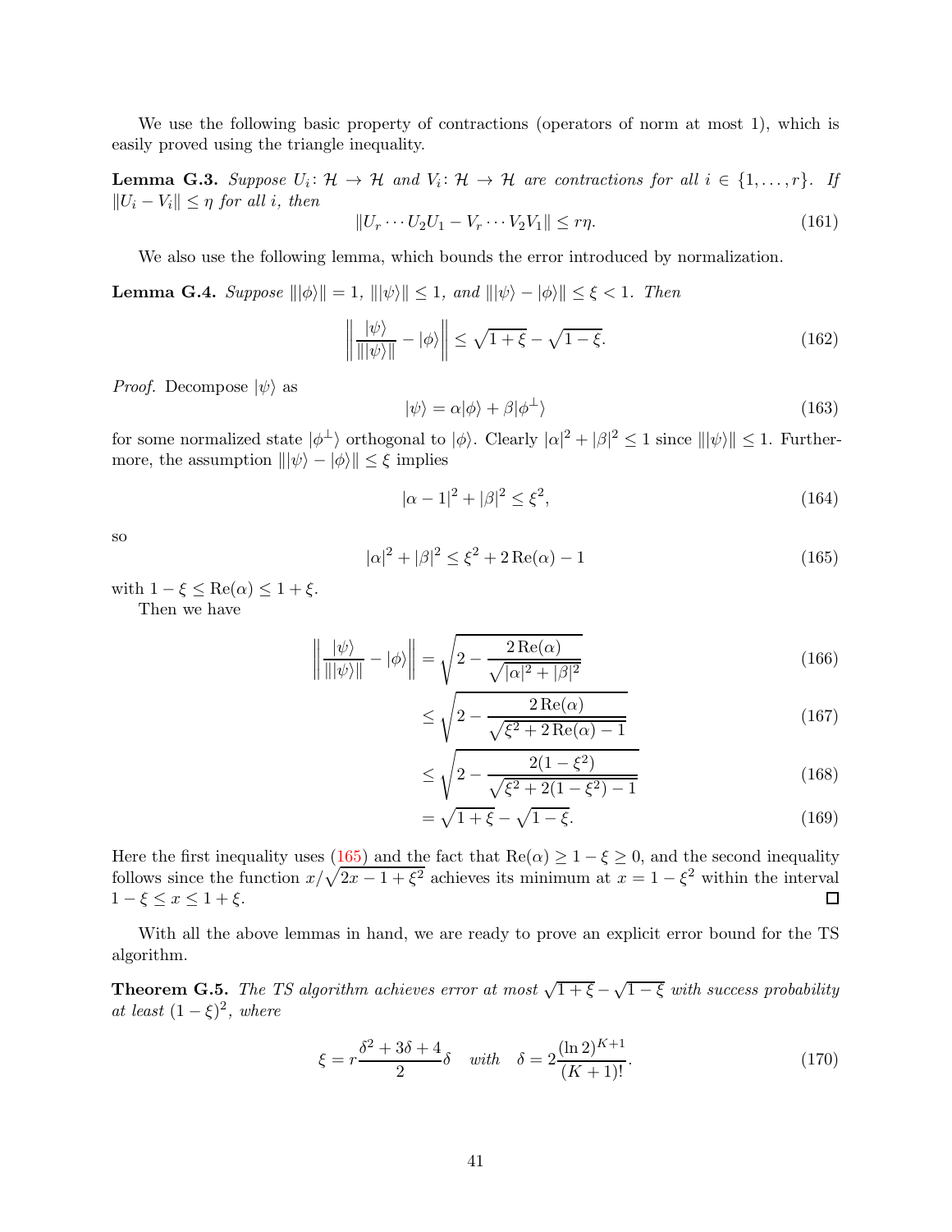We use the following basic property of contractions (operators of norm at most 1), which is easily proved using the triangle inequality.

**Lemma G.3.** *Suppose $U_i \colon \mathcal{H} \to \mathcal{H}$ and $V_i \colon \mathcal{H} \to \mathcal{H}$ are contractions for all $i \in \{1, \ldots, r\}$. If $\|U_i - V_i\| \le \eta$ for all $i$, then*

$$\|U_r \cdots U_2 U_1 - V_r \cdots V_2 V_1\| \le r\eta. \tag{161}$$

We also use the following lemma, which bounds the error introduced by normalization.

**Lemma G.4.** *Suppose $\||\phi\rangle\| = 1$, $\||\psi\rangle\| \le 1$, and $\||\psi\rangle - |\phi\rangle\| \le \xi < 1$. Then*

$$\left\| \frac{|\psi\rangle}{\||\psi\rangle\|} - |\phi\rangle \right\| \le \sqrt{1+\xi} - \sqrt{1-\xi}. \tag{162}$$

*Proof.* Decompose $|\psi\rangle$ as

$$|\psi\rangle = \alpha|\phi\rangle + \beta|\phi^\perp\rangle \tag{163}$$

for some normalized state $|\phi^\perp\rangle$ orthogonal to $|\phi\rangle$. Clearly $|\alpha|^2 + |\beta|^2 \le 1$ since $\||\psi\rangle\| \le 1$. Furthermore, the assumption $\||\psi\rangle - |\phi\rangle\| \le \xi$ implies

$$|\alpha - 1|^2 + |\beta|^2 \le \xi^2, \tag{164}$$

so

$$|\alpha|^2 + |\beta|^2 \le \xi^2 + 2\operatorname{Re}(\alpha) - 1 \tag{165}$$

with $1 - \xi \le \operatorname{Re}(\alpha) \le 1 + \xi$.

Then we have

$$\begin{aligned}
\left\| \frac{|\psi\rangle}{\||\psi\rangle\|} - |\phi\rangle \right\| &= \sqrt{2 - \frac{2\operatorname{Re}(\alpha)}{\sqrt{|\alpha|^2 + |\beta|^2}}} && (166)\\
&\le \sqrt{2 - \frac{2\operatorname{Re}(\alpha)}{\sqrt{\xi^2 + 2\operatorname{Re}(\alpha) - 1}}} && (167)\\
&\le \sqrt{2 - \frac{2(1-\xi^2)}{\sqrt{\xi^2 + 2(1-\xi^2) - 1}}} && (168)\\
&= \sqrt{1+\xi} - \sqrt{1-\xi}. && (169)
\end{aligned}$$

Here the first inequality uses (165) and the fact that $\operatorname{Re}(\alpha) \ge 1 - \xi \ge 0$, and the second inequality follows since the function $x/\sqrt{2x - 1 + \xi^2}$ achieves its minimum at $x = 1 - \xi^2$ within the interval $1 - \xi \le x \le 1 + \xi$. ∎

With all the above lemmas in hand, we are ready to prove an explicit error bound for the TS algorithm.

**Theorem G.5.** *The TS algorithm achieves error at most $\sqrt{1+\xi} - \sqrt{1-\xi}$ with success probability at least $(1-\xi)^2$, where*

$$\xi = r\frac{\delta^2 + 3\delta + 4}{2}\delta \quad \text{with} \quad \delta = 2\frac{(\ln 2)^{K+1}}{(K+1)!}. \tag{170}$$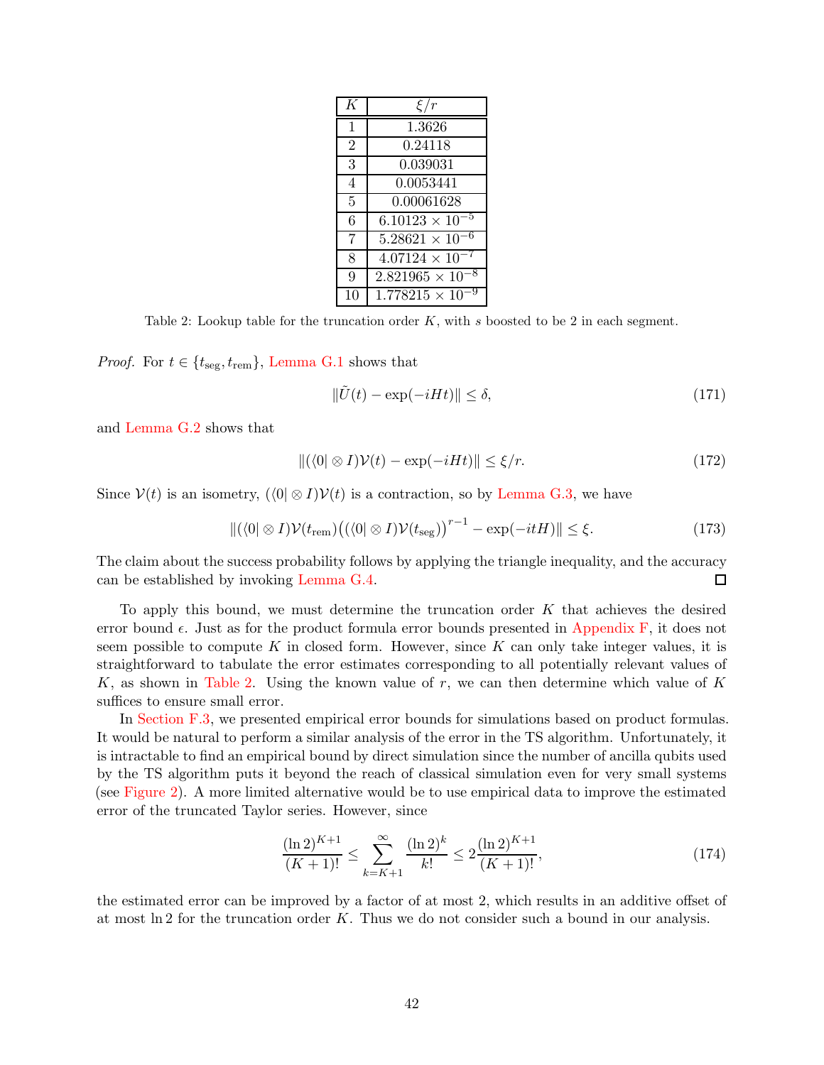| $K$ | $\xi/r$ |
|---|---|
| 1 | 1.3626 |
| 2 | 0.24118 |
| 3 | 0.039031 |
| 4 | 0.0053441 |
| 5 | 0.00061628 |
| 6 | $6.10123 \times 10^{-5}$ |
| 7 | $5.28621 \times 10^{-6}$ |
| 8 | $4.07124 \times 10^{-7}$ |
| 9 | $2.821965 \times 10^{-8}$ |
| 10 | $1.778215 \times 10^{-9}$ |

Table 2: Lookup table for the truncation order $K$, with $s$ boosted to be 2 in each segment.

*Proof.* For $t \in \{t_{\text{seg}}, t_{\text{rem}}\}$, Lemma G.1 shows that

$$\|\tilde{U}(t) - \exp(-iHt)\| \leq \delta, \tag{171}$$

and Lemma G.2 shows that

$$\|(\langle 0| \otimes I)\mathcal{V}(t) - \exp(-iHt)\| \leq \xi/r. \tag{172}$$

Since $\mathcal{V}(t)$ is an isometry, $(\langle 0| \otimes I)\mathcal{V}(t)$ is a contraction, so by Lemma G.3, we have

$$\|(\langle 0| \otimes I)\mathcal{V}(t_{\text{rem}})\big((\langle 0| \otimes I)\mathcal{V}(t_{\text{seg}})\big)^{r-1} - \exp(-itH)\| \leq \xi. \tag{173}$$

The claim about the success probability follows by applying the triangle inequality, and the accuracy can be established by invoking Lemma G.4. □

To apply this bound, we must determine the truncation order $K$ that achieves the desired error bound $\epsilon$. Just as for the product formula error bounds presented in Appendix F, it does not seem possible to compute $K$ in closed form. However, since $K$ can only take integer values, it is straightforward to tabulate the error estimates corresponding to all potentially relevant values of $K$, as shown in Table 2. Using the known value of $r$, we can then determine which value of $K$ suffices to ensure small error.

In Section F.3, we presented empirical error bounds for simulations based on product formulas. It would be natural to perform a similar analysis of the error in the TS algorithm. Unfortunately, it is intractable to find an empirical bound by direct simulation since the number of ancilla qubits used by the TS algorithm puts it beyond the reach of classical simulation even for very small systems (see Figure 2). A more limited alternative would be to use empirical data to improve the estimated error of the truncated Taylor series. However, since

$$\frac{(\ln 2)^{K+1}}{(K+1)!} \leq \sum_{k=K+1}^{\infty} \frac{(\ln 2)^k}{k!} \leq 2\frac{(\ln 2)^{K+1}}{(K+1)!}, \tag{174}$$

the estimated error can be improved by a factor of at most 2, which results in an additive offset of at most $\ln 2$ for the truncation order $K$. Thus we do not consider such a bound in our analysis.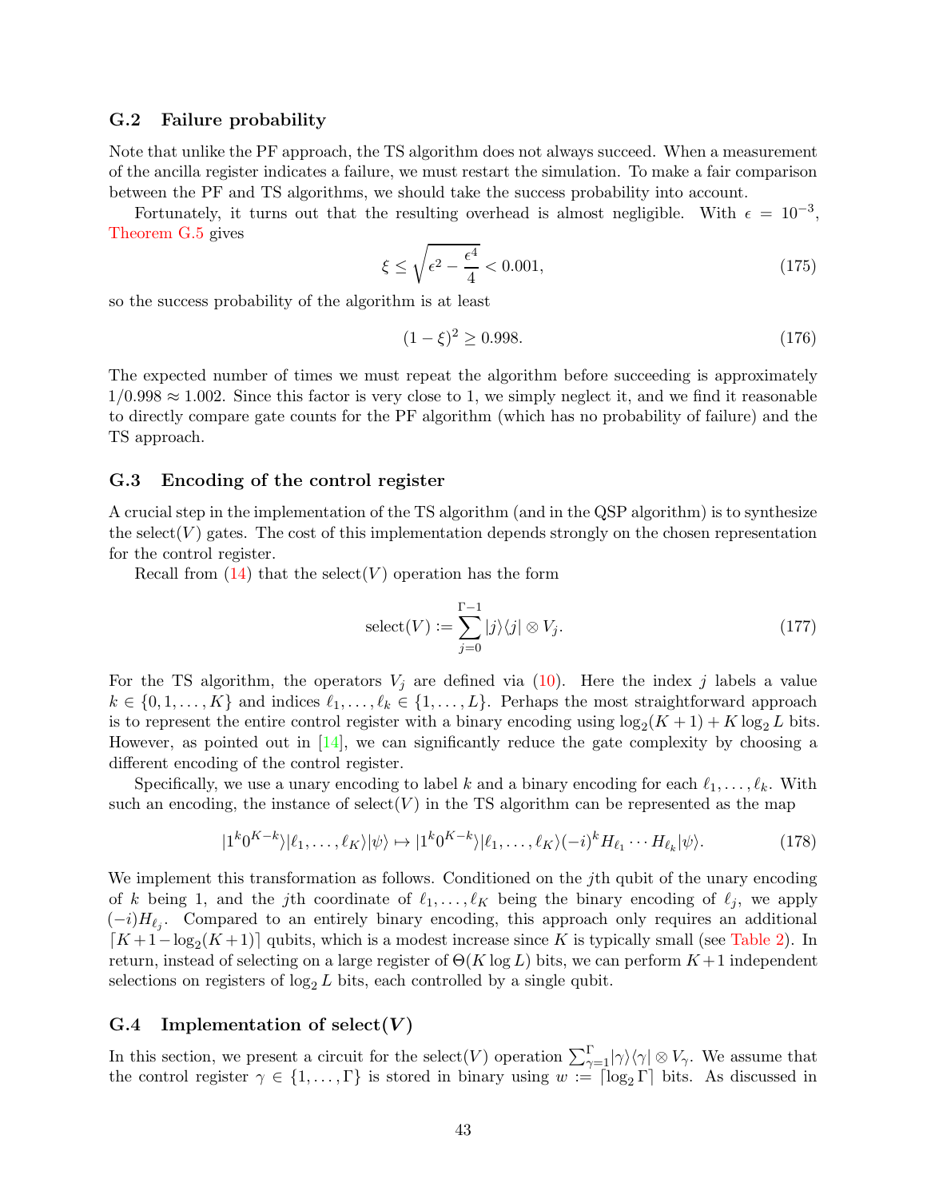### G.2 Failure probability

Note that unlike the PF approach, the TS algorithm does not always succeed. When a measurement of the ancilla register indicates a failure, we must restart the simulation. To make a fair comparison between the PF and TS algorithms, we should take the success probability into account.

Fortunately, it turns out that the resulting overhead is almost negligible. With $\epsilon = 10^{-3}$, Theorem G.5 gives

$$\xi \le \sqrt{\epsilon^2 - \frac{\epsilon^4}{4}} < 0.001, \tag{175}$$

so the success probability of the algorithm is at least

$$(1-\xi)^2 \ge 0.998. \tag{176}$$

The expected number of times we must repeat the algorithm before succeeding is approximately $1/0.998 \approx 1.002$. Since this factor is very close to 1, we simply neglect it, and we find it reasonable to directly compare gate counts for the PF algorithm (which has no probability of failure) and the TS approach.

### G.3 Encoding of the control register

A crucial step in the implementation of the TS algorithm (and in the QSP algorithm) is to synthesize the select$(V)$ gates. The cost of this implementation depends strongly on the chosen representation for the control register.

Recall from (14) that the select$(V)$ operation has the form

$$\text{select}(V) := \sum_{j=0}^{\Gamma-1} |j\rangle\langle j| \otimes V_j. \tag{177}$$

For the TS algorithm, the operators $V_j$ are defined via (10). Here the index $j$ labels a value $k \in \{0, 1, \ldots, K\}$ and indices $\ell_1, \ldots, \ell_k \in \{1, \ldots, L\}$. Perhaps the most straightforward approach is to represent the entire control register with a binary encoding using $\log_2(K+1) + K\log_2 L$ bits. However, as pointed out in [14], we can significantly reduce the gate complexity by choosing a different encoding of the control register.

Specifically, we use a unary encoding to label $k$ and a binary encoding for each $\ell_1, \ldots, \ell_k$. With such an encoding, the instance of select$(V)$ in the TS algorithm can be represented as the map

$$|1^k 0^{K-k}\rangle|\ell_1, \ldots, \ell_K\rangle|\psi\rangle \mapsto |1^k 0^{K-k}\rangle|\ell_1, \ldots, \ell_K\rangle(-i)^k H_{\ell_1} \cdots H_{\ell_k}|\psi\rangle. \tag{178}$$

We implement this transformation as follows. Conditioned on the $j$th qubit of the unary encoding of $k$ being 1, and the $j$th coordinate of $\ell_1, \ldots, \ell_K$ being the binary encoding of $\ell_j$, we apply $(-i)H_{\ell_j}$. Compared to an entirely binary encoding, this approach only requires an additional $\lceil K+1-\log_2(K+1)\rceil$ qubits, which is a modest increase since $K$ is typically small (see Table 2). In return, instead of selecting on a large register of $\Theta(K\log L)$ bits, we can perform $K+1$ independent selections on registers of $\log_2 L$ bits, each controlled by a single qubit.

### G.4 Implementation of select$(V)$

In this section, we present a circuit for the select$(V)$ operation $\sum_{\gamma=1}^{\Gamma}|\gamma\rangle\langle\gamma| \otimes V_\gamma$. We assume that the control register $\gamma \in \{1, \ldots, \Gamma\}$ is stored in binary using $w := \lceil \log_2 \Gamma \rceil$ bits. As discussed in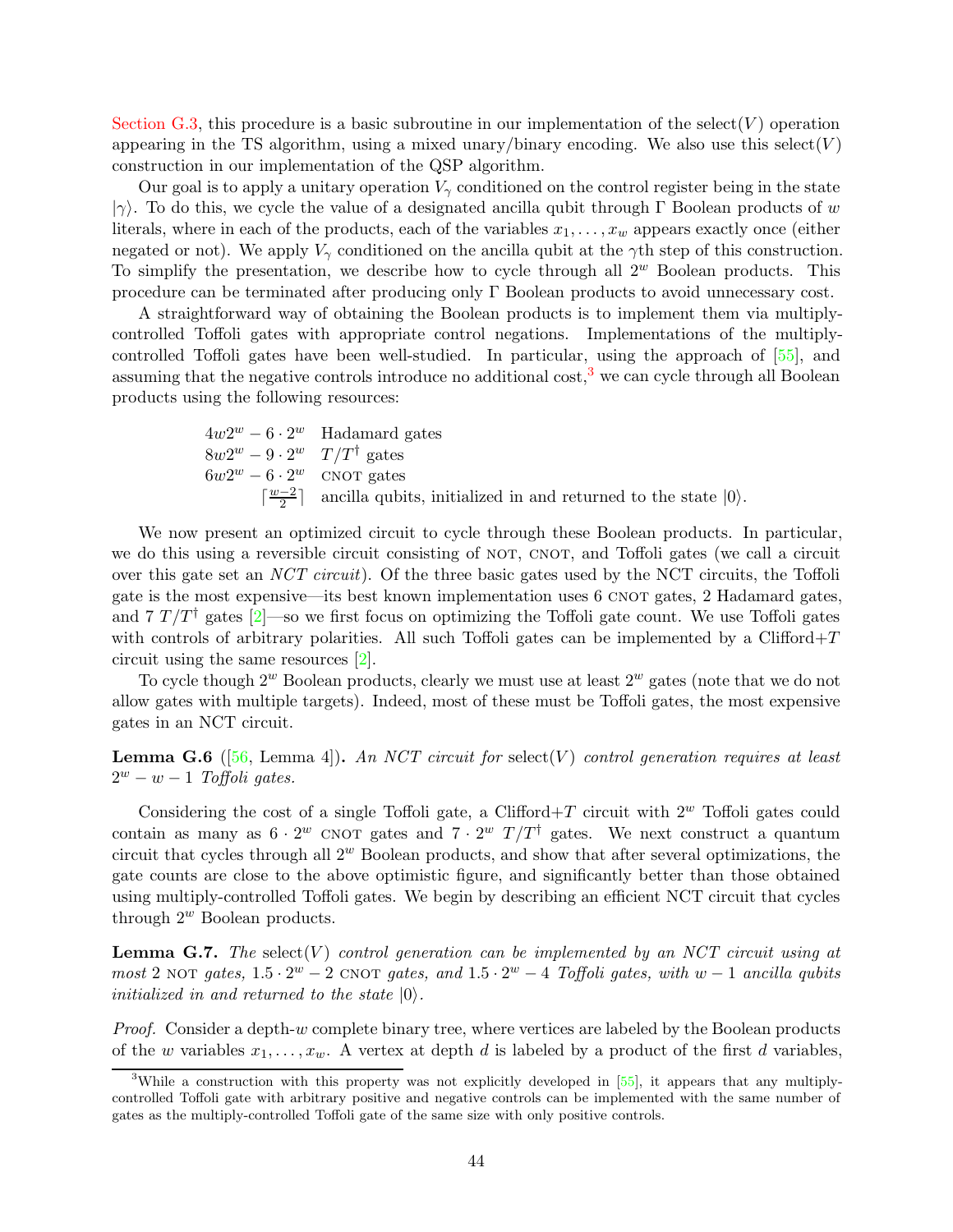Section G.3, this procedure is a basic subroutine in our implementation of the select($V$) operation appearing in the TS algorithm, using a mixed unary/binary encoding. We also use this select($V$) construction in our implementation of the QSP algorithm.

Our goal is to apply a unitary operation $V_\gamma$ conditioned on the control register being in the state $|\gamma\rangle$. To do this, we cycle the value of a designated ancilla qubit through $\Gamma$ Boolean products of $w$ literals, where in each of the products, each of the variables $x_1, \ldots, x_w$ appears exactly once (either negated or not). We apply $V_\gamma$ conditioned on the ancilla qubit at the $\gamma$th step of this construction. To simplify the presentation, we describe how to cycle through all $2^w$ Boolean products. This procedure can be terminated after producing only $\Gamma$ Boolean products to avoid unnecessary cost.

A straightforward way of obtaining the Boolean products is to implement them via multiply-controlled Toffoli gates with appropriate control negations. Implementations of the multiply-controlled Toffoli gates have been well-studied. In particular, using the approach of [55], and assuming that the negative controls introduce no additional cost,[3] we can cycle through all Boolean products using the following resources:

| | |
|---|---|
| $4w2^w - 6 \cdot 2^w$ | Hadamard gates |
| $8w2^w - 9 \cdot 2^w$ | $T/T^\dagger$ gates |
| $6w2^w - 6 \cdot 2^w$ | CNOT gates |
| $\lceil \frac{w-2}{2} \rceil$ | ancilla qubits, initialized in and returned to the state $\lvert 0\rangle$. |

We now present an optimized circuit to cycle through these Boolean products. In particular, we do this using a reversible circuit consisting of NOT, CNOT, and Toffoli gates (we call a circuit over this gate set an *NCT circuit*). Of the three basic gates used by the NCT circuits, the Toffoli gate is the most expensive—its best known implementation uses 6 CNOT gates, 2 Hadamard gates, and 7 $T/T^\dagger$ gates [2]—so we first focus on optimizing the Toffoli gate count. We use Toffoli gates with controls of arbitrary polarities. All such Toffoli gates can be implemented by a Clifford+$T$ circuit using the same resources [2].

To cycle though $2^w$ Boolean products, clearly we must use at least $2^w$ gates (note that we do not allow gates with multiple targets). Indeed, most of these must be Toffoli gates, the most expensive gates in an NCT circuit.

**Lemma G.6** ([56, Lemma 4]). *An NCT circuit for* select($V$) *control generation requires at least* $2^w - w - 1$ *Toffoli gates.*

Considering the cost of a single Toffoli gate, a Clifford+$T$ circuit with $2^w$ Toffoli gates could contain as many as $6 \cdot 2^w$ CNOT gates and $7 \cdot 2^w$ $T/T^\dagger$ gates. We next construct a quantum circuit that cycles through all $2^w$ Boolean products, and show that after several optimizations, the gate counts are close to the above optimistic figure, and significantly better than those obtained using multiply-controlled Toffoli gates. We begin by describing an efficient NCT circuit that cycles through $2^w$ Boolean products.

**Lemma G.7.** *The* select($V$) *control generation can be implemented by an NCT circuit using at most* 2 NOT *gates,* $1.5 \cdot 2^w - 2$ CNOT *gates, and* $1.5 \cdot 2^w - 4$ *Toffoli gates, with* $w - 1$ *ancilla qubits initialized in and returned to the state* $|0\rangle$.

*Proof.* Consider a depth-$w$ complete binary tree, where vertices are labeled by the Boolean products of the $w$ variables $x_1, \ldots, x_w$. A vertex at depth $d$ is labeled by a product of the first $d$ variables,

[3] While a construction with this property was not explicitly developed in [55], it appears that any multiply-controlled Toffoli gate with arbitrary positive and negative controls can be implemented with the same number of gates as the multiply-controlled Toffoli gate of the same size with only positive controls.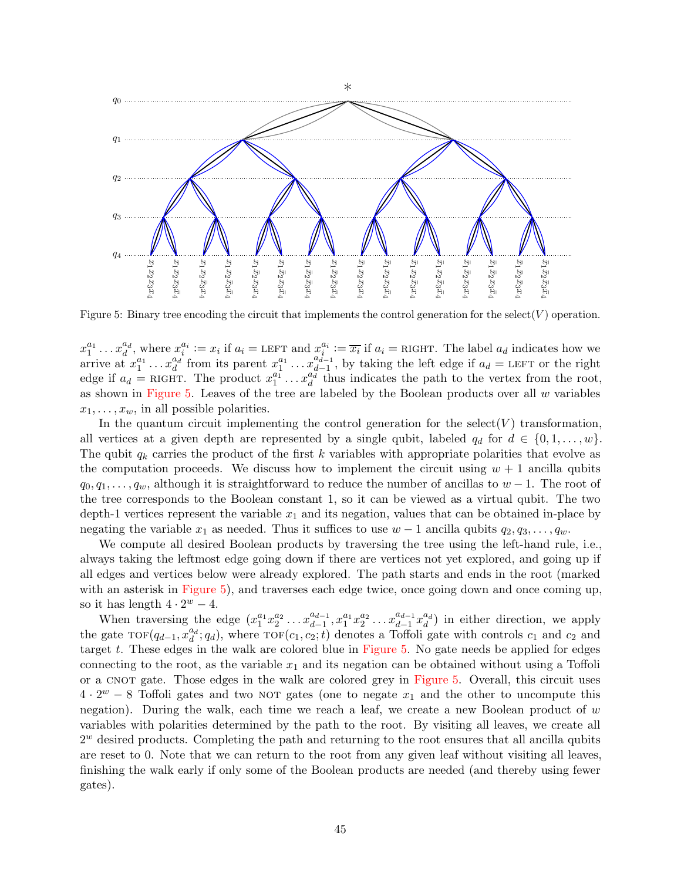Figure 5: Binary tree encoding the circuit that implements the control generation for the select$(V)$ operation.

$x_1^{a_1} \dots x_d^{a_d}$, where $x_i^{a_i} := x_i$ if $a_i =$ LEFT and $x_i^{a_i} := \overline{x_i}$ if $a_i =$ RIGHT. The label $a_d$ indicates how we arrive at $x_1^{a_1} \dots x_d^{a_d}$ from its parent $x_1^{a_1} \dots x_{d-1}^{a_{d-1}}$, by taking the left edge if $a_d =$ LEFT or the right edge if $a_d =$ RIGHT. The product $x_1^{a_1} \dots x_d^{a_d}$ thus indicates the path to the vertex from the root, as shown in Figure 5. Leaves of the tree are labeled by the Boolean products over all $w$ variables $x_1, \dots, x_w$, in all possible polarities.

In the quantum circuit implementing the control generation for the select$(V)$ transformation, all vertices at a given depth are represented by a single qubit, labeled $q_d$ for $d \in \{0, 1, \dots, w\}$. The qubit $q_k$ carries the product of the first $k$ variables with appropriate polarities that evolve as the computation proceeds. We discuss how to implement the circuit using $w+1$ ancilla qubits $q_0, q_1, \dots, q_w$, although it is straightforward to reduce the number of ancillas to $w-1$. The root of the tree corresponds to the Boolean constant 1, so it can be viewed as a virtual qubit. The two depth-1 vertices represent the variable $x_1$ and its negation, values that can be obtained in-place by negating the variable $x_1$ as needed. Thus it suffices to use $w-1$ ancilla qubits $q_2, q_3, \dots, q_w$.

We compute all desired Boolean products by traversing the tree using the left-hand rule, i.e., always taking the leftmost edge going down if there are vertices not yet explored, and going up if all edges and vertices below were already explored. The path starts and ends in the root (marked with an asterisk in Figure 5), and traverses each edge twice, once going down and once coming up, so it has length $4 \cdot 2^w - 4$.

When traversing the edge $(x_1^{a_1} x_2^{a_2} \dots x_{d-1}^{a_{d-1}}, x_1^{a_1} x_2^{a_2} \dots x_{d-1}^{a_{d-1}} x_d^{a_d})$ in either direction, we apply the gate TOF$(q_{d-1}, x_d^{a_d}; q_d)$, where TOF$(c_1, c_2; t)$ denotes a Toffoli gate with controls $c_1$ and $c_2$ and target $t$. These edges in the walk are colored blue in Figure 5. No gate needs be applied for edges connecting to the root, as the variable $x_1$ and its negation can be obtained without using a Toffoli or a CNOT gate. Those edges in the walk are colored grey in Figure 5. Overall, this circuit uses $4 \cdot 2^w - 8$ Toffoli gates and two NOT gates (one to negate $x_1$ and the other to uncompute this negation). During the walk, each time we reach a leaf, we create a new Boolean product of $w$ variables with polarities determined by the path to the root. By visiting all leaves, we create all $2^w$ desired products. Completing the path and returning to the root ensures that all ancilla qubits are reset to 0. Note that we can return to the root from any given leaf without visiting all leaves, finishing the walk early if only some of the Boolean products are needed (and thereby using fewer gates).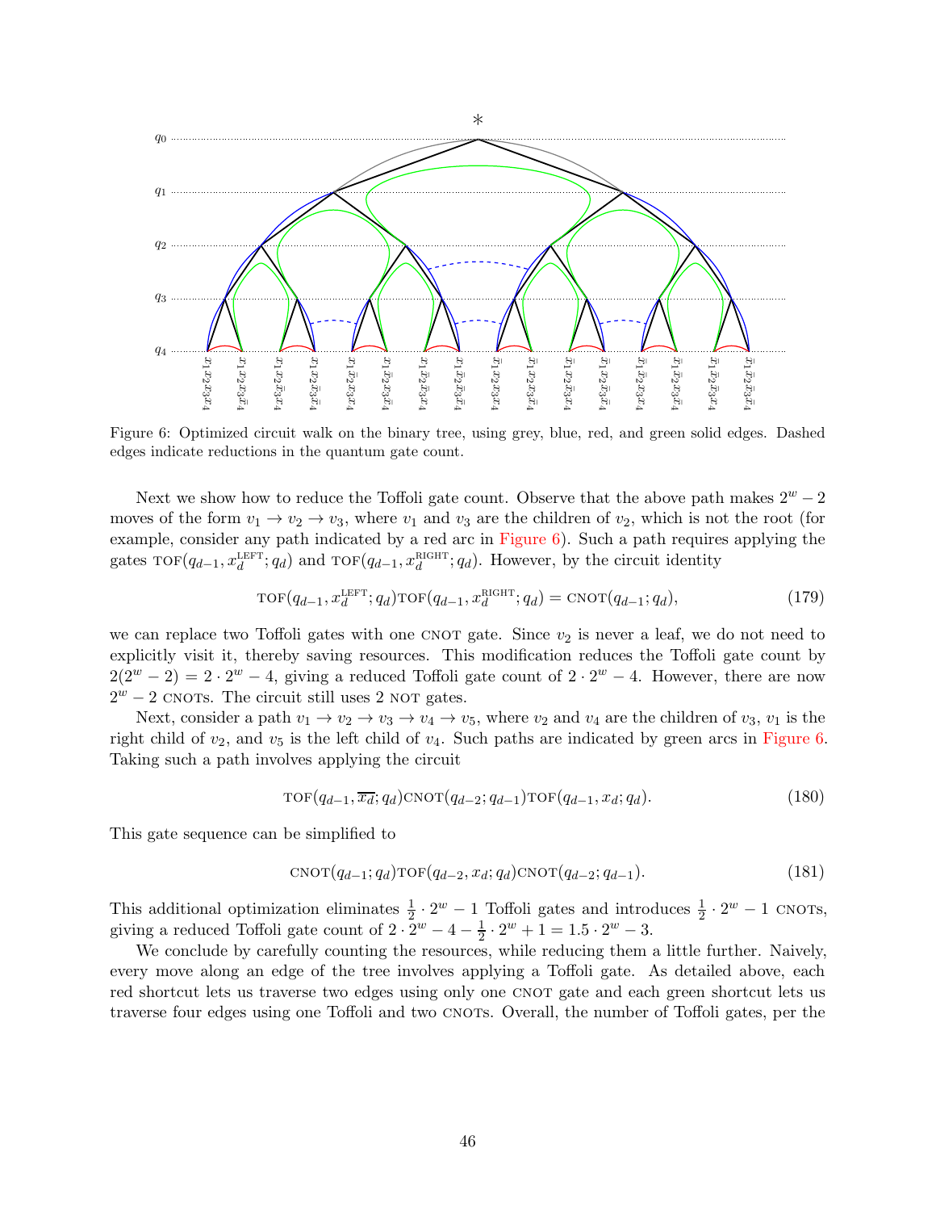Figure 6: Optimized circuit walk on the binary tree, using grey, blue, red, and green solid edges. Dashed edges indicate reductions in the quantum gate count.

Next we show how to reduce the Toffoli gate count. Observe that the above path makes $2^w - 2$ moves of the form $v_1 \to v_2 \to v_3$, where $v_1$ and $v_3$ are the children of $v_2$, which is not the root (for example, consider any path indicated by a red arc in Figure 6). Such a path requires applying the gates $\text{TOF}(q_{d-1}, x_d^{\text{LEFT}}; q_d)$ and $\text{TOF}(q_{d-1}, x_d^{\text{RIGHT}}; q_d)$. However, by the circuit identity

$$\text{TOF}(q_{d-1}, x_d^{\text{LEFT}}; q_d)\text{TOF}(q_{d-1}, x_d^{\text{RIGHT}}; q_d) = \text{CNOT}(q_{d-1}; q_d), \tag{179}$$

we can replace two Toffoli gates with one CNOT gate. Since $v_2$ is never a leaf, we do not need to explicitly visit it, thereby saving resources. This modification reduces the Toffoli gate count by $2(2^w - 2) = 2 \cdot 2^w - 4$, giving a reduced Toffoli gate count of $2 \cdot 2^w - 4$. However, there are now $2^w - 2$ CNOTs. The circuit still uses 2 NOT gates.

Next, consider a path $v_1 \to v_2 \to v_3 \to v_4 \to v_5$, where $v_2$ and $v_4$ are the children of $v_3$, $v_1$ is the right child of $v_2$, and $v_5$ is the left child of $v_4$. Such paths are indicated by green arcs in Figure 6. Taking such a path involves applying the circuit

$$\text{TOF}(q_{d-1}, \overline{x_d}; q_d)\text{CNOT}(q_{d-2}; q_{d-1})\text{TOF}(q_{d-1}, x_d; q_d). \tag{180}$$

This gate sequence can be simplified to

$$\text{CNOT}(q_{d-1}; q_d)\text{TOF}(q_{d-2}, x_d; q_d)\text{CNOT}(q_{d-2}; q_{d-1}). \tag{181}$$

This additional optimization eliminates $\frac{1}{2} \cdot 2^w - 1$ Toffoli gates and introduces $\frac{1}{2} \cdot 2^w - 1$ CNOTs, giving a reduced Toffoli gate count of $2 \cdot 2^w - 4 - \frac{1}{2} \cdot 2^w + 1 = 1.5 \cdot 2^w - 3$.

We conclude by carefully counting the resources, while reducing them a little further. Naively, every move along an edge of the tree involves applying a Toffoli gate. As detailed above, each red shortcut lets us traverse two edges using only one CNOT gate and each green shortcut lets us traverse four edges using one Toffoli and two CNOTs. Overall, the number of Toffoli gates, per the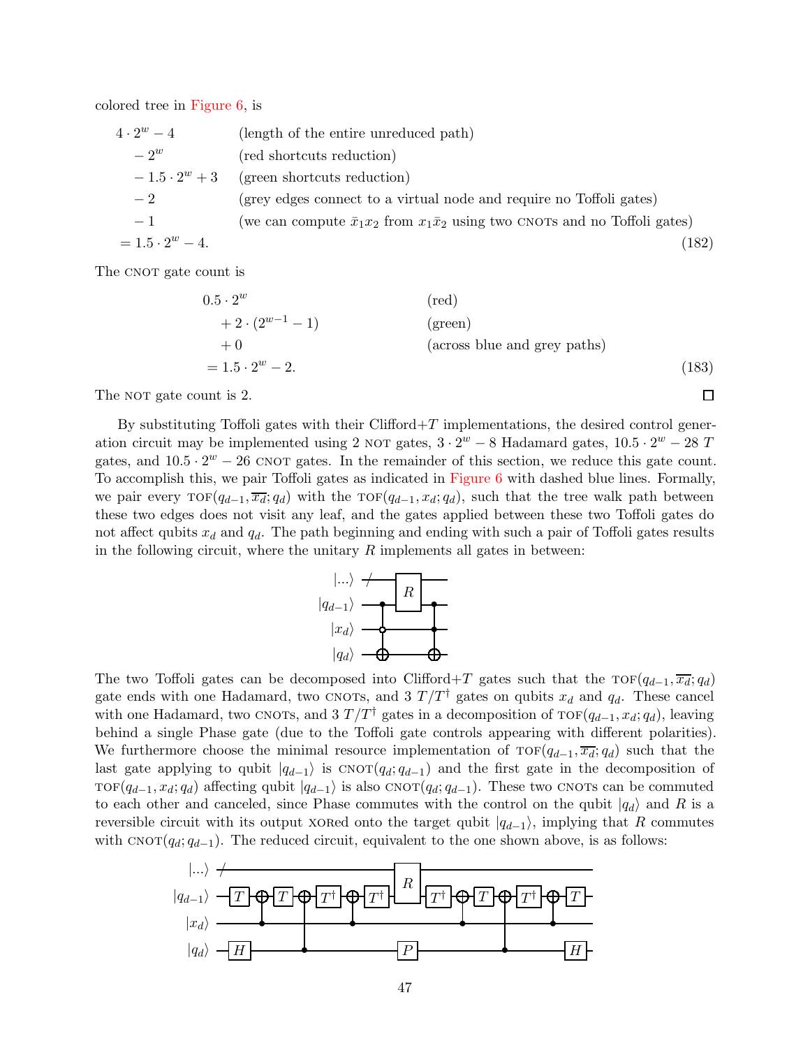colored tree in Figure 6, is

$$
\begin{aligned}
&4 \cdot 2^w - 4 && \text{(length of the entire unreduced path)}\\
&\quad - 2^w && \text{(red shortcuts reduction)}\\
&\quad - 1.5 \cdot 2^w + 3 && \text{(green shortcuts reduction)}\\
&\quad - 2 && \text{(grey edges connect to a virtual node and require no Toffoli gates)}\\
&\quad - 1 && \text{(we can compute } \bar{x}_1 x_2 \text{ from } x_1 \bar{x}_2 \text{ using two CNOTs and no Toffoli gates)}\\
&= 1.5 \cdot 2^w - 4. && (182)
\end{aligned}
$$

The CNOT gate count is

$$
\begin{aligned}
&0.5 \cdot 2^w && \text{(red)}\\
&\quad + 2 \cdot (2^{w-1} - 1) && \text{(green)}\\
&\quad + 0 && \text{(across blue and grey paths)}\\
&= 1.5 \cdot 2^w - 2. && (183)
\end{aligned}
$$

The NOT gate count is 2. ☐

By substituting Toffoli gates with their Clifford+$T$ implementations, the desired control generation circuit may be implemented using 2 NOT gates, $3 \cdot 2^w - 8$ Hadamard gates, $10.5 \cdot 2^w - 28$ $T$ gates, and $10.5 \cdot 2^w - 26$ CNOT gates. In the remainder of this section, we reduce this gate count. To accomplish this, we pair Toffoli gates as indicated in Figure 6 with dashed blue lines. Formally, we pair every $\text{TOF}(q_{d-1}, \overline{x_d}; q_d)$ with the $\text{TOF}(q_{d-1}, x_d; q_d)$, such that the tree walk path between these two edges does not visit any leaf, and the gates applied between these two Toffoli gates do not affect qubits $x_d$ and $q_d$. The path beginning and ending with such a pair of Toffoli gates results in the following circuit, where the unitary $R$ implements all gates in between:

The two Toffoli gates can be decomposed into Clifford+$T$ gates such that the $\text{TOF}(q_{d-1}, \overline{x_d}; q_d)$ gate ends with one Hadamard, two CNOTs, and 3 $T/T^\dagger$ gates on qubits $x_d$ and $q_d$. These cancel with one Hadamard, two CNOTs, and 3 $T/T^\dagger$ gates in a decomposition of $\text{TOF}(q_{d-1}, x_d; q_d)$, leaving behind a single Phase gate (due to the Toffoli gate controls appearing with different polarities). We furthermore choose the minimal resource implementation of $\text{TOF}(q_{d-1}, \overline{x_d}; q_d)$ such that the last gate applying to qubit $|q_{d-1}\rangle$ is $\text{CNOT}(q_d; q_{d-1})$ and the first gate in the decomposition of $\text{TOF}(q_{d-1}, x_d; q_d)$ affecting qubit $|q_{d-1}\rangle$ is also $\text{CNOT}(q_d; q_{d-1})$. These two CNOTs can be commuted to each other and canceled, since Phase commutes with the control on the qubit $|q_d\rangle$ and $R$ is a reversible circuit with its output XORed onto the target qubit $|q_{d-1}\rangle$, implying that $R$ commutes with $\text{CNOT}(q_d; q_{d-1})$. The reduced circuit, equivalent to the one shown above, is as follows: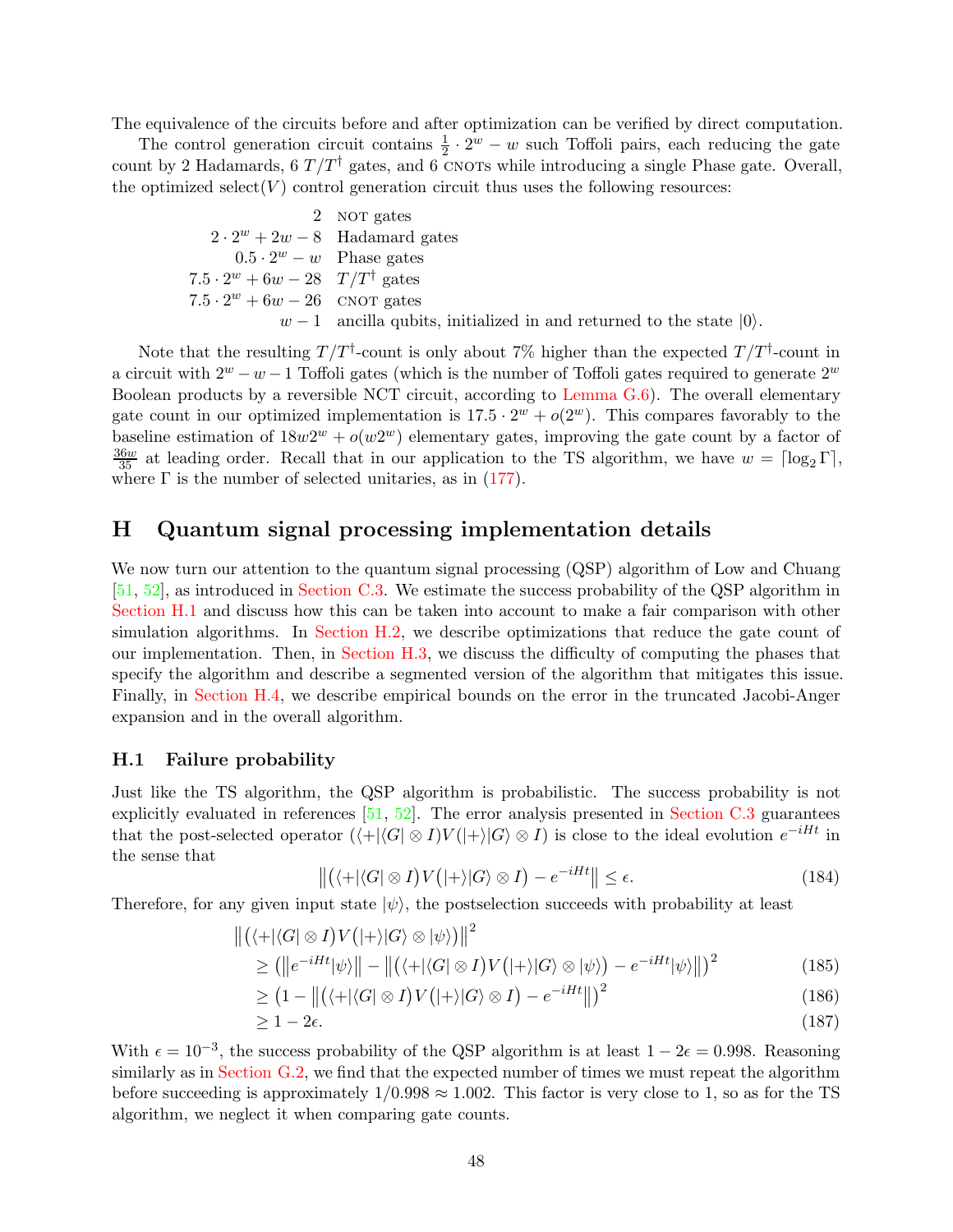The equivalence of the circuits before and after optimization can be verified by direct computation.

The control generation circuit contains $\frac{1}{2} \cdot 2^w - w$ such Toffoli pairs, each reducing the gate count by 2 Hadamards, 6 $T/T^\dagger$ gates, and 6 CNOTs while introducing a single Phase gate. Overall, the optimized select($V$) control generation circuit thus uses the following resources:

| | |
|---|---|
| $2$ | NOT gates |
| $2 \cdot 2^w + 2w - 8$ | Hadamard gates |
| $0.5 \cdot 2^w - w$ | Phase gates |
| $7.5 \cdot 2^w + 6w - 28$ | $T/T^\dagger$ gates |
| $7.5 \cdot 2^w + 6w - 26$ | CNOT gates |
| $w - 1$ | ancilla qubits, initialized in and returned to the state $\|0\rangle$. |

Note that the resulting $T/T^\dagger$-count is only about 7% higher than the expected $T/T^\dagger$-count in a circuit with $2^w - w - 1$ Toffoli gates (which is the number of Toffoli gates required to generate $2^w$ Boolean products by a reversible NCT circuit, according to Lemma G.6). The overall elementary gate count in our optimized implementation is $17.5 \cdot 2^w + o(2^w)$. This compares favorably to the baseline estimation of $18w2^w + o(w2^w)$ elementary gates, improving the gate count by a factor of $\frac{36w}{35}$ at leading order. Recall that in our application to the TS algorithm, we have $w = \lceil \log_2 \Gamma \rceil$, where $\Gamma$ is the number of selected unitaries, as in (177).

# H Quantum signal processing implementation details

We now turn our attention to the quantum signal processing (QSP) algorithm of Low and Chuang [51, 52], as introduced in Section C.3. We estimate the success probability of the QSP algorithm in Section H.1 and discuss how this can be taken into account to make a fair comparison with other simulation algorithms. In Section H.2, we describe optimizations that reduce the gate count of our implementation. Then, in Section H.3, we discuss the difficulty of computing the phases that specify the algorithm and describe a segmented version of the algorithm that mitigates this issue. Finally, in Section H.4, we describe empirical bounds on the error in the truncated Jacobi-Anger expansion and in the overall algorithm.

## H.1 Failure probability

Just like the TS algorithm, the QSP algorithm is probabilistic. The success probability is not explicitly evaluated in references [51, 52]. The error analysis presented in Section C.3 guarantees that the post-selected operator $(\langle +|\langle G| \otimes I)V(|+\rangle|G\rangle \otimes I)$ is close to the ideal evolution $e^{-iHt}$ in the sense that

$$\left\| \left(\langle +|\langle G| \otimes I\right) V \left(|+\rangle|G\rangle \otimes I\right) - e^{-iHt} \right\| \le \epsilon. \tag{184}$$

Therefore, for any given input state $|\psi\rangle$, the postselection succeeds with probability at least

$$\begin{aligned}
&\left\| \left(\langle +|\langle G| \otimes I\right) V \left(|+\rangle|G\rangle \otimes |\psi\rangle\right) \right\|^2 \\
&\quad \ge \left( \left\| e^{-iHt}|\psi\rangle \right\| - \left\| \left(\langle +|\langle G| \otimes I\right) V \left(|+\rangle|G\rangle \otimes |\psi\rangle\right) - e^{-iHt}|\psi\rangle \right\| \right)^2 && (185) \\
&\quad \ge \left( 1 - \left\| \left(\langle +|\langle G| \otimes I\right) V \left(|+\rangle|G\rangle \otimes I\right) - e^{-iHt} \right\| \right)^2 && (186) \\
&\quad \ge 1 - 2\epsilon. && (187)
\end{aligned}$$

With $\epsilon = 10^{-3}$, the success probability of the QSP algorithm is at least $1 - 2\epsilon = 0.998$. Reasoning similarly as in Section G.2, we find that the expected number of times we must repeat the algorithm before succeeding is approximately $1/0.998 \approx 1.002$. This factor is very close to 1, so as for the TS algorithm, we neglect it when comparing gate counts.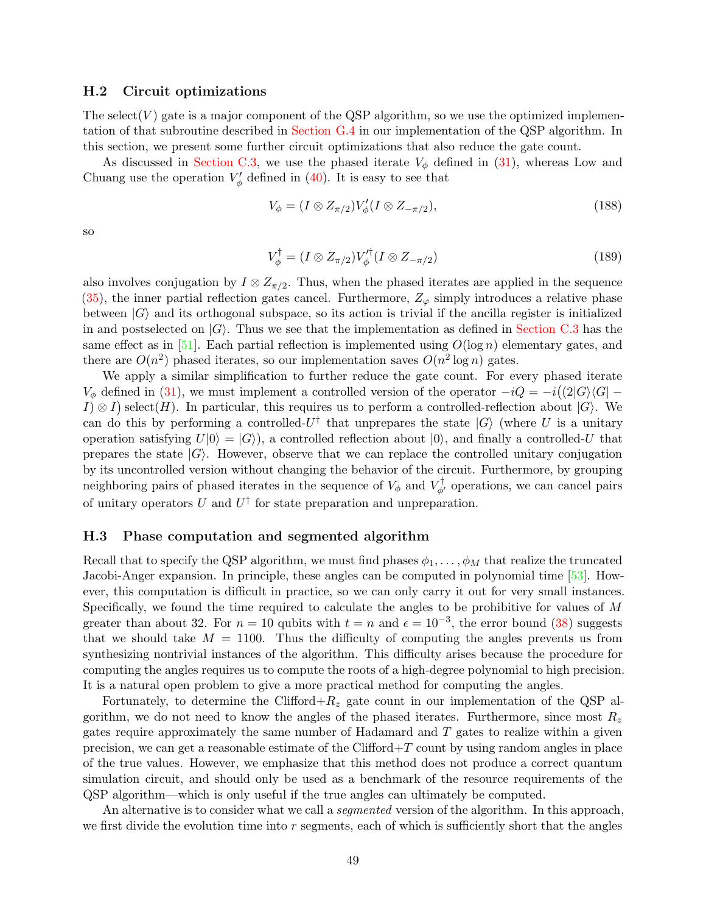### H.2 Circuit optimizations

The select($V$) gate is a major component of the QSP algorithm, so we use the optimized implementation of that subroutine described in Section G.4 in our implementation of the QSP algorithm. In this section, we present some further circuit optimizations that also reduce the gate count.

As discussed in Section C.3, we use the phased iterate $V_\phi$ defined in (31), whereas Low and Chuang use the operation $V'_\phi$ defined in (40). It is easy to see that

$$V_\phi = (I \otimes Z_{\pi/2}) V'_\phi (I \otimes Z_{-\pi/2}), \tag{188}$$

so

$$V_\phi^\dagger = (I \otimes Z_{\pi/2}) V_\phi'^\dagger (I \otimes Z_{-\pi/2}) \tag{189}$$

also involves conjugation by $I \otimes Z_{\pi/2}$. Thus, when the phased iterates are applied in the sequence (35), the inner partial reflection gates cancel. Furthermore, $Z_\varphi$ simply introduces a relative phase between $|G\rangle$ and its orthogonal subspace, so its action is trivial if the ancilla register is initialized in and postselected on $|G\rangle$. Thus we see that the implementation as defined in Section C.3 has the same effect as in [51]. Each partial reflection is implemented using $O(\log n)$ elementary gates, and there are $O(n^2)$ phased iterates, so our implementation saves $O(n^2 \log n)$ gates.

We apply a similar simplification to further reduce the gate count. For every phased iterate $V_\phi$ defined in (31), we must implement a controlled version of the operator $-iQ = -i\big((2|G\rangle\langle G| - I) \otimes I\big)\,\mathrm{select}(H)$. In particular, this requires us to perform a controlled-reflection about $|G\rangle$. We can do this by performing a controlled-$U^\dagger$ that unprepares the state $|G\rangle$ (where $U$ is a unitary operation satisfying $U|0\rangle = |G\rangle$), a controlled reflection about $|0\rangle$, and finally a controlled-$U$ that prepares the state $|G\rangle$. However, observe that we can replace the controlled unitary conjugation by its uncontrolled version without changing the behavior of the circuit. Furthermore, by grouping neighboring pairs of phased iterates in the sequence of $V_\phi$ and $V_{\phi'}^\dagger$ operations, we can cancel pairs of unitary operators $U$ and $U^\dagger$ for state preparation and unpreparation.

### H.3 Phase computation and segmented algorithm

Recall that to specify the QSP algorithm, we must find phases $\phi_1, \ldots, \phi_M$ that realize the truncated Jacobi-Anger expansion. In principle, these angles can be computed in polynomial time [53]. However, this computation is difficult in practice, so we can only carry it out for very small instances. Specifically, we found the time required to calculate the angles to be prohibitive for values of $M$ greater than about 32. For $n = 10$ qubits with $t = n$ and $\epsilon = 10^{-3}$, the error bound (38) suggests that we should take $M = 1100$. Thus the difficulty of computing the angles prevents us from synthesizing nontrivial instances of the algorithm. This difficulty arises because the procedure for computing the angles requires us to compute the roots of a high-degree polynomial to high precision. It is a natural open problem to give a more practical method for computing the angles.

Fortunately, to determine the Clifford+$R_z$ gate count in our implementation of the QSP algorithm, we do not need to know the angles of the phased iterates. Furthermore, since most $R_z$ gates require approximately the same number of Hadamard and $T$ gates to realize within a given precision, we can get a reasonable estimate of the Clifford+$T$ count by using random angles in place of the true values. However, we emphasize that this method does not produce a correct quantum simulation circuit, and should only be used as a benchmark of the resource requirements of the QSP algorithm—which is only useful if the true angles can ultimately be computed.

An alternative is to consider what we call a *segmented* version of the algorithm. In this approach, we first divide the evolution time into $r$ segments, each of which is sufficiently short that the angles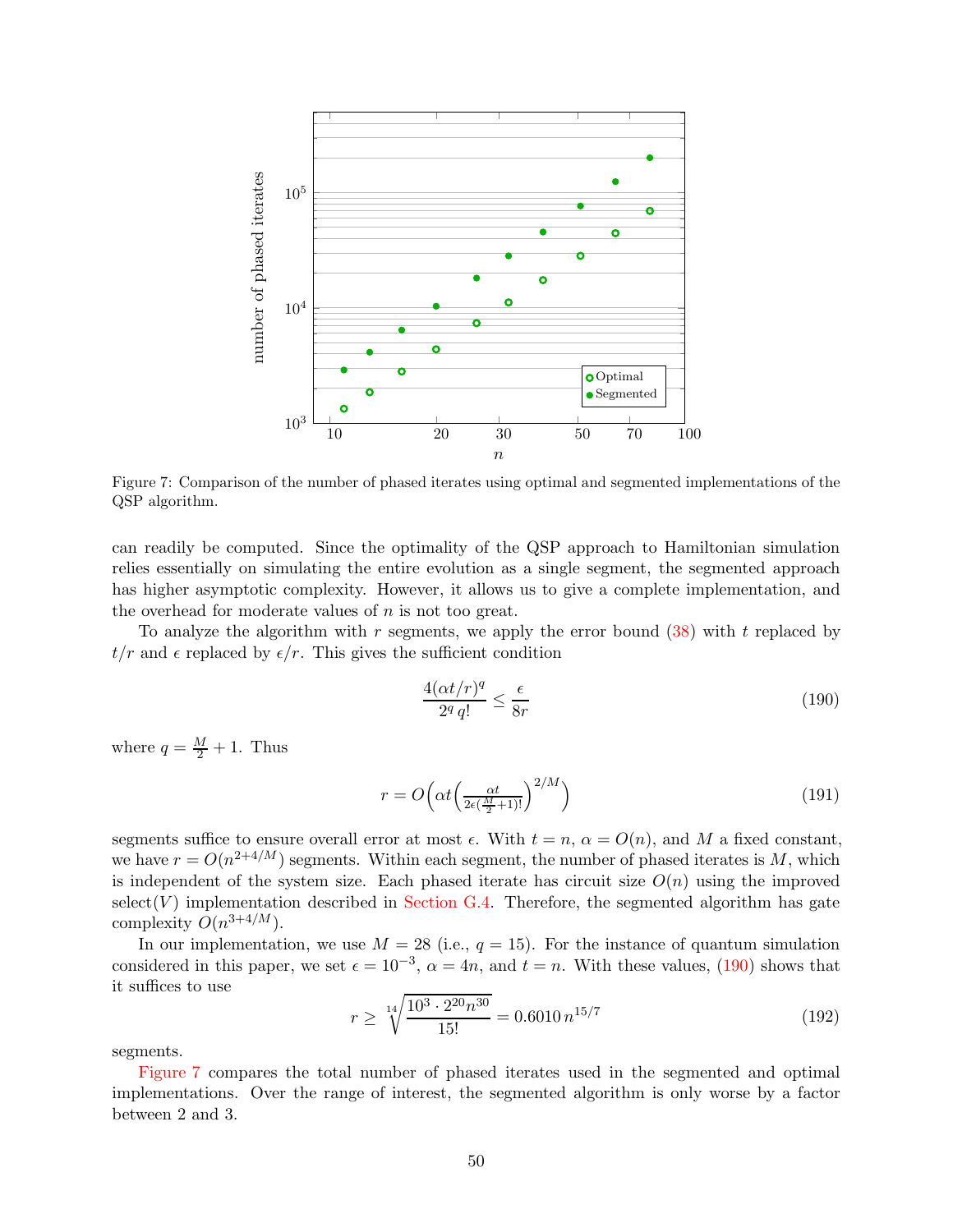Figure 7: Comparison of the number of phased iterates using optimal and segmented implementations of the QSP algorithm.

can readily be computed. Since the optimality of the QSP approach to Hamiltonian simulation relies essentially on simulating the entire evolution as a single segment, the segmented approach has higher asymptotic complexity. However, it allows us to give a complete implementation, and the overhead for moderate values of $n$ is not too great.

To analyze the algorithm with $r$ segments, we apply the error bound (38) with $t$ replaced by $t/r$ and $\epsilon$ replaced by $\epsilon/r$. This gives the sufficient condition

$$\frac{4(\alpha t/r)^q}{2^q\, q!} \leq \frac{\epsilon}{8r} \tag{190}$$

where $q = \frac{M}{2} + 1$. Thus

$$r = O\Big(\alpha t \Big(\tfrac{\alpha t}{2\epsilon(\frac{M}{2}+1)!}\Big)^{2/M}\Big) \tag{191}$$

segments suffice to ensure overall error at most $\epsilon$. With $t = n$, $\alpha = O(n)$, and $M$ a fixed constant, we have $r = O(n^{2+4/M})$ segments. Within each segment, the number of phased iterates is $M$, which is independent of the system size. Each phased iterate has circuit size $O(n)$ using the improved select$(V)$ implementation described in Section G.4. Therefore, the segmented algorithm has gate complexity $O(n^{3+4/M})$.

In our implementation, we use $M = 28$ (i.e., $q = 15$). For the instance of quantum simulation considered in this paper, we set $\epsilon = 10^{-3}$, $\alpha = 4n$, and $t = n$. With these values, (190) shows that it suffices to use

$$r \geq \sqrt[14]{\frac{10^3 \cdot 2^{20} n^{30}}{15!}} = 0.6010\, n^{15/7} \tag{192}$$

segments.

Figure 7 compares the total number of phased iterates used in the segmented and optimal implementations. Over the range of interest, the segmented algorithm is only worse by a factor between 2 and 3.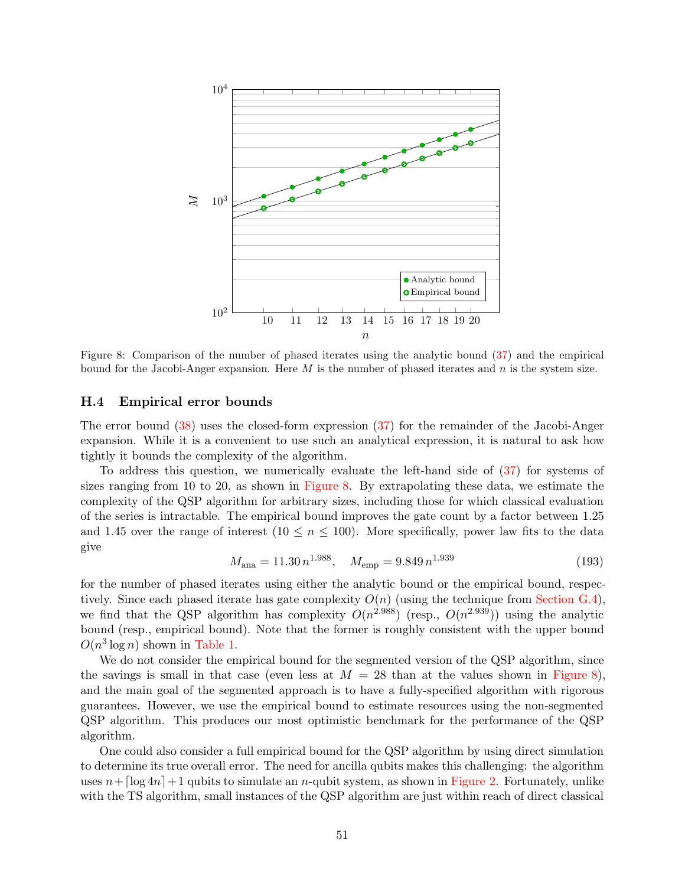Figure 8: Comparison of the number of phased iterates using the analytic bound (37) and the empirical bound for the Jacobi-Anger expansion. Here $M$ is the number of phased iterates and $n$ is the system size.

### H.4 Empirical error bounds

The error bound (38) uses the closed-form expression (37) for the remainder of the Jacobi-Anger expansion. While it is a convenient to use such an analytical expression, it is natural to ask how tightly it bounds the complexity of the algorithm.

To address this question, we numerically evaluate the left-hand side of (37) for systems of sizes ranging from 10 to 20, as shown in Figure 8. By extrapolating these data, we estimate the complexity of the QSP algorithm for arbitrary sizes, including those for which classical evaluation of the series is intractable. The empirical bound improves the gate count by a factor between 1.25 and 1.45 over the range of interest ($10 \leq n \leq 100$). More specifically, power law fits to the data give

$$M_{\text{ana}} = 11.30\, n^{1.988}, \quad M_{\text{emp}} = 9.849\, n^{1.939} \tag{193}$$

for the number of phased iterates using either the analytic bound or the empirical bound, respectively. Since each phased iterate has gate complexity $O(n)$ (using the technique from Section G.4), we find that the QSP algorithm has complexity $O(n^{2.988})$ (resp., $O(n^{2.939})$) using the analytic bound (resp., empirical bound). Note that the former is roughly consistent with the upper bound $O(n^3 \log n)$ shown in Table 1.

We do not consider the empirical bound for the segmented version of the QSP algorithm, since the savings is small in that case (even less at $M = 28$ than at the values shown in Figure 8), and the main goal of the segmented approach is to have a fully-specified algorithm with rigorous guarantees. However, we use the empirical bound to estimate resources using the non-segmented QSP algorithm. This produces our most optimistic benchmark for the performance of the QSP algorithm.

One could also consider a full empirical bound for the QSP algorithm by using direct simulation to determine its true overall error. The need for ancilla qubits makes this challenging: the algorithm uses $n + \lceil \log 4n \rceil + 1$ qubits to simulate an $n$-qubit system, as shown in Figure 2. Fortunately, unlike with the TS algorithm, small instances of the QSP algorithm are just within reach of direct classical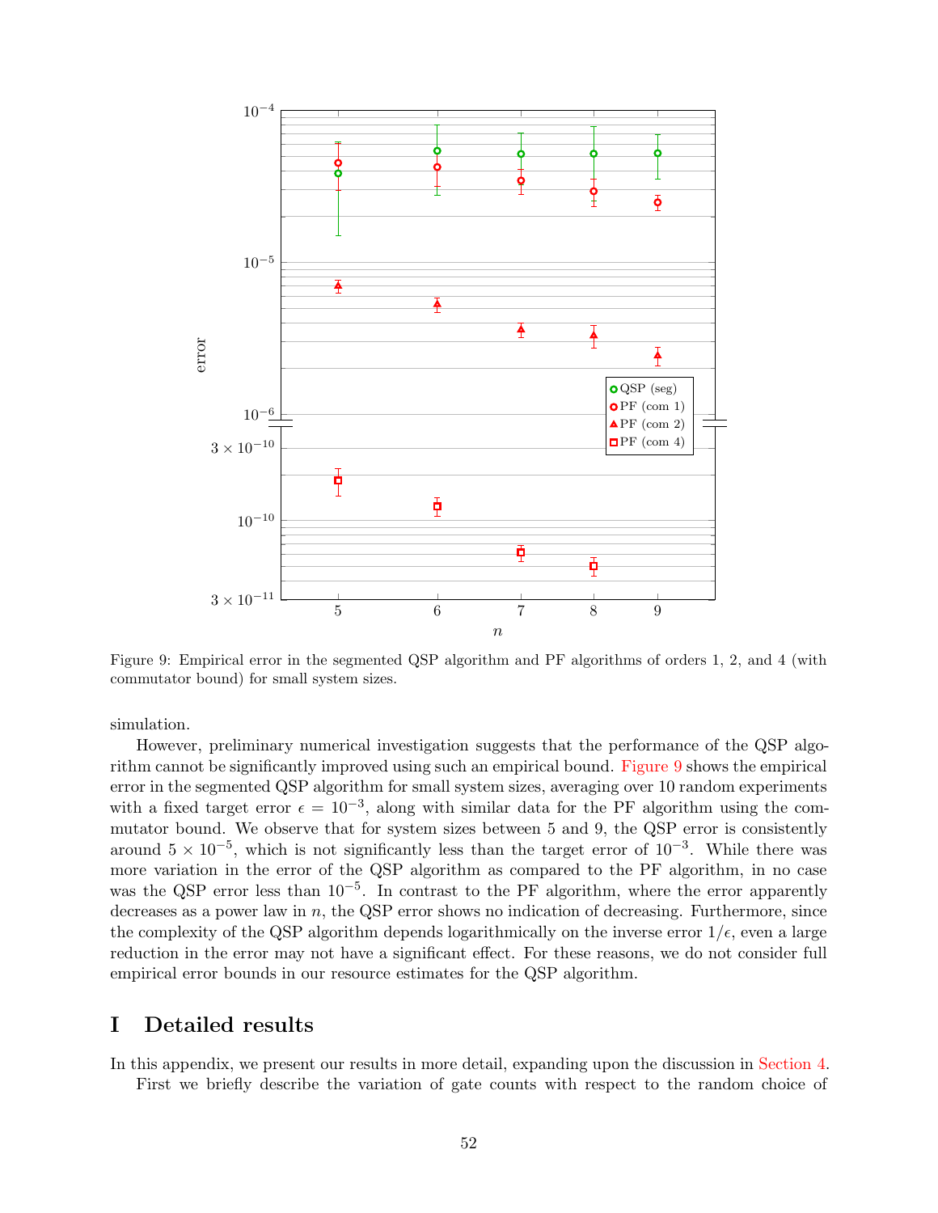Figure 9: Empirical error in the segmented QSP algorithm and PF algorithms of orders 1, 2, and 4 (with commutator bound) for small system sizes.

simulation.

However, preliminary numerical investigation suggests that the performance of the QSP algorithm cannot be significantly improved using such an empirical bound. Figure 9 shows the empirical error in the segmented QSP algorithm for small system sizes, averaging over 10 random experiments with a fixed target error $\epsilon = 10^{-3}$, along with similar data for the PF algorithm using the commutator bound. We observe that for system sizes between 5 and 9, the QSP error is consistently around $5 \times 10^{-5}$, which is not significantly less than the target error of $10^{-3}$. While there was more variation in the error of the QSP algorithm as compared to the PF algorithm, in no case was the QSP error less than $10^{-5}$. In contrast to the PF algorithm, where the error apparently decreases as a power law in $n$, the QSP error shows no indication of decreasing. Furthermore, since the complexity of the QSP algorithm depends logarithmically on the inverse error $1/\epsilon$, even a large reduction in the error may not have a significant effect. For these reasons, we do not consider full empirical error bounds in our resource estimates for the QSP algorithm.

# I Detailed results

In this appendix, we present our results in more detail, expanding upon the discussion in Section 4.

First we briefly describe the variation of gate counts with respect to the random choice of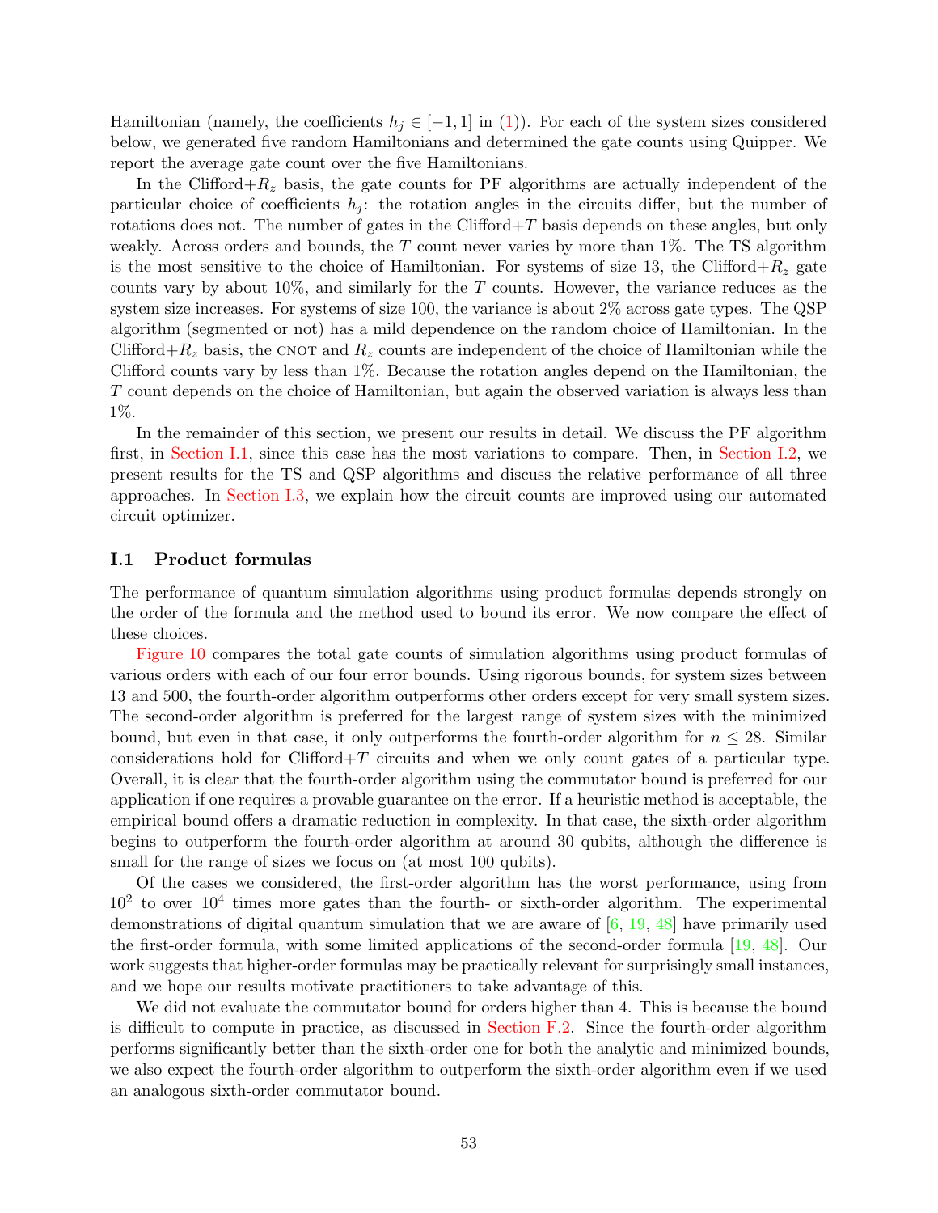Hamiltonian (namely, the coefficients $h_j \in [-1, 1]$ in (1)). For each of the system sizes considered below, we generated five random Hamiltonians and determined the gate counts using Quipper. We report the average gate count over the five Hamiltonians.

In the Clifford+$R_z$ basis, the gate counts for PF algorithms are actually independent of the particular choice of coefficients $h_j$: the rotation angles in the circuits differ, but the number of rotations does not. The number of gates in the Clifford+$T$ basis depends on these angles, but only weakly. Across orders and bounds, the $T$ count never varies by more than 1%. The TS algorithm is the most sensitive to the choice of Hamiltonian. For systems of size 13, the Clifford+$R_z$ gate counts vary by about 10%, and similarly for the $T$ counts. However, the variance reduces as the system size increases. For systems of size 100, the variance is about 2% across gate types. The QSP algorithm (segmented or not) has a mild dependence on the random choice of Hamiltonian. In the Clifford+$R_z$ basis, the CNOT and $R_z$ counts are independent of the choice of Hamiltonian while the Clifford counts vary by less than 1%. Because the rotation angles depend on the Hamiltonian, the $T$ count depends on the choice of Hamiltonian, but again the observed variation is always less than 1%.

In the remainder of this section, we present our results in detail. We discuss the PF algorithm first, in Section I.1, since this case has the most variations to compare. Then, in Section I.2, we present results for the TS and QSP algorithms and discuss the relative performance of all three approaches. In Section I.3, we explain how the circuit counts are improved using our automated circuit optimizer.

## I.1 Product formulas

The performance of quantum simulation algorithms using product formulas depends strongly on the order of the formula and the method used to bound its error. We now compare the effect of these choices.

Figure 10 compares the total gate counts of simulation algorithms using product formulas of various orders with each of our four error bounds. Using rigorous bounds, for system sizes between 13 and 500, the fourth-order algorithm outperforms other orders except for very small system sizes. The second-order algorithm is preferred for the largest range of system sizes with the minimized bound, but even in that case, it only outperforms the fourth-order algorithm for $n \le 28$. Similar considerations hold for Clifford+$T$ circuits and when we only count gates of a particular type. Overall, it is clear that the fourth-order algorithm using the commutator bound is preferred for our application if one requires a provable guarantee on the error. If a heuristic method is acceptable, the empirical bound offers a dramatic reduction in complexity. In that case, the sixth-order algorithm begins to outperform the fourth-order algorithm at around 30 qubits, although the difference is small for the range of sizes we focus on (at most 100 qubits).

Of the cases we considered, the first-order algorithm has the worst performance, using from $10^2$ to over $10^4$ times more gates than the fourth- or sixth-order algorithm. The experimental demonstrations of digital quantum simulation that we are aware of [6, 19, 48] have primarily used the first-order formula, with some limited applications of the second-order formula [19, 48]. Our work suggests that higher-order formulas may be practically relevant for surprisingly small instances, and we hope our results motivate practitioners to take advantage of this.

We did not evaluate the commutator bound for orders higher than 4. This is because the bound is difficult to compute in practice, as discussed in Section F.2. Since the fourth-order algorithm performs significantly better than the sixth-order one for both the analytic and minimized bounds, we also expect the fourth-order algorithm to outperform the sixth-order algorithm even if we used an analogous sixth-order commutator bound.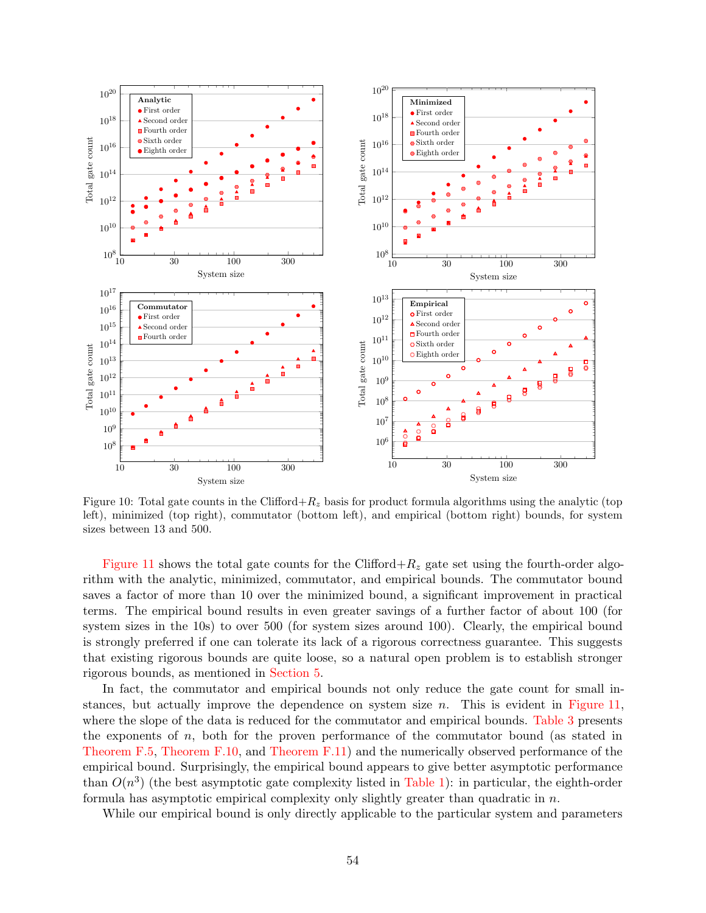Figure 10: Total gate counts in the Clifford+$R_z$ basis for product formula algorithms using the analytic (top left), minimized (top right), commutator (bottom left), and empirical (bottom right) bounds, for system sizes between 13 and 500.

Figure 11 shows the total gate counts for the Clifford+$R_z$ gate set using the fourth-order algorithm with the analytic, minimized, commutator, and empirical bounds. The commutator bound saves a factor of more than 10 over the minimized bound, a significant improvement in practical terms. The empirical bound results in even greater savings of a further factor of about 100 (for system sizes in the 10s) to over 500 (for system sizes around 100). Clearly, the empirical bound is strongly preferred if one can tolerate its lack of a rigorous correctness guarantee. This suggests that existing rigorous bounds are quite loose, so a natural open problem is to establish stronger rigorous bounds, as mentioned in Section 5.

In fact, the commutator and empirical bounds not only reduce the gate count for small instances, but actually improve the dependence on system size $n$. This is evident in Figure 11, where the slope of the data is reduced for the commutator and empirical bounds. Table 3 presents the exponents of $n$, both for the proven performance of the commutator bound (as stated in Theorem F.5, Theorem F.10, and Theorem F.11) and the numerically observed performance of the empirical bound. Surprisingly, the empirical bound appears to give better asymptotic performance than $O(n^3)$ (the best asymptotic gate complexity listed in Table 1): in particular, the eighth-order formula has asymptotic empirical complexity only slightly greater than quadratic in $n$.

While our empirical bound is only directly applicable to the particular system and parameters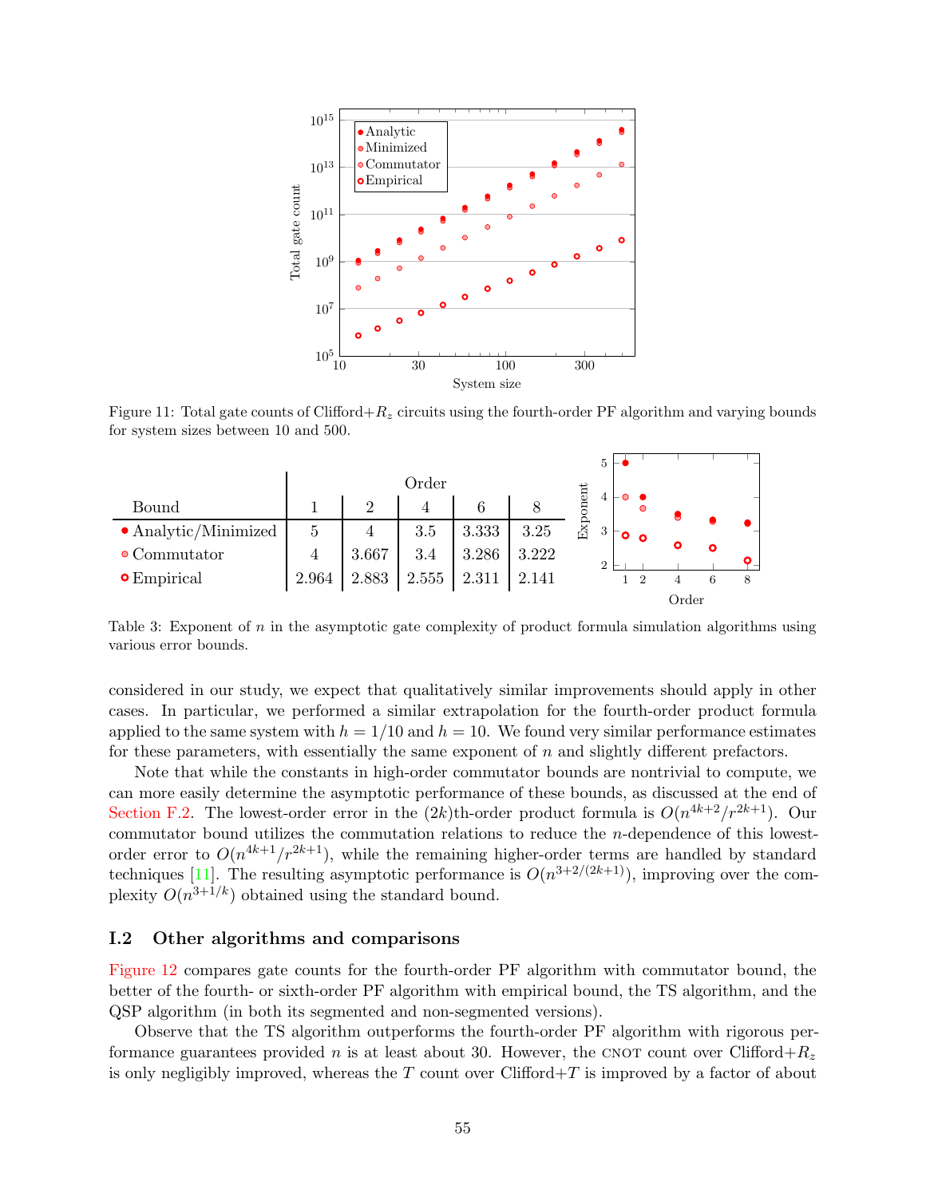Figure 11: Total gate counts of Clifford+$R_z$ circuits using the fourth-order PF algorithm and varying bounds for system sizes between 10 and 500.

| Bound | Order 1 | 2 | 4 | 6 | 8 |
|---|---|---|---|---|---|
| • Analytic/Minimized | 5 | 4 | 3.5 | 3.333 | 3.25 |
| • Commutator | 4 | 3.667 | 3.4 | 3.286 | 3.222 |
| ∘ Empirical | 2.964 | 2.883 | 2.555 | 2.311 | 2.141 |

Table 3: Exponent of $n$ in the asymptotic gate complexity of product formula simulation algorithms using various error bounds.

considered in our study, we expect that qualitatively similar improvements should apply in other cases. In particular, we performed a similar extrapolation for the fourth-order product formula applied to the same system with $h = 1/10$ and $h = 10$. We found very similar performance estimates for these parameters, with essentially the same exponent of $n$ and slightly different prefactors.

Note that while the constants in high-order commutator bounds are nontrivial to compute, we can more easily determine the asymptotic performance of these bounds, as discussed at the end of Section F.2. The lowest-order error in the $(2k)$th-order product formula is $O(n^{4k+2}/r^{2k+1})$. Our commutator bound utilizes the commutation relations to reduce the $n$-dependence of this lowest-order error to $O(n^{4k+1}/r^{2k+1})$, while the remaining higher-order terms are handled by standard techniques [11]. The resulting asymptotic performance is $O(n^{3+2/(2k+1)})$, improving over the complexity $O(n^{3+1/k})$ obtained using the standard bound.

### I.2 Other algorithms and comparisons

Figure 12 compares gate counts for the fourth-order PF algorithm with commutator bound, the better of the fourth- or sixth-order PF algorithm with empirical bound, the TS algorithm, and the QSP algorithm (in both its segmented and non-segmented versions).

Observe that the TS algorithm outperforms the fourth-order PF algorithm with rigorous performance guarantees provided $n$ is at least about 30. However, the CNOT count over Clifford+$R_z$ is only negligibly improved, whereas the $T$ count over Clifford+$T$ is improved by a factor of about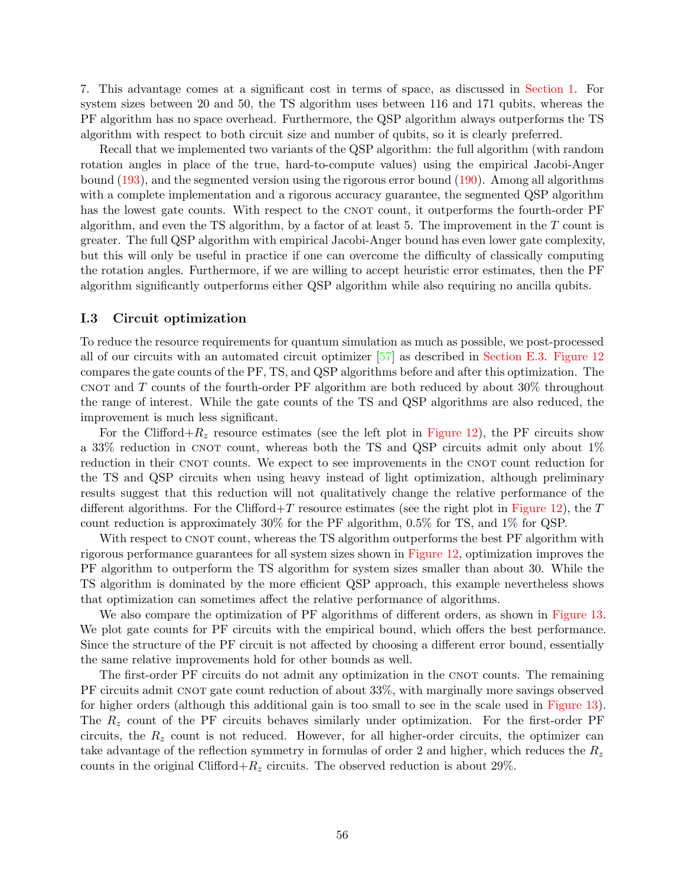7. This advantage comes at a significant cost in terms of space, as discussed in Section 1. For system sizes between 20 and 50, the TS algorithm uses between 116 and 171 qubits, whereas the PF algorithm has no space overhead. Furthermore, the QSP algorithm always outperforms the TS algorithm with respect to both circuit size and number of qubits, so it is clearly preferred.

Recall that we implemented two variants of the QSP algorithm: the full algorithm (with random rotation angles in place of the true, hard-to-compute values) using the empirical Jacobi-Anger bound (193), and the segmented version using the rigorous error bound (190). Among all algorithms with a complete implementation and a rigorous accuracy guarantee, the segmented QSP algorithm has the lowest gate counts. With respect to the CNOT count, it outperforms the fourth-order PF algorithm, and even the TS algorithm, by a factor of at least 5. The improvement in the $T$ count is greater. The full QSP algorithm with empirical Jacobi-Anger bound has even lower gate complexity, but this will only be useful in practice if one can overcome the difficulty of classically computing the rotation angles. Furthermore, if we are willing to accept heuristic error estimates, then the PF algorithm significantly outperforms either QSP algorithm while also requiring no ancilla qubits.

### I.3 Circuit optimization

To reduce the resource requirements for quantum simulation as much as possible, we post-processed all of our circuits with an automated circuit optimizer [57] as described in Section E.3. Figure 12 compares the gate counts of the PF, TS, and QSP algorithms before and after this optimization. The CNOT and $T$ counts of the fourth-order PF algorithm are both reduced by about 30% throughout the range of interest. While the gate counts of the TS and QSP algorithms are also reduced, the improvement is much less significant.

For the Clifford+$R_z$ resource estimates (see the left plot in Figure 12), the PF circuits show a 33% reduction in CNOT count, whereas both the TS and QSP circuits admit only about 1% reduction in their CNOT counts. We expect to see improvements in the CNOT count reduction for the TS and QSP circuits when using heavy instead of light optimization, although preliminary results suggest that this reduction will not qualitatively change the relative performance of the different algorithms. For the Clifford+$T$ resource estimates (see the right plot in Figure 12), the $T$ count reduction is approximately 30% for the PF algorithm, 0.5% for TS, and 1% for QSP.

With respect to CNOT count, whereas the TS algorithm outperforms the best PF algorithm with rigorous performance guarantees for all system sizes shown in Figure 12, optimization improves the PF algorithm to outperform the TS algorithm for system sizes smaller than about 30. While the TS algorithm is dominated by the more efficient QSP approach, this example nevertheless shows that optimization can sometimes affect the relative performance of algorithms.

We also compare the optimization of PF algorithms of different orders, as shown in Figure 13. We plot gate counts for PF circuits with the empirical bound, which offers the best performance. Since the structure of the PF circuit is not affected by choosing a different error bound, essentially the same relative improvements hold for other bounds as well.

The first-order PF circuits do not admit any optimization in the CNOT counts. The remaining PF circuits admit CNOT gate count reduction of about 33%, with marginally more savings observed for higher orders (although this additional gain is too small to see in the scale used in Figure 13). The $R_z$ count of the PF circuits behaves similarly under optimization. For the first-order PF circuits, the $R_z$ count is not reduced. However, for all higher-order circuits, the optimizer can take advantage of the reflection symmetry in formulas of order 2 and higher, which reduces the $R_z$ counts in the original Clifford+$R_z$ circuits. The observed reduction is about 29%.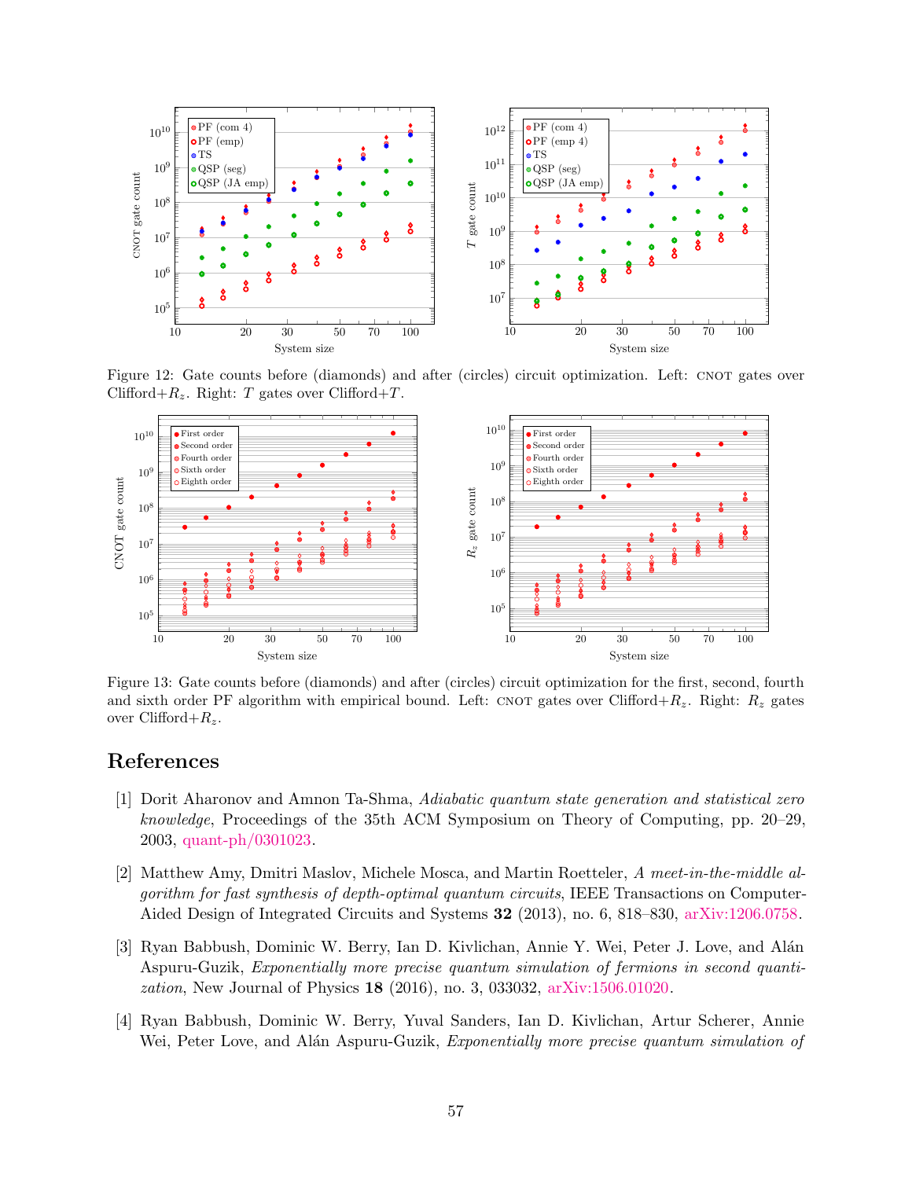Figure 12: Gate counts before (diamonds) and after (circles) circuit optimization. Left: CNOT gates over Clifford+$R_z$. Right: $T$ gates over Clifford+$T$.

Figure 13: Gate counts before (diamonds) and after (circles) circuit optimization for the first, second, fourth and sixth order PF algorithm with empirical bound. Left: CNOT gates over Clifford+$R_z$. Right: $R_z$ gates over Clifford+$R_z$.

# References

[1] Dorit Aharonov and Amnon Ta-Shma, *Adiabatic quantum state generation and statistical zero knowledge*, Proceedings of the 35th ACM Symposium on Theory of Computing, pp. 20–29, 2003, quant-ph/0301023.

[2] Matthew Amy, Dmitri Maslov, Michele Mosca, and Martin Roetteler, *A meet-in-the-middle algorithm for fast synthesis of depth-optimal quantum circuits*, IEEE Transactions on Computer-Aided Design of Integrated Circuits and Systems **32** (2013), no. 6, 818–830, arXiv:1206.0758.

[3] Ryan Babbush, Dominic W. Berry, Ian D. Kivlichan, Annie Y. Wei, Peter J. Love, and Alán Aspuru-Guzik, *Exponentially more precise quantum simulation of fermions in second quantization*, New Journal of Physics **18** (2016), no. 3, 033032, arXiv:1506.01020.

[4] Ryan Babbush, Dominic W. Berry, Yuval Sanders, Ian D. Kivlichan, Artur Scherer, Annie Wei, Peter Love, and Alán Aspuru-Guzik, *Exponentially more precise quantum simulation of*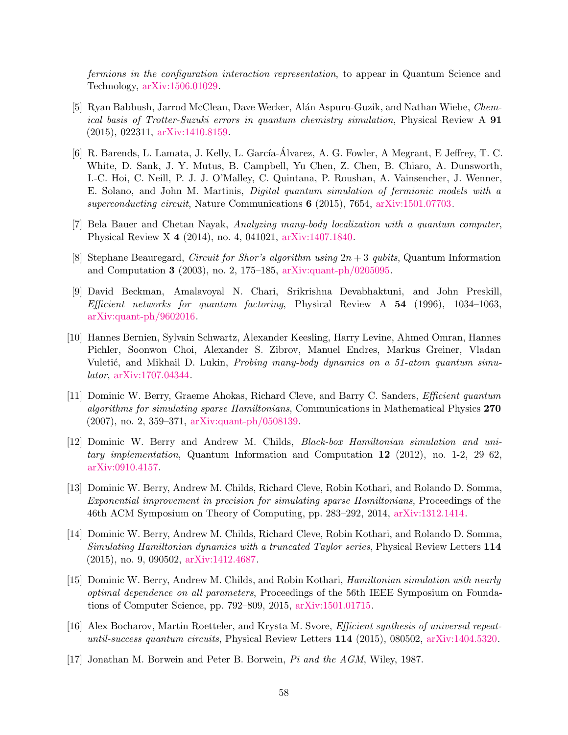*fermions in the configuration interaction representation*, to appear in Quantum Science and Technology, arXiv:1506.01029.

[5] Ryan Babbush, Jarrod McClean, Dave Wecker, Alán Aspuru-Guzik, and Nathan Wiebe, *Chemical basis of Trotter-Suzuki errors in quantum chemistry simulation*, Physical Review A **91** (2015), 022311, arXiv:1410.8159.

[6] R. Barends, L. Lamata, J. Kelly, L. García-Álvarez, A. G. Fowler, A Megrant, E Jeffrey, T. C. White, D. Sank, J. Y. Mutus, B. Campbell, Yu Chen, Z. Chen, B. Chiaro, A. Dunsworth, I.-C. Hoi, C. Neill, P. J. J. O'Malley, C. Quintana, P. Roushan, A. Vainsencher, J. Wenner, E. Solano, and John M. Martinis, *Digital quantum simulation of fermionic models with a superconducting circuit*, Nature Communications **6** (2015), 7654, arXiv:1501.07703.

[7] Bela Bauer and Chetan Nayak, *Analyzing many-body localization with a quantum computer*, Physical Review X **4** (2014), no. 4, 041021, arXiv:1407.1840.

[8] Stephane Beauregard, *Circuit for Shor's algorithm using $2n + 3$ qubits*, Quantum Information and Computation **3** (2003), no. 2, 175–185, arXiv:quant-ph/0205095.

[9] David Beckman, Amalavoyal N. Chari, Srikrishna Devabhaktuni, and John Preskill, *Efficient networks for quantum factoring*, Physical Review A **54** (1996), 1034–1063, arXiv:quant-ph/9602016.

[10] Hannes Bernien, Sylvain Schwartz, Alexander Keesling, Harry Levine, Ahmed Omran, Hannes Pichler, Soonwon Choi, Alexander S. Zibrov, Manuel Endres, Markus Greiner, Vladan Vuletić, and Mikhail D. Lukin, *Probing many-body dynamics on a 51-atom quantum simulator*, arXiv:1707.04344.

[11] Dominic W. Berry, Graeme Ahokas, Richard Cleve, and Barry C. Sanders, *Efficient quantum algorithms for simulating sparse Hamiltonians*, Communications in Mathematical Physics **270** (2007), no. 2, 359–371, arXiv:quant-ph/0508139.

[12] Dominic W. Berry and Andrew M. Childs, *Black-box Hamiltonian simulation and unitary implementation*, Quantum Information and Computation **12** (2012), no. 1-2, 29–62, arXiv:0910.4157.

[13] Dominic W. Berry, Andrew M. Childs, Richard Cleve, Robin Kothari, and Rolando D. Somma, *Exponential improvement in precision for simulating sparse Hamiltonians*, Proceedings of the 46th ACM Symposium on Theory of Computing, pp. 283–292, 2014, arXiv:1312.1414.

[14] Dominic W. Berry, Andrew M. Childs, Richard Cleve, Robin Kothari, and Rolando D. Somma, *Simulating Hamiltonian dynamics with a truncated Taylor series*, Physical Review Letters **114** (2015), no. 9, 090502, arXiv:1412.4687.

[15] Dominic W. Berry, Andrew M. Childs, and Robin Kothari, *Hamiltonian simulation with nearly optimal dependence on all parameters*, Proceedings of the 56th IEEE Symposium on Foundations of Computer Science, pp. 792–809, 2015, arXiv:1501.01715.

[16] Alex Bocharov, Martin Roetteler, and Krysta M. Svore, *Efficient synthesis of universal repeat-until-success quantum circuits*, Physical Review Letters **114** (2015), 080502, arXiv:1404.5320.

[17] Jonathan M. Borwein and Peter B. Borwein, *Pi and the AGM*, Wiley, 1987.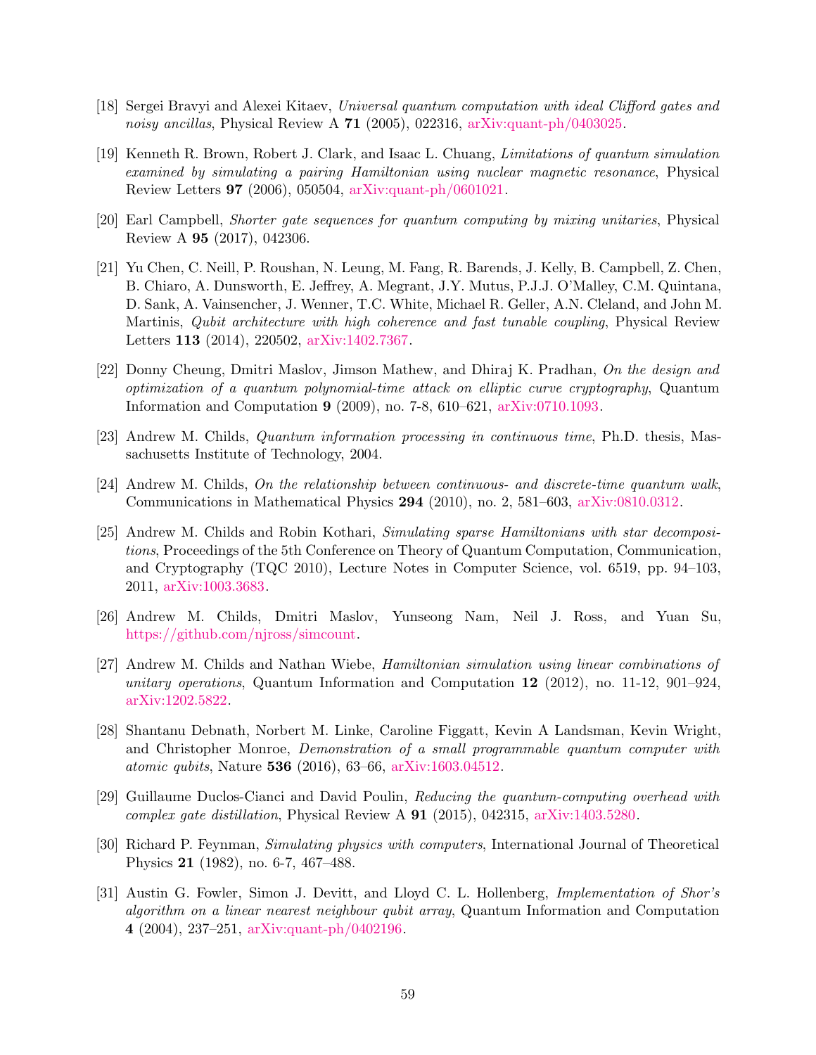[18] Sergei Bravyi and Alexei Kitaev, *Universal quantum computation with ideal Clifford gates and noisy ancillas*, Physical Review A **71** (2005), 022316, arXiv:quant-ph/0403025.

[19] Kenneth R. Brown, Robert J. Clark, and Isaac L. Chuang, *Limitations of quantum simulation examined by simulating a pairing Hamiltonian using nuclear magnetic resonance*, Physical Review Letters **97** (2006), 050504, arXiv:quant-ph/0601021.

[20] Earl Campbell, *Shorter gate sequences for quantum computing by mixing unitaries*, Physical Review A **95** (2017), 042306.

[21] Yu Chen, C. Neill, P. Roushan, N. Leung, M. Fang, R. Barends, J. Kelly, B. Campbell, Z. Chen, B. Chiaro, A. Dunsworth, E. Jeffrey, A. Megrant, J.Y. Mutus, P.J.J. O'Malley, C.M. Quintana, D. Sank, A. Vainsencher, J. Wenner, T.C. White, Michael R. Geller, A.N. Cleland, and John M. Martinis, *Qubit architecture with high coherence and fast tunable coupling*, Physical Review Letters **113** (2014), 220502, arXiv:1402.7367.

[22] Donny Cheung, Dmitri Maslov, Jimson Mathew, and Dhiraj K. Pradhan, *On the design and optimization of a quantum polynomial-time attack on elliptic curve cryptography*, Quantum Information and Computation **9** (2009), no. 7-8, 610–621, arXiv:0710.1093.

[23] Andrew M. Childs, *Quantum information processing in continuous time*, Ph.D. thesis, Massachusetts Institute of Technology, 2004.

[24] Andrew M. Childs, *On the relationship between continuous- and discrete-time quantum walk*, Communications in Mathematical Physics **294** (2010), no. 2, 581–603, arXiv:0810.0312.

[25] Andrew M. Childs and Robin Kothari, *Simulating sparse Hamiltonians with star decompositions*, Proceedings of the 5th Conference on Theory of Quantum Computation, Communication, and Cryptography (TQC 2010), Lecture Notes in Computer Science, vol. 6519, pp. 94–103, 2011, arXiv:1003.3683.

[26] Andrew M. Childs, Dmitri Maslov, Yunseong Nam, Neil J. Ross, and Yuan Su, https://github.com/njross/simcount.

[27] Andrew M. Childs and Nathan Wiebe, *Hamiltonian simulation using linear combinations of unitary operations*, Quantum Information and Computation **12** (2012), no. 11-12, 901–924, arXiv:1202.5822.

[28] Shantanu Debnath, Norbert M. Linke, Caroline Figgatt, Kevin A Landsman, Kevin Wright, and Christopher Monroe, *Demonstration of a small programmable quantum computer with atomic qubits*, Nature **536** (2016), 63–66, arXiv:1603.04512.

[29] Guillaume Duclos-Cianci and David Poulin, *Reducing the quantum-computing overhead with complex gate distillation*, Physical Review A **91** (2015), 042315, arXiv:1403.5280.

[30] Richard P. Feynman, *Simulating physics with computers*, International Journal of Theoretical Physics **21** (1982), no. 6-7, 467–488.

[31] Austin G. Fowler, Simon J. Devitt, and Lloyd C. L. Hollenberg, *Implementation of Shor's algorithm on a linear nearest neighbour qubit array*, Quantum Information and Computation **4** (2004), 237–251, arXiv:quant-ph/0402196.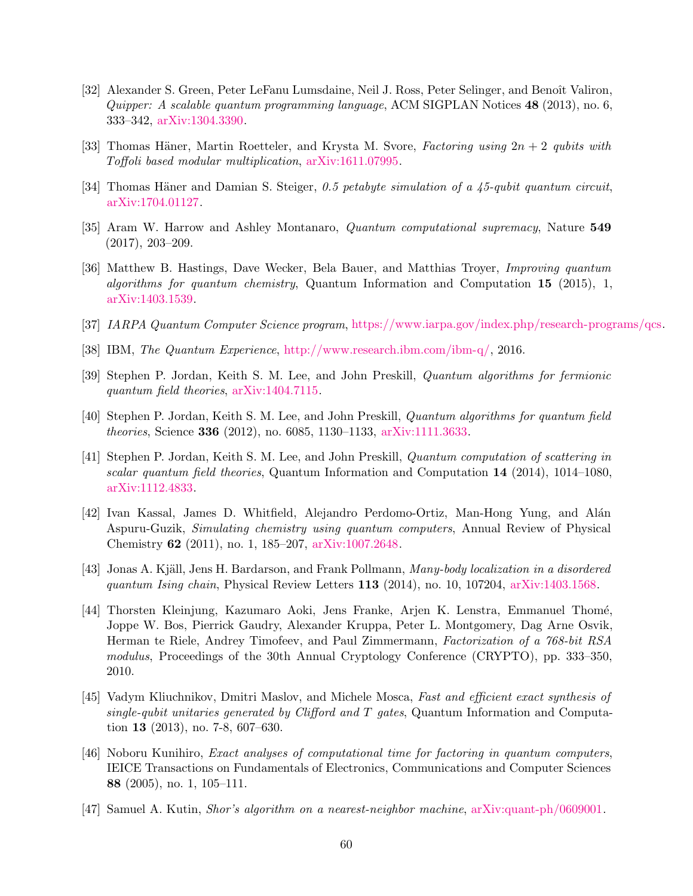[32] Alexander S. Green, Peter LeFanu Lumsdaine, Neil J. Ross, Peter Selinger, and Benoît Valiron, *Quipper: A scalable quantum programming language*, ACM SIGPLAN Notices **48** (2013), no. 6, 333–342, arXiv:1304.3390.

[33] Thomas Häner, Martin Roetteler, and Krysta M. Svore, *Factoring using $2n + 2$ qubits with Toffoli based modular multiplication*, arXiv:1611.07995.

[34] Thomas Häner and Damian S. Steiger, *0.5 petabyte simulation of a 45-qubit quantum circuit*, arXiv:1704.01127.

[35] Aram W. Harrow and Ashley Montanaro, *Quantum computational supremacy*, Nature **549** (2017), 203–209.

[36] Matthew B. Hastings, Dave Wecker, Bela Bauer, and Matthias Troyer, *Improving quantum algorithms for quantum chemistry*, Quantum Information and Computation **15** (2015), 1, arXiv:1403.1539.

[37] *IARPA Quantum Computer Science program*, https://www.iarpa.gov/index.php/research-programs/qcs.

[38] IBM, *The Quantum Experience*, http://www.research.ibm.com/ibm-q/, 2016.

[39] Stephen P. Jordan, Keith S. M. Lee, and John Preskill, *Quantum algorithms for fermionic quantum field theories*, arXiv:1404.7115.

[40] Stephen P. Jordan, Keith S. M. Lee, and John Preskill, *Quantum algorithms for quantum field theories*, Science **336** (2012), no. 6085, 1130–1133, arXiv:1111.3633.

[41] Stephen P. Jordan, Keith S. M. Lee, and John Preskill, *Quantum computation of scattering in scalar quantum field theories*, Quantum Information and Computation **14** (2014), 1014–1080, arXiv:1112.4833.

[42] Ivan Kassal, James D. Whitfield, Alejandro Perdomo-Ortiz, Man-Hong Yung, and Alán Aspuru-Guzik, *Simulating chemistry using quantum computers*, Annual Review of Physical Chemistry **62** (2011), no. 1, 185–207, arXiv:1007.2648.

[43] Jonas A. Kjäll, Jens H. Bardarson, and Frank Pollmann, *Many-body localization in a disordered quantum Ising chain*, Physical Review Letters **113** (2014), no. 10, 107204, arXiv:1403.1568.

[44] Thorsten Kleinjung, Kazumaro Aoki, Jens Franke, Arjen K. Lenstra, Emmanuel Thomé, Joppe W. Bos, Pierrick Gaudry, Alexander Kruppa, Peter L. Montgomery, Dag Arne Osvik, Herman te Riele, Andrey Timofeev, and Paul Zimmermann, *Factorization of a 768-bit RSA modulus*, Proceedings of the 30th Annual Cryptology Conference (CRYPTO), pp. 333–350, 2010.

[45] Vadym Kliuchnikov, Dmitri Maslov, and Michele Mosca, *Fast and efficient exact synthesis of single-qubit unitaries generated by Clifford and T gates*, Quantum Information and Computation **13** (2013), no. 7-8, 607–630.

[46] Noboru Kunihiro, *Exact analyses of computational time for factoring in quantum computers*, IEICE Transactions on Fundamentals of Electronics, Communications and Computer Sciences **88** (2005), no. 1, 105–111.

[47] Samuel A. Kutin, *Shor's algorithm on a nearest-neighbor machine*, arXiv:quant-ph/0609001.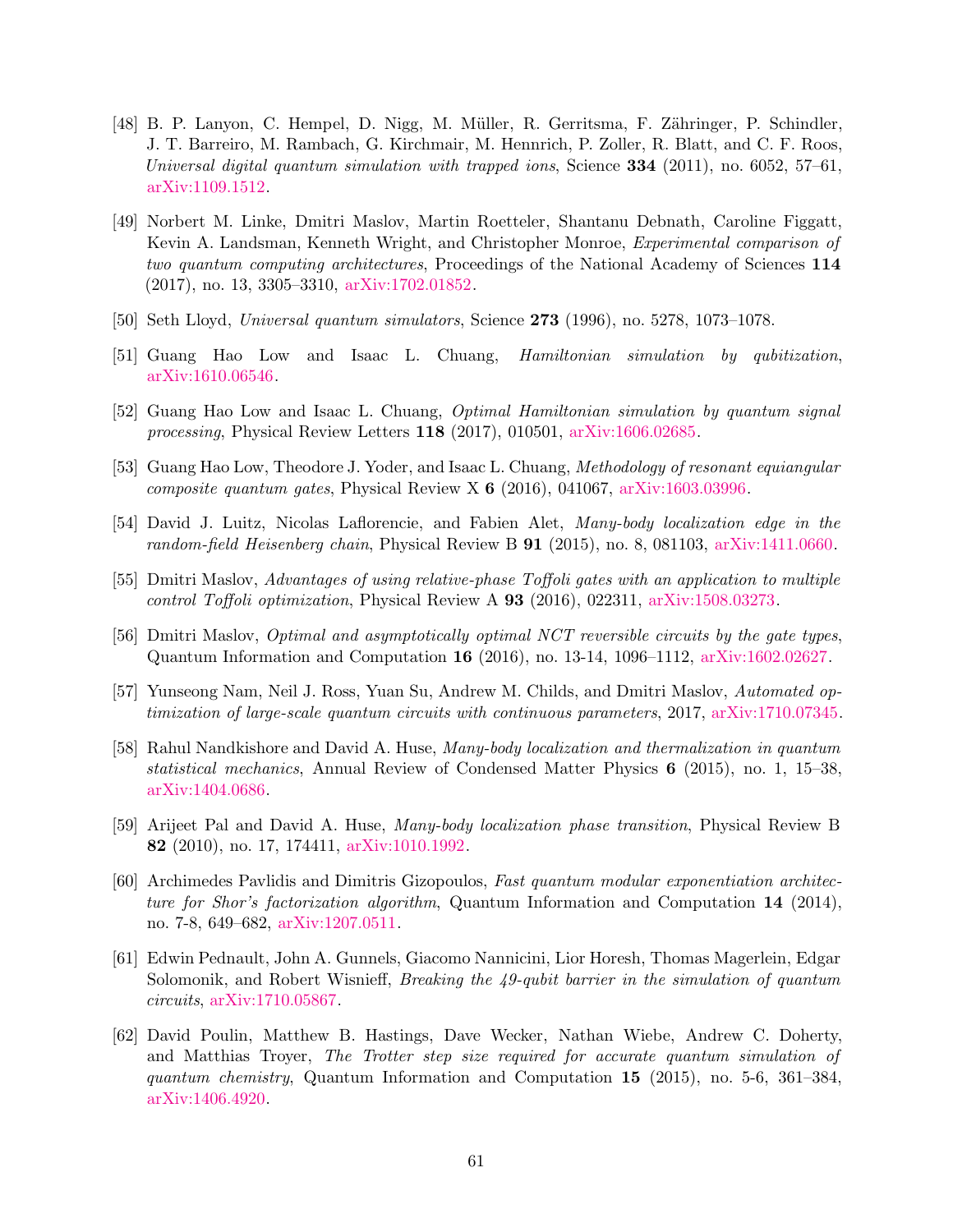[48] B. P. Lanyon, C. Hempel, D. Nigg, M. Müller, R. Gerritsma, F. Zähringer, P. Schindler, J. T. Barreiro, M. Rambach, G. Kirchmair, M. Hennrich, P. Zoller, R. Blatt, and C. F. Roos, *Universal digital quantum simulation with trapped ions*, Science **334** (2011), no. 6052, 57–61, arXiv:1109.1512.

[49] Norbert M. Linke, Dmitri Maslov, Martin Roetteler, Shantanu Debnath, Caroline Figgatt, Kevin A. Landsman, Kenneth Wright, and Christopher Monroe, *Experimental comparison of two quantum computing architectures*, Proceedings of the National Academy of Sciences **114** (2017), no. 13, 3305–3310, arXiv:1702.01852.

[50] Seth Lloyd, *Universal quantum simulators*, Science **273** (1996), no. 5278, 1073–1078.

[51] Guang Hao Low and Isaac L. Chuang, *Hamiltonian simulation by qubitization*, arXiv:1610.06546.

[52] Guang Hao Low and Isaac L. Chuang, *Optimal Hamiltonian simulation by quantum signal processing*, Physical Review Letters **118** (2017), 010501, arXiv:1606.02685.

[53] Guang Hao Low, Theodore J. Yoder, and Isaac L. Chuang, *Methodology of resonant equiangular composite quantum gates*, Physical Review X **6** (2016), 041067, arXiv:1603.03996.

[54] David J. Luitz, Nicolas Laflorencie, and Fabien Alet, *Many-body localization edge in the random-field Heisenberg chain*, Physical Review B **91** (2015), no. 8, 081103, arXiv:1411.0660.

[55] Dmitri Maslov, *Advantages of using relative-phase Toffoli gates with an application to multiple control Toffoli optimization*, Physical Review A **93** (2016), 022311, arXiv:1508.03273.

[56] Dmitri Maslov, *Optimal and asymptotically optimal NCT reversible circuits by the gate types*, Quantum Information and Computation **16** (2016), no. 13-14, 1096–1112, arXiv:1602.02627.

[57] Yunseong Nam, Neil J. Ross, Yuan Su, Andrew M. Childs, and Dmitri Maslov, *Automated optimization of large-scale quantum circuits with continuous parameters*, 2017, arXiv:1710.07345.

[58] Rahul Nandkishore and David A. Huse, *Many-body localization and thermalization in quantum statistical mechanics*, Annual Review of Condensed Matter Physics **6** (2015), no. 1, 15–38, arXiv:1404.0686.

[59] Arijeet Pal and David A. Huse, *Many-body localization phase transition*, Physical Review B **82** (2010), no. 17, 174411, arXiv:1010.1992.

[60] Archimedes Pavlidis and Dimitris Gizopoulos, *Fast quantum modular exponentiation architecture for Shor's factorization algorithm*, Quantum Information and Computation **14** (2014), no. 7-8, 649–682, arXiv:1207.0511.

[61] Edwin Pednault, John A. Gunnels, Giacomo Nannicini, Lior Horesh, Thomas Magerlein, Edgar Solomonik, and Robert Wisnieff, *Breaking the 49-qubit barrier in the simulation of quantum circuits*, arXiv:1710.05867.

[62] David Poulin, Matthew B. Hastings, Dave Wecker, Nathan Wiebe, Andrew C. Doherty, and Matthias Troyer, *The Trotter step size required for accurate quantum simulation of quantum chemistry*, Quantum Information and Computation **15** (2015), no. 5-6, 361–384, arXiv:1406.4920.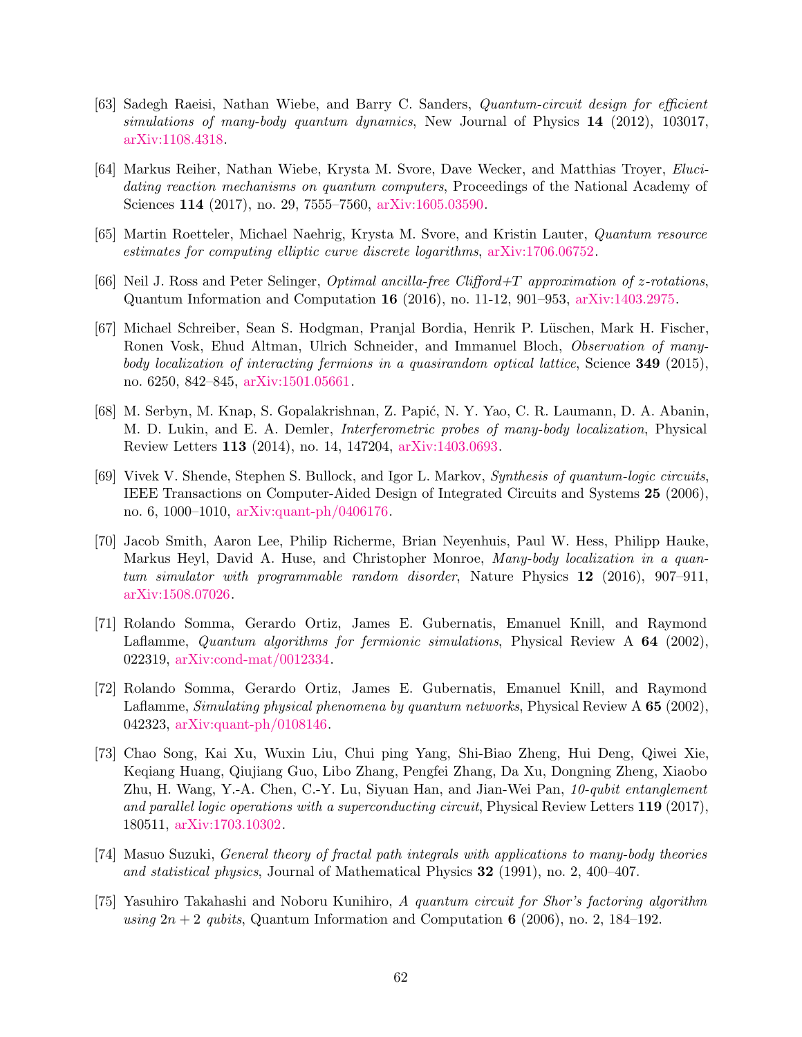[63] Sadegh Raeisi, Nathan Wiebe, and Barry C. Sanders, *Quantum-circuit design for efficient simulations of many-body quantum dynamics*, New Journal of Physics **14** (2012), 103017, arXiv:1108.4318.

[64] Markus Reiher, Nathan Wiebe, Krysta M. Svore, Dave Wecker, and Matthias Troyer, *Elucidating reaction mechanisms on quantum computers*, Proceedings of the National Academy of Sciences **114** (2017), no. 29, 7555–7560, arXiv:1605.03590.

[65] Martin Roetteler, Michael Naehrig, Krysta M. Svore, and Kristin Lauter, *Quantum resource estimates for computing elliptic curve discrete logarithms*, arXiv:1706.06752.

[66] Neil J. Ross and Peter Selinger, *Optimal ancilla-free Clifford+T approximation of z-rotations*, Quantum Information and Computation **16** (2016), no. 11-12, 901–953, arXiv:1403.2975.

[67] Michael Schreiber, Sean S. Hodgman, Pranjal Bordia, Henrik P. Lüschen, Mark H. Fischer, Ronen Vosk, Ehud Altman, Ulrich Schneider, and Immanuel Bloch, *Observation of many-body localization of interacting fermions in a quasirandom optical lattice*, Science **349** (2015), no. 6250, 842–845, arXiv:1501.05661.

[68] M. Serbyn, M. Knap, S. Gopalakrishnan, Z. Papić, N. Y. Yao, C. R. Laumann, D. A. Abanin, M. D. Lukin, and E. A. Demler, *Interferometric probes of many-body localization*, Physical Review Letters **113** (2014), no. 14, 147204, arXiv:1403.0693.

[69] Vivek V. Shende, Stephen S. Bullock, and Igor L. Markov, *Synthesis of quantum-logic circuits*, IEEE Transactions on Computer-Aided Design of Integrated Circuits and Systems **25** (2006), no. 6, 1000–1010, arXiv:quant-ph/0406176.

[70] Jacob Smith, Aaron Lee, Philip Richerme, Brian Neyenhuis, Paul W. Hess, Philipp Hauke, Markus Heyl, David A. Huse, and Christopher Monroe, *Many-body localization in a quantum simulator with programmable random disorder*, Nature Physics **12** (2016), 907–911, arXiv:1508.07026.

[71] Rolando Somma, Gerardo Ortiz, James E. Gubernatis, Emanuel Knill, and Raymond Laflamme, *Quantum algorithms for fermionic simulations*, Physical Review A **64** (2002), 022319, arXiv:cond-mat/0012334.

[72] Rolando Somma, Gerardo Ortiz, James E. Gubernatis, Emanuel Knill, and Raymond Laflamme, *Simulating physical phenomena by quantum networks*, Physical Review A **65** (2002), 042323, arXiv:quant-ph/0108146.

[73] Chao Song, Kai Xu, Wuxin Liu, Chui ping Yang, Shi-Biao Zheng, Hui Deng, Qiwei Xie, Keqiang Huang, Qiujiang Guo, Libo Zhang, Pengfei Zhang, Da Xu, Dongning Zheng, Xiaobo Zhu, H. Wang, Y.-A. Chen, C.-Y. Lu, Siyuan Han, and Jian-Wei Pan, *10-qubit entanglement and parallel logic operations with a superconducting circuit*, Physical Review Letters **119** (2017), 180511, arXiv:1703.10302.

[74] Masuo Suzuki, *General theory of fractal path integrals with applications to many-body theories and statistical physics*, Journal of Mathematical Physics **32** (1991), no. 2, 400–407.

[75] Yasuhiro Takahashi and Noboru Kunihiro, *A quantum circuit for Shor's factoring algorithm using $2n + 2$ qubits*, Quantum Information and Computation **6** (2006), no. 2, 184–192.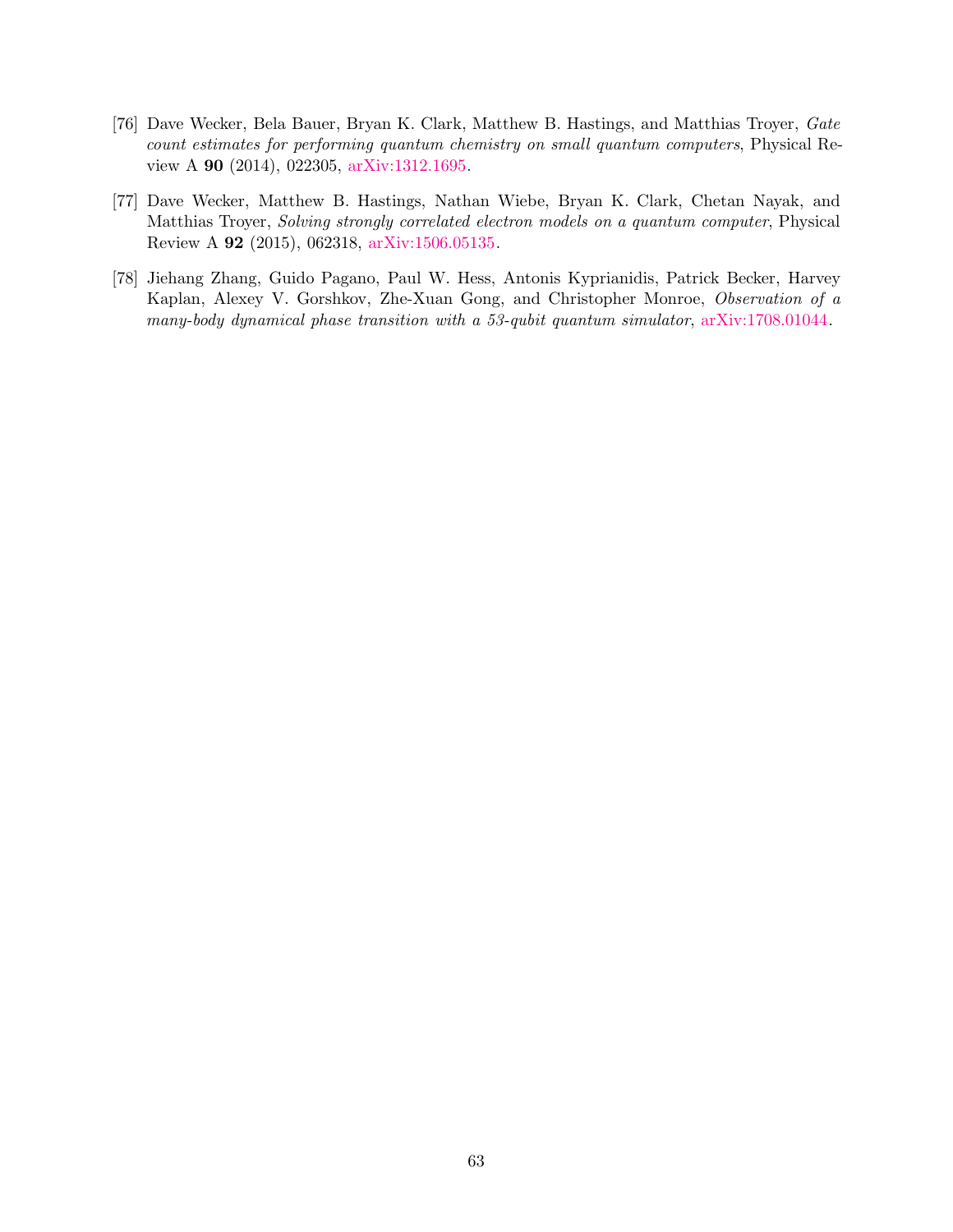[76] Dave Wecker, Bela Bauer, Bryan K. Clark, Matthew B. Hastings, and Matthias Troyer, *Gate count estimates for performing quantum chemistry on small quantum computers*, Physical Review A **90** (2014), 022305, arXiv:1312.1695.

[77] Dave Wecker, Matthew B. Hastings, Nathan Wiebe, Bryan K. Clark, Chetan Nayak, and Matthias Troyer, *Solving strongly correlated electron models on a quantum computer*, Physical Review A **92** (2015), 062318, arXiv:1506.05135.

[78] Jiehang Zhang, Guido Pagano, Paul W. Hess, Antonis Kyprianidis, Patrick Becker, Harvey Kaplan, Alexey V. Gorshkov, Zhe-Xuan Gong, and Christopher Monroe, *Observation of a many-body dynamical phase transition with a 53-qubit quantum simulator*, arXiv:1708.01044.